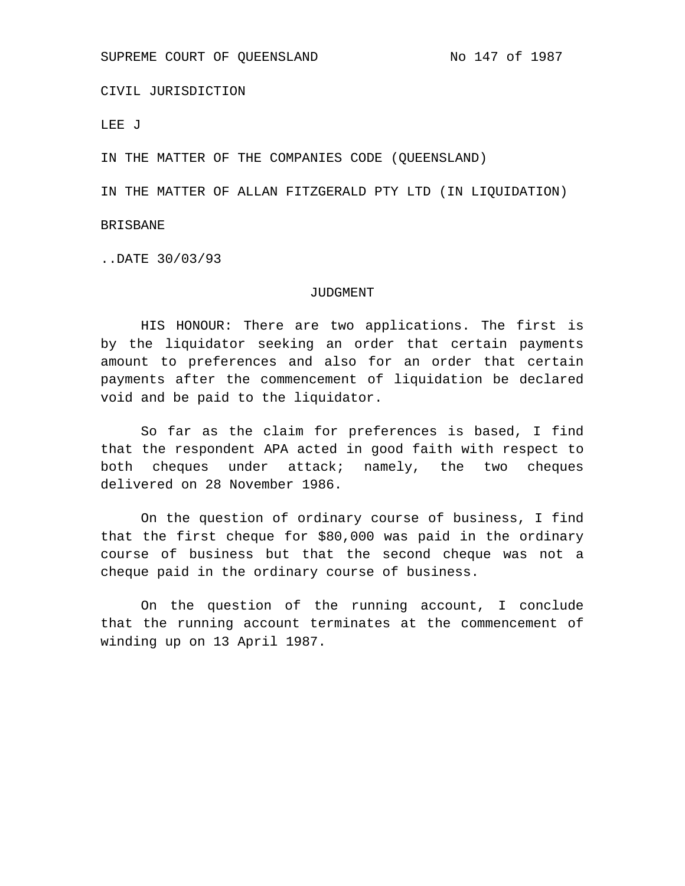SUPREME COURT OF QUEENSLAND No 147 of 1987

CIVIL JURISDICTION

LEE J

IN THE MATTER OF THE COMPANIES CODE (QUEENSLAND)

IN THE MATTER OF ALLAN FITZGERALD PTY LTD (IN LIQUIDATION)

BRISBANE

..DATE 30/03/93

JUDGMENT

HIS HONOUR: There are two applications. The first is by the liquidator seeking an order that certain payments amount to preferences and also for an order that certain payments after the commencement of liquidation be declared void and be paid to the liquidator.

So far as the claim for preferences is based, I find that the respondent APA acted in good faith with respect to both cheques under attack; namely, the two cheques delivered on 28 November 1986.

On the question of ordinary course of business, I find that the first cheque for $80,000 was paid in the ordinary course of business but that the second cheque was not a cheque paid in the ordinary course of business.

On the question of the running account, I conclude that the running account terminates at the commencement of winding up on 13 April 1987.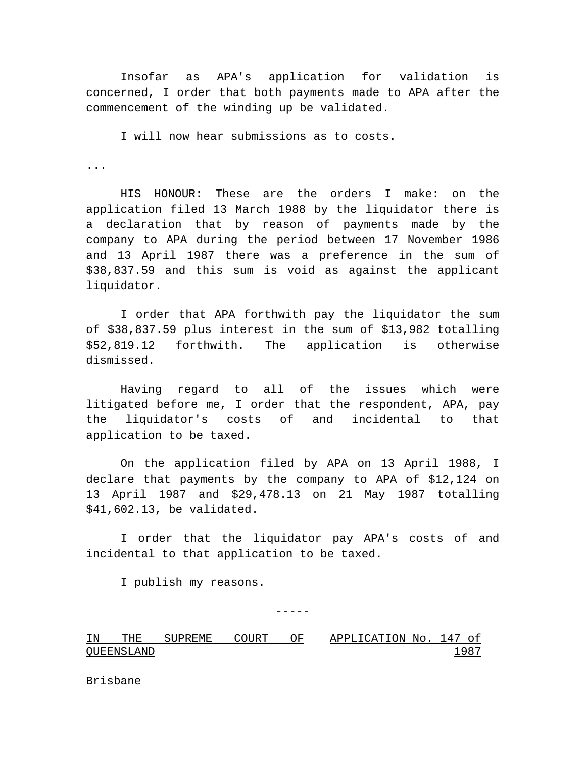Insofar as APA's application for validation is concerned, I order that both payments made to APA after the commencement of the winding up be validated.

I will now hear submissions as to costs.

...

HIS HONOUR: These are the orders I make: on the application filed 13 March 1988 by the liquidator there is a declaration that by reason of payments made by the company to APA during the period between 17 November 1986 and 13 April 1987 there was a preference in the sum of $38,837.59 and this sum is void as against the applicant liquidator.

I order that APA forthwith pay the liquidator the sum of $38,837.59 plus interest in the sum of $13,982 totalling $52,819.12 forthwith. The application is otherwise dismissed.

Having regard to all of the issues which were litigated before me, I order that the respondent, APA, pay the liquidator's costs of and incidental to that application to be taxed.

On the application filed by APA on 13 April 1988, I declare that payments by the company to APA of $12,124 on 13 April 1987 and $29,478.13 on 21 May 1987 totalling $41,602.13, be validated.

I order that the liquidator pay APA's costs of and incidental to that application to be taxed.

I publish my reasons.

-----

IN THE SUPREME COURT OF QUEENSLAND — APPLICATION No. 147 of 1987

Brisbane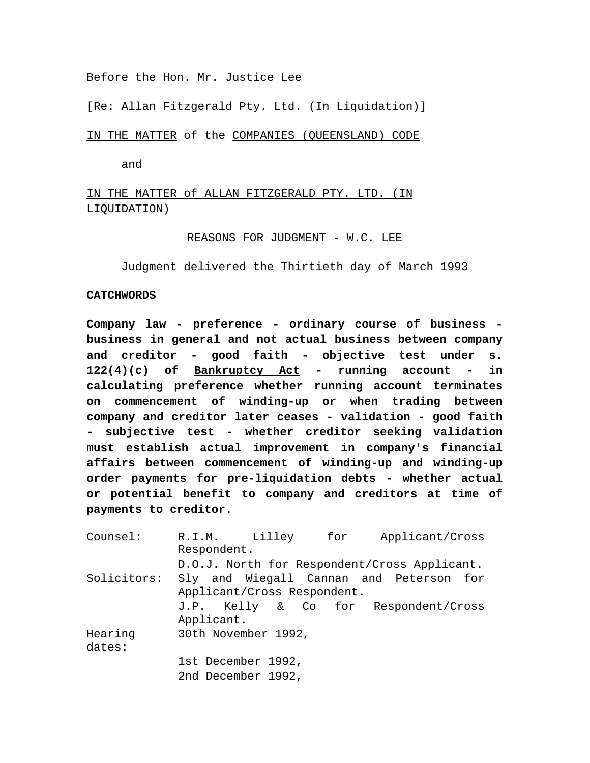Before the Hon. Mr. Justice Lee

[Re: Allan Fitzgerald Pty. Ltd. (In Liquidation)]

IN THE MATTER of the COMPANIES (QUEENSLAND) CODE

and

IN THE MATTER of ALLAN FITZGERALD PTY. LTD. (IN LIQUIDATION)

REASONS FOR JUDGMENT - W.C. LEE

Judgment delivered the Thirtieth day of March 1993

**CATCHWORDS**

**Company law - preference - ordinary course of business - business in general and not actual business between company and creditor - good faith - objective test under s. 122(4)(c) of Bankruptcy Act - running account - in calculating preference whether running account terminates on commencement of winding-up or when trading between company and creditor later ceases - validation - good faith - subjective test - whether creditor seeking validation must establish actual improvement in company's financial affairs between commencement of winding-up and winding-up order payments for pre-liquidation debts - whether actual or potential benefit to company and creditors at time of payments to creditor.**

| | |
|---|---|
| Counsel: | R.I.M. Lilley for Applicant/Cross Respondent. |
| | D.O.J. North for Respondent/Cross Applicant. |
| Solicitors: | Sly and Wiegall Cannan and Peterson for Applicant/Cross Respondent. |
| | J.P. Kelly & Co for Respondent/Cross Applicant. |
| Hearing dates: | 30th November 1992, |
| | 1st December 1992, |
| | 2nd December 1992, |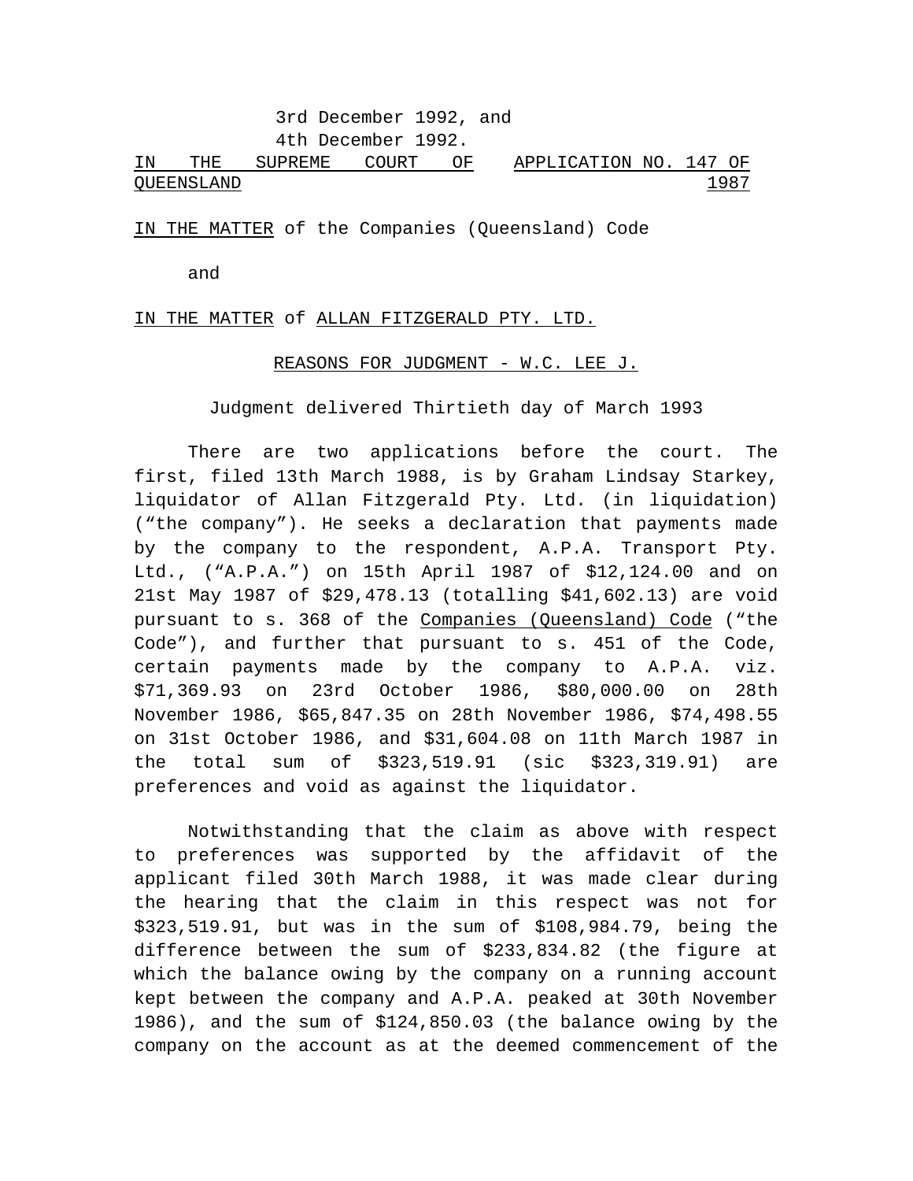3rd December 1992, and
4th December 1992.

IN THE SUPREME COURT OF QUEENSLAND

APPLICATION NO. 147 OF 1987

IN THE MATTER of the Companies (Queensland) Code

and

IN THE MATTER of ALLAN FITZGERALD PTY. LTD.

REASONS FOR JUDGMENT - W.C. LEE J.

Judgment delivered Thirtieth day of March 1993

There are two applications before the court. The first, filed 13th March 1988, is by Graham Lindsay Starkey, liquidator of Allan Fitzgerald Pty. Ltd. (in liquidation) ("the company"). He seeks a declaration that payments made by the company to the respondent, A.P.A. Transport Pty. Ltd., ("A.P.A.") on 15th April 1987 of $12,124.00 and on 21st May 1987 of $29,478.13 (totalling $41,602.13) are void pursuant to s. 368 of the Companies (Queensland) Code ("the Code"), and further that pursuant to s. 451 of the Code, certain payments made by the company to A.P.A. viz. $71,369.93 on 23rd October 1986, $80,000.00 on 28th November 1986, $65,847.35 on 28th November 1986, $74,498.55 on 31st October 1986, and $31,604.08 on 11th March 1987 in the total sum of $323,519.91 (sic $323,319.91) are preferences and void as against the liquidator.

Notwithstanding that the claim as above with respect to preferences was supported by the affidavit of the applicant filed 30th March 1988, it was made clear during the hearing that the claim in this respect was not for $323,519.91, but was in the sum of $108,984.79, being the difference between the sum of $233,834.82 (the figure at which the balance owing by the company on a running account kept between the company and A.P.A. peaked at 30th November 1986), and the sum of $124,850.03 (the balance owing by the company on the account as at the deemed commencement of the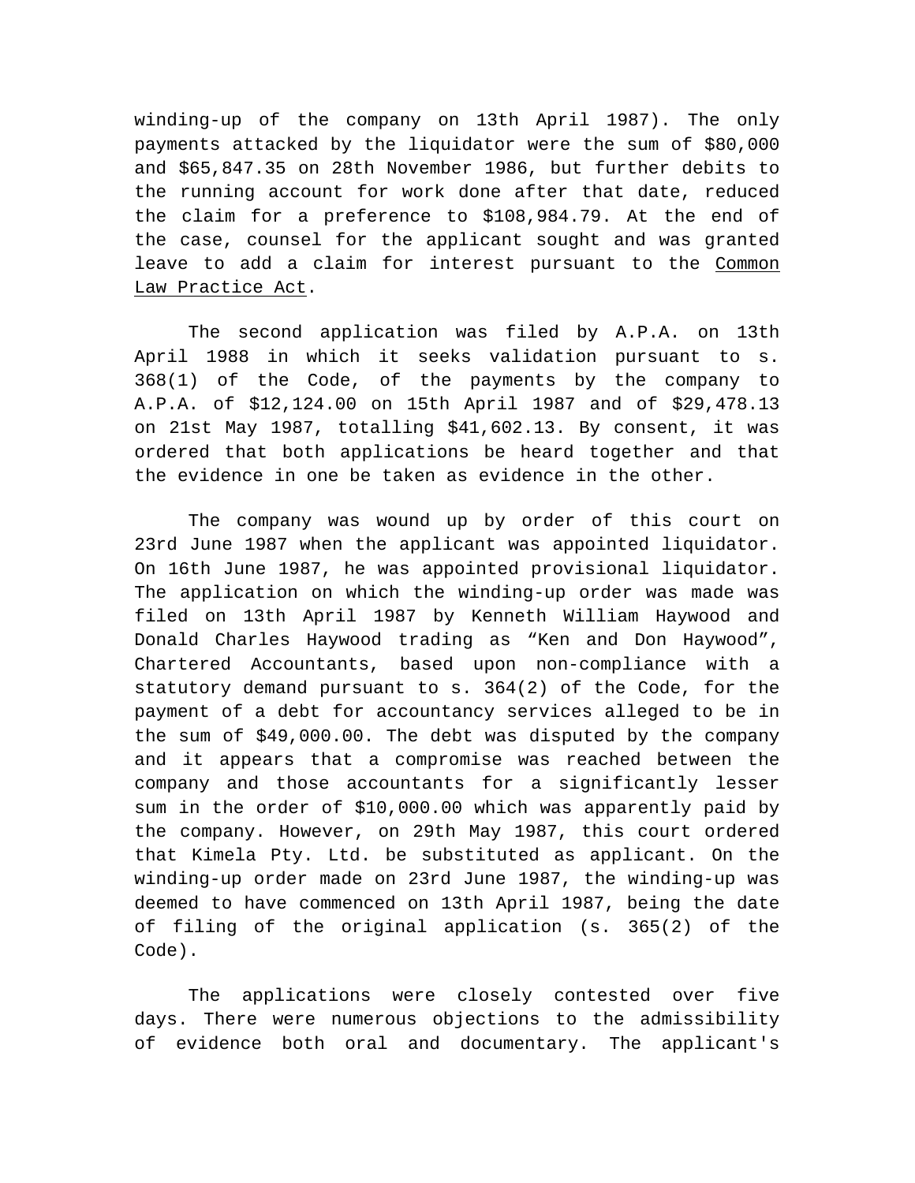winding-up of the company on 13th April 1987). The only payments attacked by the liquidator were the sum of $80,000 and $65,847.35 on 28th November 1986, but further debits to the running account for work done after that date, reduced the claim for a preference to $108,984.79. At the end of the case, counsel for the applicant sought and was granted leave to add a claim for interest pursuant to the Common Law Practice Act.

The second application was filed by A.P.A. on 13th April 1988 in which it seeks validation pursuant to s. 368(1) of the Code, of the payments by the company to A.P.A. of $12,124.00 on 15th April 1987 and of $29,478.13 on 21st May 1987, totalling $41,602.13. By consent, it was ordered that both applications be heard together and that the evidence in one be taken as evidence in the other.

The company was wound up by order of this court on 23rd June 1987 when the applicant was appointed liquidator. On 16th June 1987, he was appointed provisional liquidator. The application on which the winding-up order was made was filed on 13th April 1987 by Kenneth William Haywood and Donald Charles Haywood trading as "Ken and Don Haywood", Chartered Accountants, based upon non-compliance with a statutory demand pursuant to s. 364(2) of the Code, for the payment of a debt for accountancy services alleged to be in the sum of $49,000.00. The debt was disputed by the company and it appears that a compromise was reached between the company and those accountants for a significantly lesser sum in the order of $10,000.00 which was apparently paid by the company. However, on 29th May 1987, this court ordered that Kimela Pty. Ltd. be substituted as applicant. On the winding-up order made on 23rd June 1987, the winding-up was deemed to have commenced on 13th April 1987, being the date of filing of the original application (s. 365(2) of the Code).

The applications were closely contested over five days. There were numerous objections to the admissibility of evidence both oral and documentary. The applicant's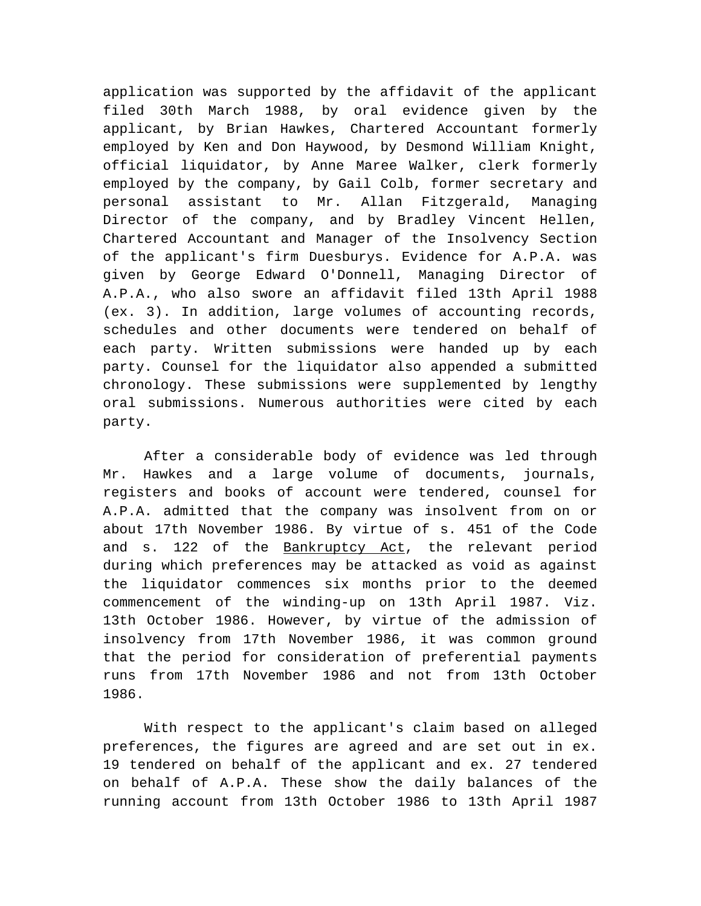application was supported by the affidavit of the applicant filed 30th March 1988, by oral evidence given by the applicant, by Brian Hawkes, Chartered Accountant formerly employed by Ken and Don Haywood, by Desmond William Knight, official liquidator, by Anne Maree Walker, clerk formerly employed by the company, by Gail Colb, former secretary and personal assistant to Mr. Allan Fitzgerald, Managing Director of the company, and by Bradley Vincent Hellen, Chartered Accountant and Manager of the Insolvency Section of the applicant's firm Duesburys. Evidence for A.P.A. was given by George Edward O'Donnell, Managing Director of A.P.A., who also swore an affidavit filed 13th April 1988 (ex. 3). In addition, large volumes of accounting records, schedules and other documents were tendered on behalf of each party. Written submissions were handed up by each party. Counsel for the liquidator also appended a submitted chronology. These submissions were supplemented by lengthy oral submissions. Numerous authorities were cited by each party.

After a considerable body of evidence was led through Mr. Hawkes and a large volume of documents, journals, registers and books of account were tendered, counsel for A.P.A. admitted that the company was insolvent from on or about 17th November 1986. By virtue of s. 451 of the Code and s. 122 of the Bankruptcy Act, the relevant period during which preferences may be attacked as void as against the liquidator commences six months prior to the deemed commencement of the winding-up on 13th April 1987. Viz. 13th October 1986. However, by virtue of the admission of insolvency from 17th November 1986, it was common ground that the period for consideration of preferential payments runs from 17th November 1986 and not from 13th October 1986.

With respect to the applicant's claim based on alleged preferences, the figures are agreed and are set out in ex. 19 tendered on behalf of the applicant and ex. 27 tendered on behalf of A.P.A. These show the daily balances of the running account from 13th October 1986 to 13th April 1987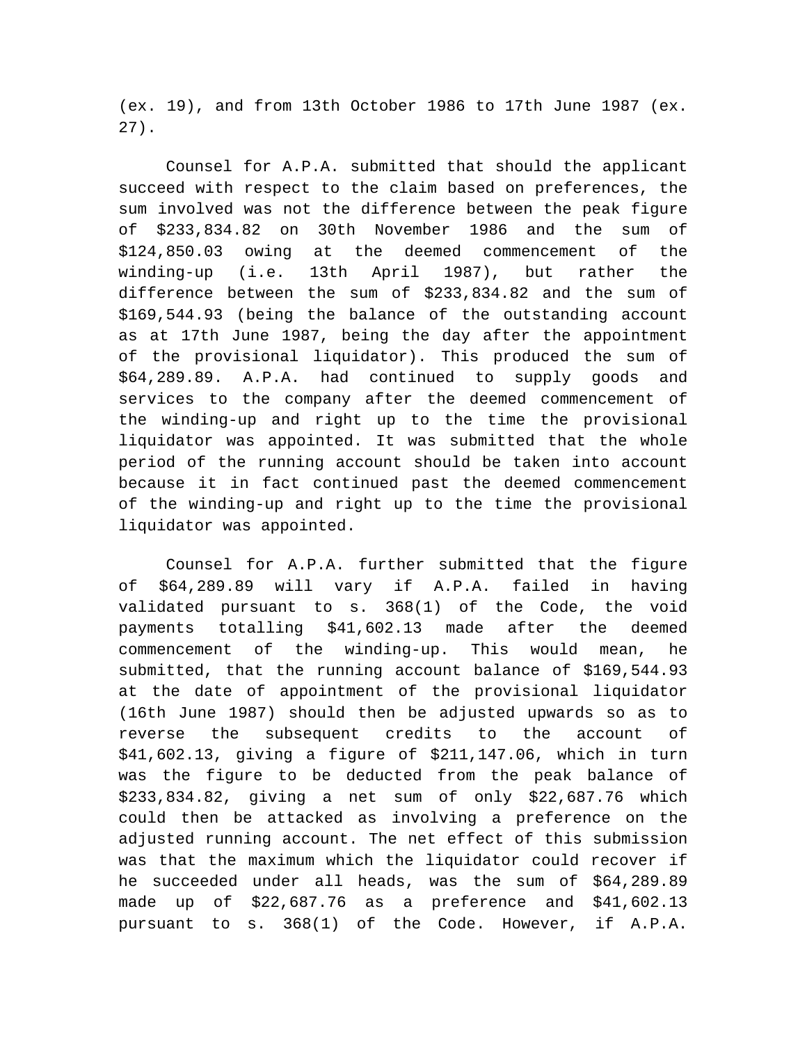(ex. 19), and from 13th October 1986 to 17th June 1987 (ex. 27).

Counsel for A.P.A. submitted that should the applicant succeed with respect to the claim based on preferences, the sum involved was not the difference between the peak figure of $233,834.82 on 30th November 1986 and the sum of $124,850.03 owing at the deemed commencement of the winding-up (i.e. 13th April 1987), but rather the difference between the sum of $233,834.82 and the sum of $169,544.93 (being the balance of the outstanding account as at 17th June 1987, being the day after the appointment of the provisional liquidator). This produced the sum of $64,289.89. A.P.A. had continued to supply goods and services to the company after the deemed commencement of the winding-up and right up to the time the provisional liquidator was appointed. It was submitted that the whole period of the running account should be taken into account because it in fact continued past the deemed commencement of the winding-up and right up to the time the provisional liquidator was appointed.

Counsel for A.P.A. further submitted that the figure of $64,289.89 will vary if A.P.A. failed in having validated pursuant to s. 368(1) of the Code, the void payments totalling $41,602.13 made after the deemed commencement of the winding-up. This would mean, he submitted, that the running account balance of $169,544.93 at the date of appointment of the provisional liquidator (16th June 1987) should then be adjusted upwards so as to reverse the subsequent credits to the account of $41,602.13, giving a figure of $211,147.06, which in turn was the figure to be deducted from the peak balance of $233,834.82, giving a net sum of only $22,687.76 which could then be attacked as involving a preference on the adjusted running account. The net effect of this submission was that the maximum which the liquidator could recover if he succeeded under all heads, was the sum of $64,289.89 made up of $22,687.76 as a preference and $41,602.13 pursuant to s. 368(1) of the Code. However, if A.P.A.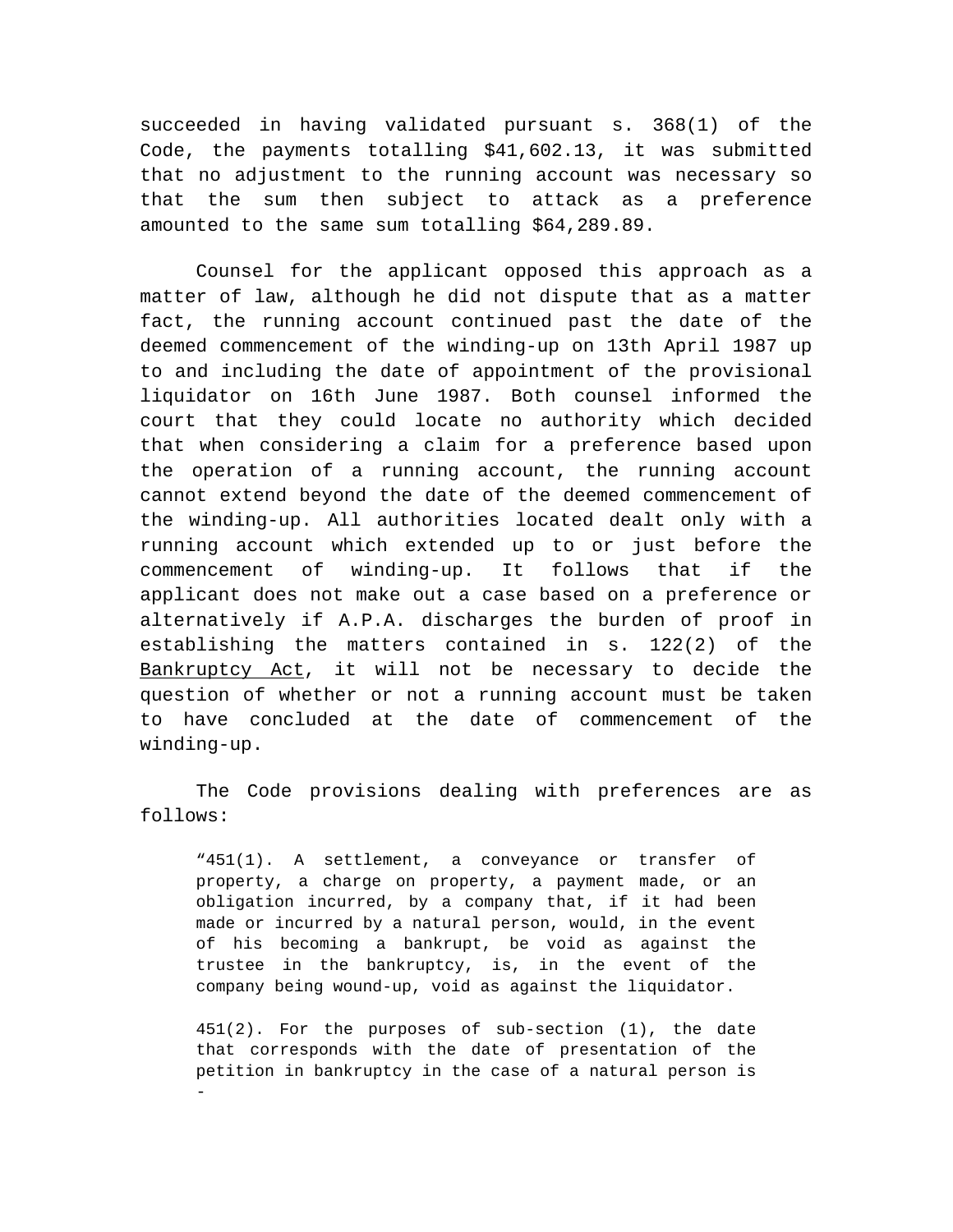succeeded in having validated pursuant s. 368(1) of the Code, the payments totalling $41,602.13, it was submitted that no adjustment to the running account was necessary so that the sum then subject to attack as a preference amounted to the same sum totalling $64,289.89.

Counsel for the applicant opposed this approach as a matter of law, although he did not dispute that as a matter fact, the running account continued past the date of the deemed commencement of the winding-up on 13th April 1987 up to and including the date of appointment of the provisional liquidator on 16th June 1987. Both counsel informed the court that they could locate no authority which decided that when considering a claim for a preference based upon the operation of a running account, the running account cannot extend beyond the date of the deemed commencement of the winding-up. All authorities located dealt only with a running account which extended up to or just before the commencement of winding-up. It follows that if the applicant does not make out a case based on a preference or alternatively if A.P.A. discharges the burden of proof in establishing the matters contained in s. 122(2) of the Bankruptcy Act, it will not be necessary to decide the question of whether or not a running account must be taken to have concluded at the date of commencement of the winding-up.

The Code provisions dealing with preferences are as follows:

> "451(1). A settlement, a conveyance or transfer of property, a charge on property, a payment made, or an obligation incurred, by a company that, if it had been made or incurred by a natural person, would, in the event of his becoming a bankrupt, be void as against the trustee in the bankruptcy, is, in the event of the company being wound-up, void as against the liquidator.
>
> 451(2). For the purposes of sub-section (1), the date that corresponds with the date of presentation of the petition in bankruptcy in the case of a natural person is -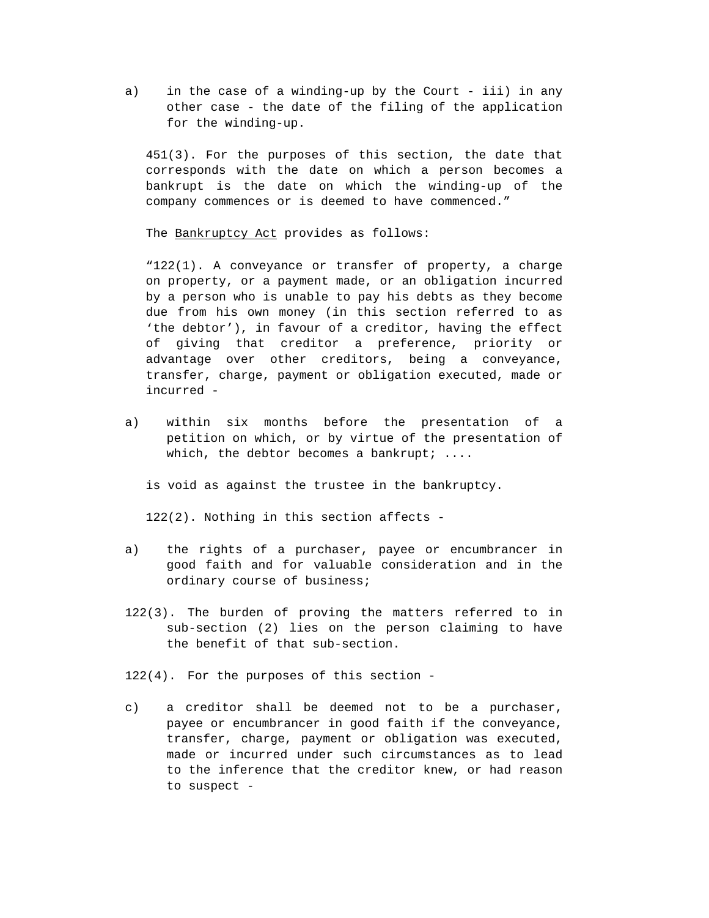a) in the case of a winding-up by the Court - iii) in any other case - the date of the filing of the application for the winding-up.

451(3). For the purposes of this section, the date that corresponds with the date on which a person becomes a bankrupt is the date on which the winding-up of the company commences or is deemed to have commenced."

The Bankruptcy Act provides as follows:

"122(1). A conveyance or transfer of property, a charge on property, or a payment made, or an obligation incurred by a person who is unable to pay his debts as they become due from his own money (in this section referred to as 'the debtor'), in favour of a creditor, having the effect of giving that creditor a preference, priority or advantage over other creditors, being a conveyance, transfer, charge, payment or obligation executed, made or incurred -

a) within six months before the presentation of a petition on which, or by virtue of the presentation of which, the debtor becomes a bankrupt; ....

is void as against the trustee in the bankruptcy.

122(2). Nothing in this section affects -

a) the rights of a purchaser, payee or encumbrancer in good faith and for valuable consideration and in the ordinary course of business;

122(3). The burden of proving the matters referred to in sub-section (2) lies on the person claiming to have the benefit of that sub-section.

122(4). For the purposes of this section -

c) a creditor shall be deemed not to be a purchaser, payee or encumbrancer in good faith if the conveyance, transfer, charge, payment or obligation was executed, made or incurred under such circumstances as to lead to the inference that the creditor knew, or had reason to suspect -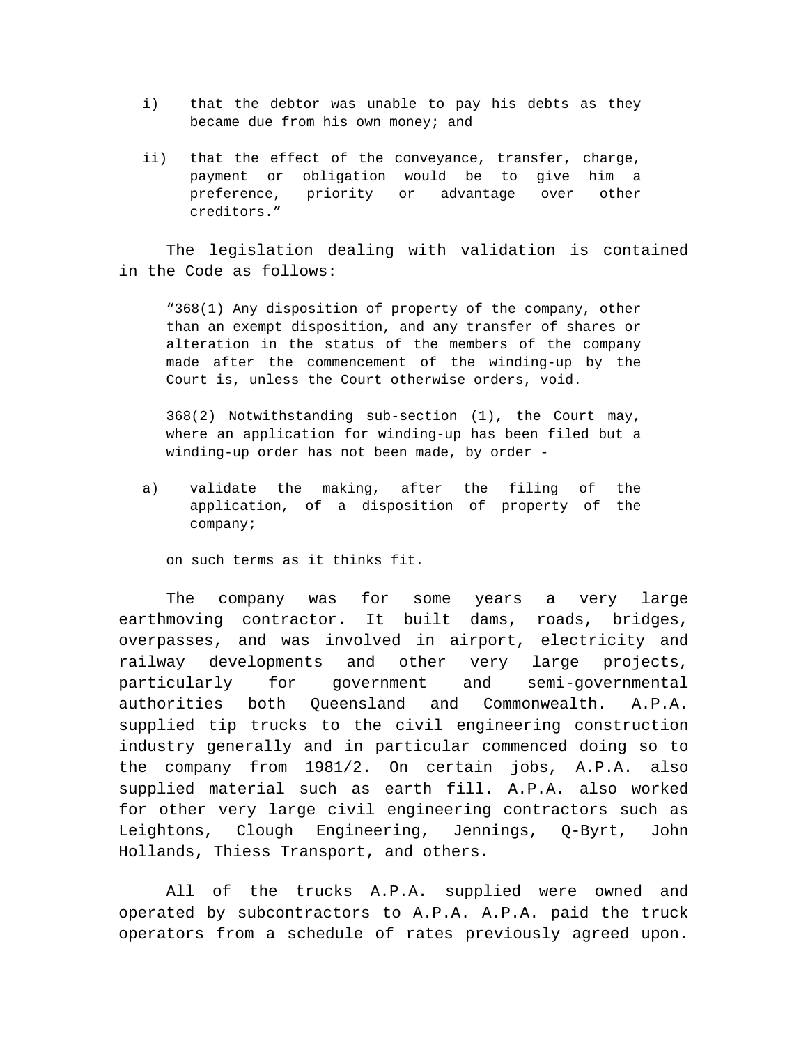i) that the debtor was unable to pay his debts as they became due from his own money; and

ii) that the effect of the conveyance, transfer, charge, payment or obligation would be to give him a preference, priority or advantage over other creditors."

The legislation dealing with validation is contained in the Code as follows:

> "368(1) Any disposition of property of the company, other than an exempt disposition, and any transfer of shares or alteration in the status of the members of the company made after the commencement of the winding-up by the Court is, unless the Court otherwise orders, void.
>
> 368(2) Notwithstanding sub-section (1), the Court may, where an application for winding-up has been filed but a winding-up order has not been made, by order -
>
> a) validate the making, after the filing of the application, of a disposition of property of the company;
>
> on such terms as it thinks fit.

The company was for some years a very large earthmoving contractor. It built dams, roads, bridges, overpasses, and was involved in airport, electricity and railway developments and other very large projects, particularly for government and semi-governmental authorities both Queensland and Commonwealth. A.P.A. supplied tip trucks to the civil engineering construction industry generally and in particular commenced doing so to the company from 1981/2. On certain jobs, A.P.A. also supplied material such as earth fill. A.P.A. also worked for other very large civil engineering contractors such as Leightons, Clough Engineering, Jennings, Q-Byrt, John Hollands, Thiess Transport, and others.

All of the trucks A.P.A. supplied were owned and operated by subcontractors to A.P.A. A.P.A. paid the truck operators from a schedule of rates previously agreed upon.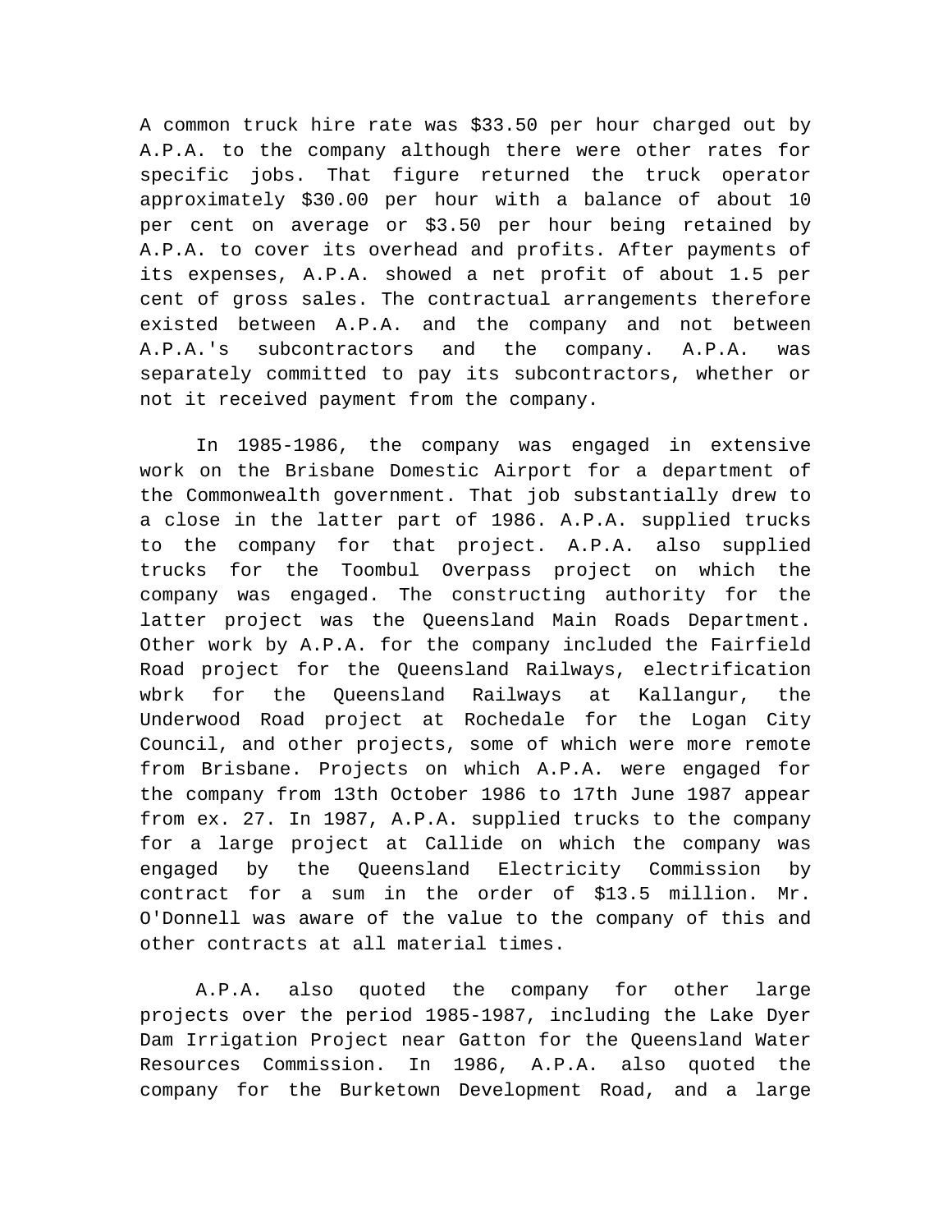A common truck hire rate was $33.50 per hour charged out by A.P.A. to the company although there were other rates for specific jobs. That figure returned the truck operator approximately $30.00 per hour with a balance of about 10 per cent on average or $3.50 per hour being retained by A.P.A. to cover its overhead and profits. After payments of its expenses, A.P.A. showed a net profit of about 1.5 per cent of gross sales. The contractual arrangements therefore existed between A.P.A. and the company and not between A.P.A.'s subcontractors and the company. A.P.A. was separately committed to pay its subcontractors, whether or not it received payment from the company.

In 1985-1986, the company was engaged in extensive work on the Brisbane Domestic Airport for a department of the Commonwealth government. That job substantially drew to a close in the latter part of 1986. A.P.A. supplied trucks to the company for that project. A.P.A. also supplied trucks for the Toombul Overpass project on which the company was engaged. The constructing authority for the latter project was the Queensland Main Roads Department. Other work by A.P.A. for the company included the Fairfield Road project for the Queensland Railways, electrification wbrk for the Queensland Railways at Kallangur, the Underwood Road project at Rochedale for the Logan City Council, and other projects, some of which were more remote from Brisbane. Projects on which A.P.A. were engaged for the company from 13th October 1986 to 17th June 1987 appear from ex. 27. In 1987, A.P.A. supplied trucks to the company for a large project at Callide on which the company was engaged by the Queensland Electricity Commission by contract for a sum in the order of $13.5 million. Mr. O'Donnell was aware of the value to the company of this and other contracts at all material times.

A.P.A. also quoted the company for other large projects over the period 1985-1987, including the Lake Dyer Dam Irrigation Project near Gatton for the Queensland Water Resources Commission. In 1986, A.P.A. also quoted the company for the Burketown Development Road, and a large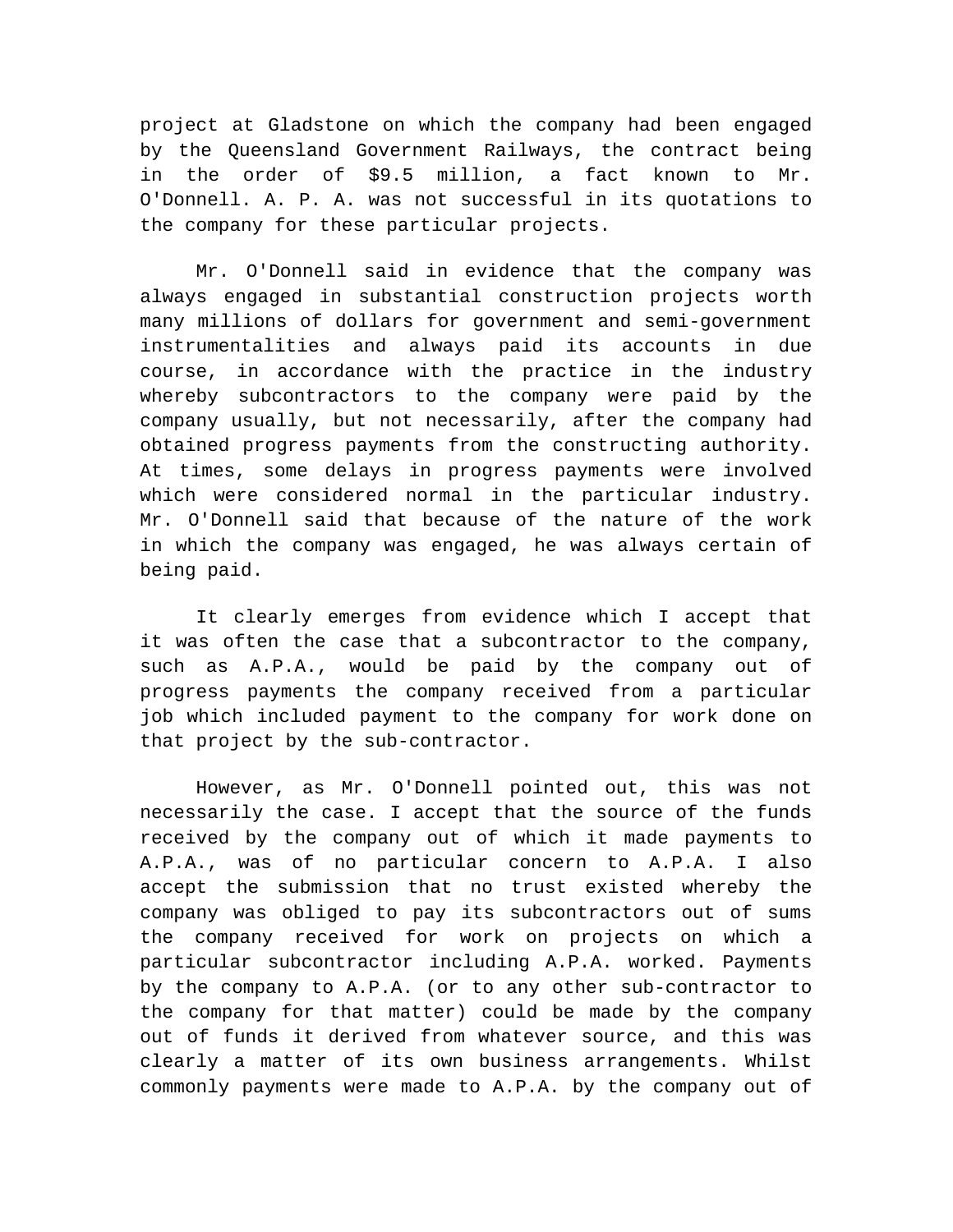project at Gladstone on which the company had been engaged by the Queensland Government Railways, the contract being in the order of $9.5 million, a fact known to Mr. O'Donnell. A. P. A. was not successful in its quotations to the company for these particular projects.

Mr. O'Donnell said in evidence that the company was always engaged in substantial construction projects worth many millions of dollars for government and semi-government instrumentalities and always paid its accounts in due course, in accordance with the practice in the industry whereby subcontractors to the company were paid by the company usually, but not necessarily, after the company had obtained progress payments from the constructing authority. At times, some delays in progress payments were involved which were considered normal in the particular industry. Mr. O'Donnell said that because of the nature of the work in which the company was engaged, he was always certain of being paid.

It clearly emerges from evidence which I accept that it was often the case that a subcontractor to the company, such as A.P.A., would be paid by the company out of progress payments the company received from a particular job which included payment to the company for work done on that project by the sub-contractor.

However, as Mr. O'Donnell pointed out, this was not necessarily the case. I accept that the source of the funds received by the company out of which it made payments to A.P.A., was of no particular concern to A.P.A. I also accept the submission that no trust existed whereby the company was obliged to pay its subcontractors out of sums the company received for work on projects on which a particular subcontractor including A.P.A. worked. Payments by the company to A.P.A. (or to any other sub-contractor to the company for that matter) could be made by the company out of funds it derived from whatever source, and this was clearly a matter of its own business arrangements. Whilst commonly payments were made to A.P.A. by the company out of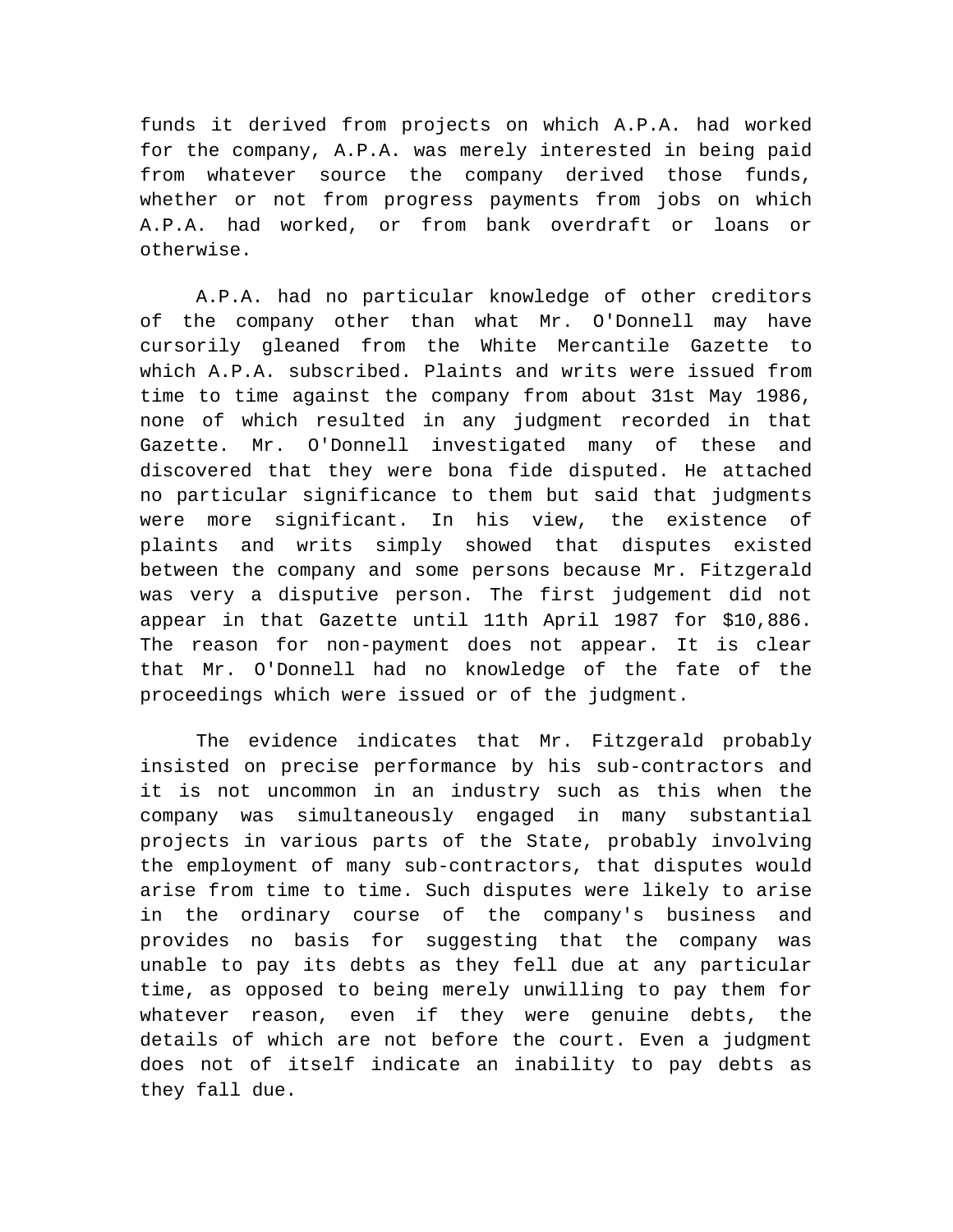funds it derived from projects on which A.P.A. had worked for the company, A.P.A. was merely interested in being paid from whatever source the company derived those funds, whether or not from progress payments from jobs on which A.P.A. had worked, or from bank overdraft or loans or otherwise.

A.P.A. had no particular knowledge of other creditors of the company other than what Mr. O'Donnell may have cursorily gleaned from the White Mercantile Gazette to which A.P.A. subscribed. Plaints and writs were issued from time to time against the company from about 31st May 1986, none of which resulted in any judgment recorded in that Gazette. Mr. O'Donnell investigated many of these and discovered that they were bona fide disputed. He attached no particular significance to them but said that judgments were more significant. In his view, the existence of plaints and writs simply showed that disputes existed between the company and some persons because Mr. Fitzgerald was very a disputive person. The first judgement did not appear in that Gazette until 11th April 1987 for $10,886. The reason for non-payment does not appear. It is clear that Mr. O'Donnell had no knowledge of the fate of the proceedings which were issued or of the judgment.

The evidence indicates that Mr. Fitzgerald probably insisted on precise performance by his sub-contractors and it is not uncommon in an industry such as this when the company was simultaneously engaged in many substantial projects in various parts of the State, probably involving the employment of many sub-contractors, that disputes would arise from time to time. Such disputes were likely to arise in the ordinary course of the company's business and provides no basis for suggesting that the company was unable to pay its debts as they fell due at any particular time, as opposed to being merely unwilling to pay them for whatever reason, even if they were genuine debts, the details of which are not before the court. Even a judgment does not of itself indicate an inability to pay debts as they fall due.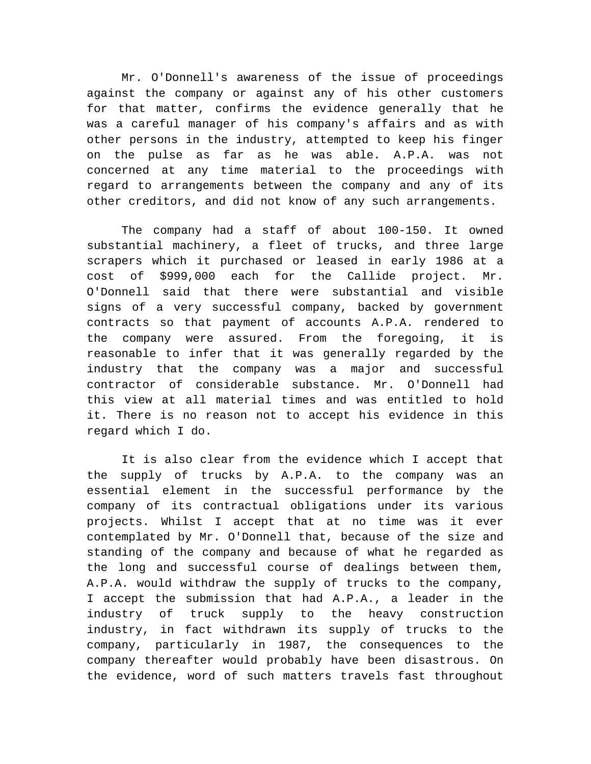Mr. O'Donnell's awareness of the issue of proceedings against the company or against any of his other customers for that matter, confirms the evidence generally that he was a careful manager of his company's affairs and as with other persons in the industry, attempted to keep his finger on the pulse as far as he was able. A.P.A. was not concerned at any time material to the proceedings with regard to arrangements between the company and any of its other creditors, and did not know of any such arrangements.

The company had a staff of about 100-150. It owned substantial machinery, a fleet of trucks, and three large scrapers which it purchased or leased in early 1986 at a cost of $999,000 each for the Callide project. Mr. O'Donnell said that there were substantial and visible signs of a very successful company, backed by government contracts so that payment of accounts A.P.A. rendered to the company were assured. From the foregoing, it is reasonable to infer that it was generally regarded by the industry that the company was a major and successful contractor of considerable substance. Mr. O'Donnell had this view at all material times and was entitled to hold it. There is no reason not to accept his evidence in this regard which I do.

It is also clear from the evidence which I accept that the supply of trucks by A.P.A. to the company was an essential element in the successful performance by the company of its contractual obligations under its various projects. Whilst I accept that at no time was it ever contemplated by Mr. O'Donnell that, because of the size and standing of the company and because of what he regarded as the long and successful course of dealings between them, A.P.A. would withdraw the supply of trucks to the company, I accept the submission that had A.P.A., a leader in the industry of truck supply to the heavy construction industry, in fact withdrawn its supply of trucks to the company, particularly in 1987, the consequences to the company thereafter would probably have been disastrous. On the evidence, word of such matters travels fast throughout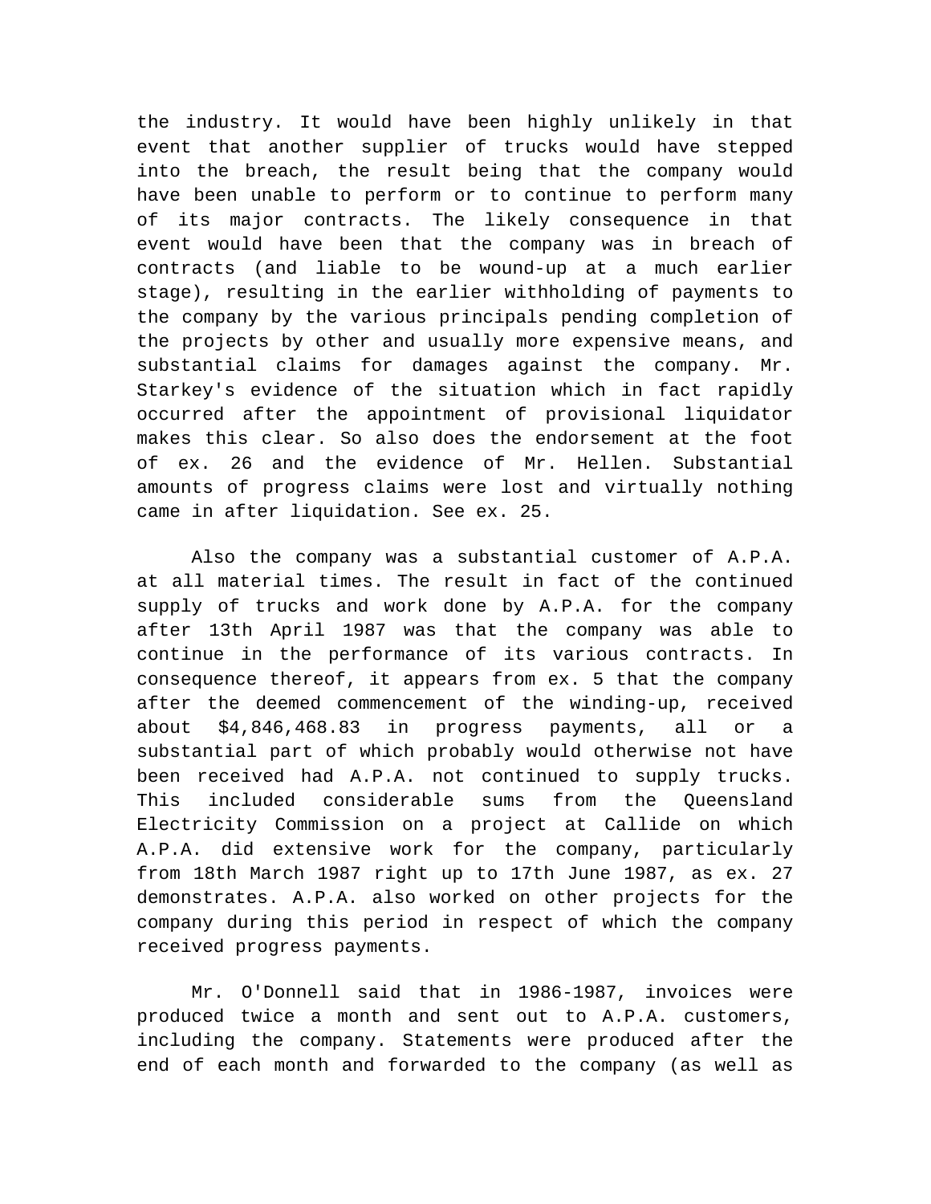the industry. It would have been highly unlikely in that event that another supplier of trucks would have stepped into the breach, the result being that the company would have been unable to perform or to continue to perform many of its major contracts. The likely consequence in that event would have been that the company was in breach of contracts (and liable to be wound-up at a much earlier stage), resulting in the earlier withholding of payments to the company by the various principals pending completion of the projects by other and usually more expensive means, and substantial claims for damages against the company. Mr. Starkey's evidence of the situation which in fact rapidly occurred after the appointment of provisional liquidator makes this clear. So also does the endorsement at the foot of ex. 26 and the evidence of Mr. Hellen. Substantial amounts of progress claims were lost and virtually nothing came in after liquidation. See ex. 25.

Also the company was a substantial customer of A.P.A. at all material times. The result in fact of the continued supply of trucks and work done by A.P.A. for the company after 13th April 1987 was that the company was able to continue in the performance of its various contracts. In consequence thereof, it appears from ex. 5 that the company after the deemed commencement of the winding-up, received about $4,846,468.83 in progress payments, all or a substantial part of which probably would otherwise not have been received had A.P.A. not continued to supply trucks. This included considerable sums from the Queensland Electricity Commission on a project at Callide on which A.P.A. did extensive work for the company, particularly from 18th March 1987 right up to 17th June 1987, as ex. 27 demonstrates. A.P.A. also worked on other projects for the company during this period in respect of which the company received progress payments.

Mr. O'Donnell said that in 1986-1987, invoices were produced twice a month and sent out to A.P.A. customers, including the company. Statements were produced after the end of each month and forwarded to the company (as well as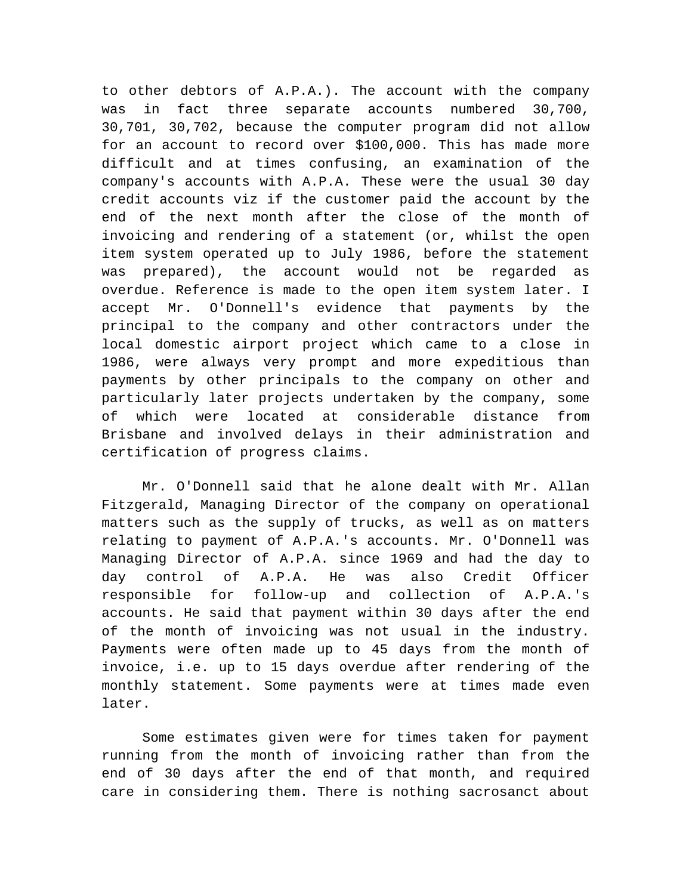to other debtors of A.P.A.). The account with the company was in fact three separate accounts numbered 30,700, 30,701, 30,702, because the computer program did not allow for an account to record over $100,000. This has made more difficult and at times confusing, an examination of the company's accounts with A.P.A. These were the usual 30 day credit accounts viz if the customer paid the account by the end of the next month after the close of the month of invoicing and rendering of a statement (or, whilst the open item system operated up to July 1986, before the statement was prepared), the account would not be regarded as overdue. Reference is made to the open item system later. I accept Mr. O'Donnell's evidence that payments by the principal to the company and other contractors under the local domestic airport project which came to a close in 1986, were always very prompt and more expeditious than payments by other principals to the company on other and particularly later projects undertaken by the company, some of which were located at considerable distance from Brisbane and involved delays in their administration and certification of progress claims.

Mr. O'Donnell said that he alone dealt with Mr. Allan Fitzgerald, Managing Director of the company on operational matters such as the supply of trucks, as well as on matters relating to payment of A.P.A.'s accounts. Mr. O'Donnell was Managing Director of A.P.A. since 1969 and had the day to day control of A.P.A. He was also Credit Officer responsible for follow-up and collection of A.P.A.'s accounts. He said that payment within 30 days after the end of the month of invoicing was not usual in the industry. Payments were often made up to 45 days from the month of invoice, i.e. up to 15 days overdue after rendering of the monthly statement. Some payments were at times made even later.

Some estimates given were for times taken for payment running from the month of invoicing rather than from the end of 30 days after the end of that month, and required care in considering them. There is nothing sacrosanct about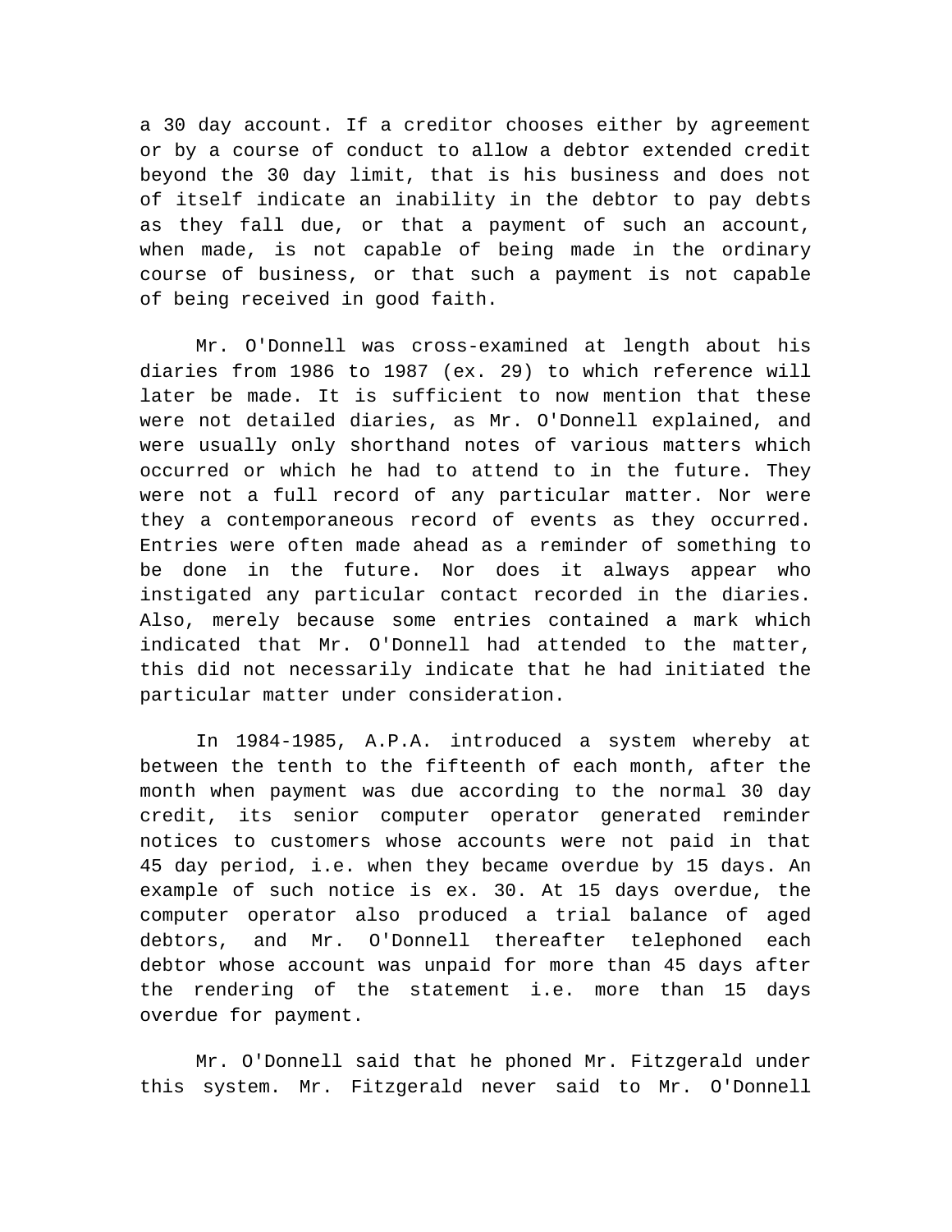a 30 day account. If a creditor chooses either by agreement or by a course of conduct to allow a debtor extended credit beyond the 30 day limit, that is his business and does not of itself indicate an inability in the debtor to pay debts as they fall due, or that a payment of such an account, when made, is not capable of being made in the ordinary course of business, or that such a payment is not capable of being received in good faith.

Mr. O'Donnell was cross-examined at length about his diaries from 1986 to 1987 (ex. 29) to which reference will later be made. It is sufficient to now mention that these were not detailed diaries, as Mr. O'Donnell explained, and were usually only shorthand notes of various matters which occurred or which he had to attend to in the future. They were not a full record of any particular matter. Nor were they a contemporaneous record of events as they occurred. Entries were often made ahead as a reminder of something to be done in the future. Nor does it always appear who instigated any particular contact recorded in the diaries. Also, merely because some entries contained a mark which indicated that Mr. O'Donnell had attended to the matter, this did not necessarily indicate that he had initiated the particular matter under consideration.

In 1984-1985, A.P.A. introduced a system whereby at between the tenth to the fifteenth of each month, after the month when payment was due according to the normal 30 day credit, its senior computer operator generated reminder notices to customers whose accounts were not paid in that 45 day period, i.e. when they became overdue by 15 days. An example of such notice is ex. 30. At 15 days overdue, the computer operator also produced a trial balance of aged debtors, and Mr. O'Donnell thereafter telephoned each debtor whose account was unpaid for more than 45 days after the rendering of the statement i.e. more than 15 days overdue for payment.

Mr. O'Donnell said that he phoned Mr. Fitzgerald under this system. Mr. Fitzgerald never said to Mr. O'Donnell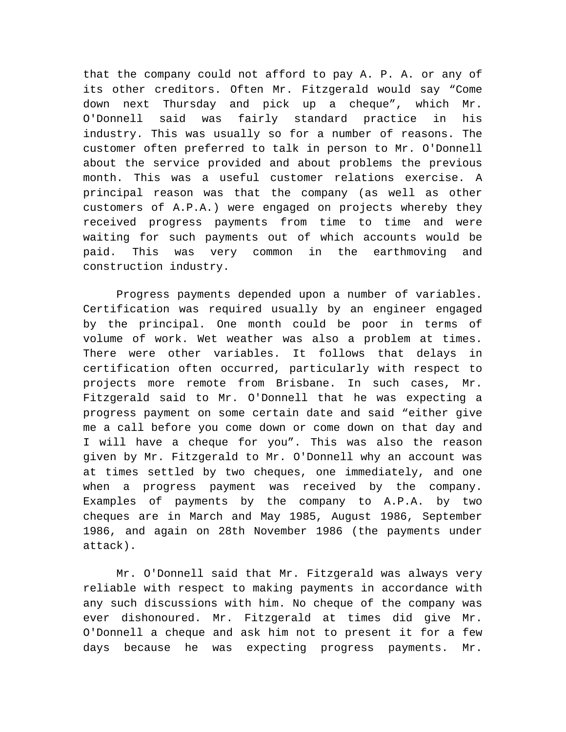that the company could not afford to pay A. P. A. or any of its other creditors. Often Mr. Fitzgerald would say “Come down next Thursday and pick up a cheque”, which Mr. O'Donnell said was fairly standard practice in his industry. This was usually so for a number of reasons. The customer often preferred to talk in person to Mr. O'Donnell about the service provided and about problems the previous month. This was a useful customer relations exercise. A principal reason was that the company (as well as other customers of A.P.A.) were engaged on projects whereby they received progress payments from time to time and were waiting for such payments out of which accounts would be paid. This was very common in the earthmoving and construction industry.

Progress payments depended upon a number of variables. Certification was required usually by an engineer engaged by the principal. One month could be poor in terms of volume of work. Wet weather was also a problem at times. There were other variables. It follows that delays in certification often occurred, particularly with respect to projects more remote from Brisbane. In such cases, Mr. Fitzgerald said to Mr. O'Donnell that he was expecting a progress payment on some certain date and said “either give me a call before you come down or come down on that day and I will have a cheque for you”. This was also the reason given by Mr. Fitzgerald to Mr. O'Donnell why an account was at times settled by two cheques, one immediately, and one when a progress payment was received by the company. Examples of payments by the company to A.P.A. by two cheques are in March and May 1985, August 1986, September 1986, and again on 28th November 1986 (the payments under attack).

Mr. O'Donnell said that Mr. Fitzgerald was always very reliable with respect to making payments in accordance with any such discussions with him. No cheque of the company was ever dishonoured. Mr. Fitzgerald at times did give Mr. O'Donnell a cheque and ask him not to present it for a few days because he was expecting progress payments. Mr.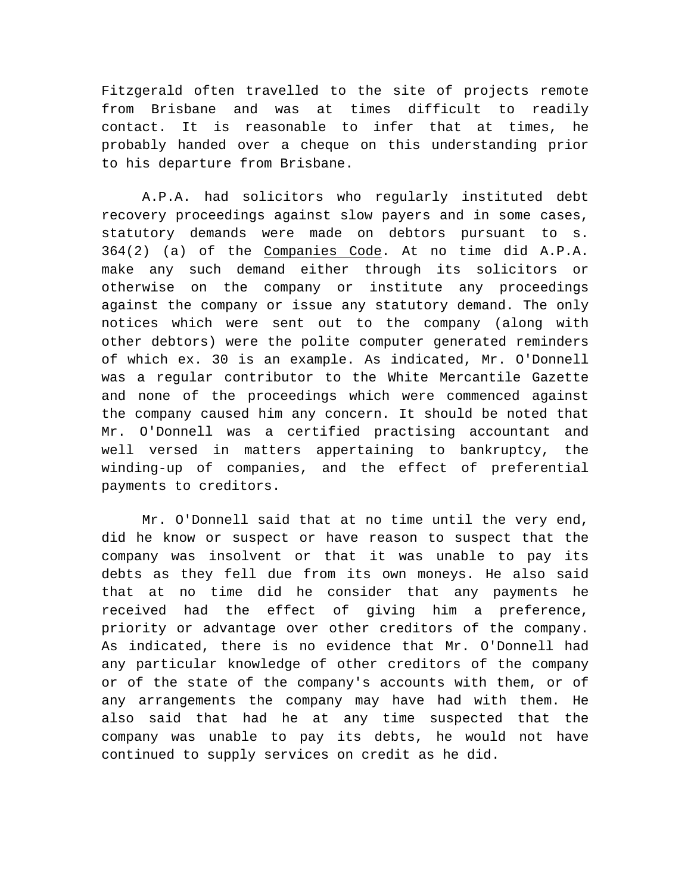Fitzgerald often travelled to the site of projects remote from Brisbane and was at times difficult to readily contact. It is reasonable to infer that at times, he probably handed over a cheque on this understanding prior to his departure from Brisbane.

A.P.A. had solicitors who regularly instituted debt recovery proceedings against slow payers and in some cases, statutory demands were made on debtors pursuant to s. 364(2) (a) of the Companies Code. At no time did A.P.A. make any such demand either through its solicitors or otherwise on the company or institute any proceedings against the company or issue any statutory demand. The only notices which were sent out to the company (along with other debtors) were the polite computer generated reminders of which ex. 30 is an example. As indicated, Mr. O'Donnell was a regular contributor to the White Mercantile Gazette and none of the proceedings which were commenced against the company caused him any concern. It should be noted that Mr. O'Donnell was a certified practising accountant and well versed in matters appertaining to bankruptcy, the winding-up of companies, and the effect of preferential payments to creditors.

Mr. O'Donnell said that at no time until the very end, did he know or suspect or have reason to suspect that the company was insolvent or that it was unable to pay its debts as they fell due from its own moneys. He also said that at no time did he consider that any payments he received had the effect of giving him a preference, priority or advantage over other creditors of the company. As indicated, there is no evidence that Mr. O'Donnell had any particular knowledge of other creditors of the company or of the state of the company's accounts with them, or of any arrangements the company may have had with them. He also said that had he at any time suspected that the company was unable to pay its debts, he would not have continued to supply services on credit as he did.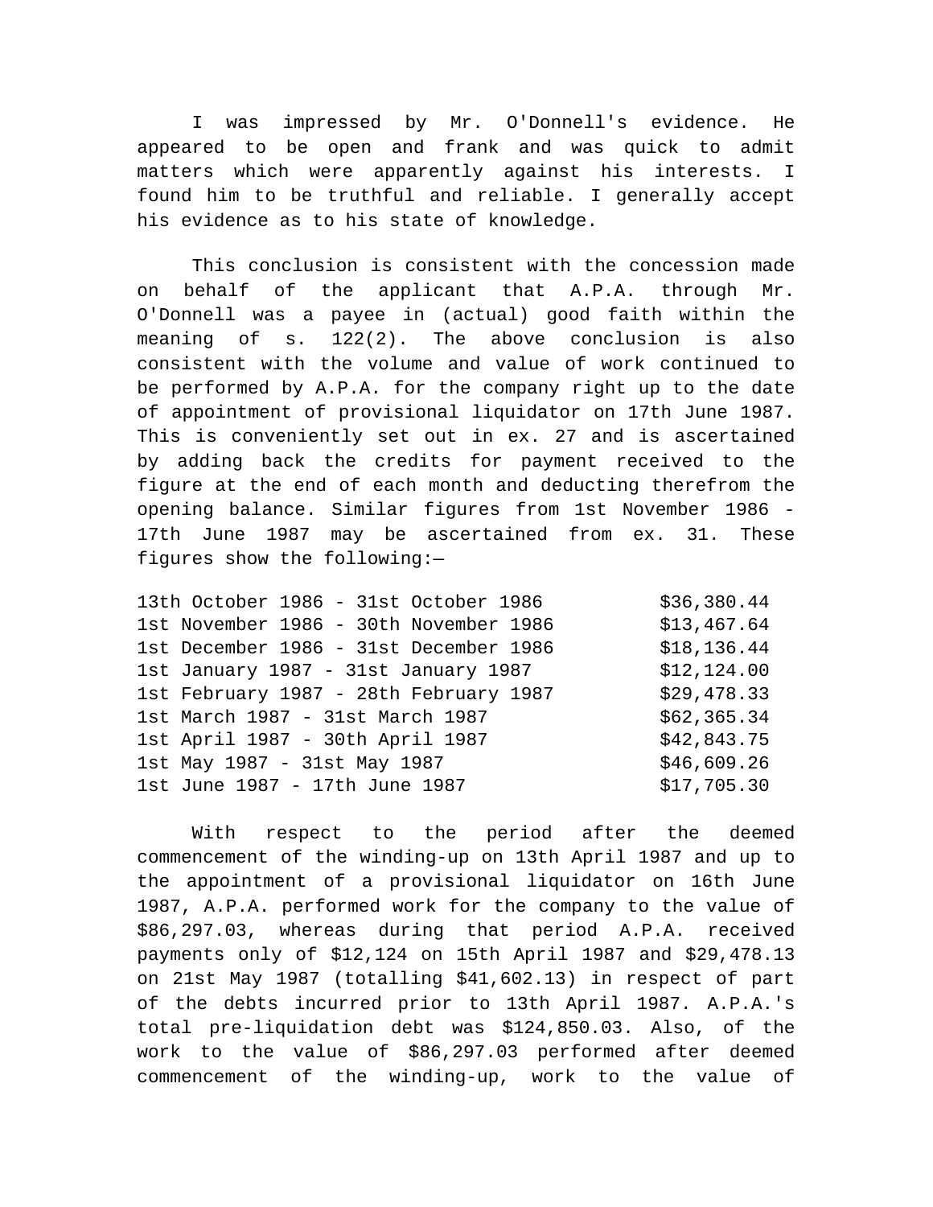I was impressed by Mr. O'Donnell's evidence. He appeared to be open and frank and was quick to admit matters which were apparently against his interests. I found him to be truthful and reliable. I generally accept his evidence as to his state of knowledge.

This conclusion is consistent with the concession made on behalf of the applicant that A.P.A. through Mr. O'Donnell was a payee in (actual) good faith within the meaning of s. 122(2). The above conclusion is also consistent with the volume and value of work continued to be performed by A.P.A. for the company right up to the date of appointment of provisional liquidator on 17th June 1987. This is conveniently set out in ex. 27 and is ascertained by adding back the credits for payment received to the figure at the end of each month and deducting therefrom the opening balance. Similar figures from 1st November 1986 - 17th June 1987 may be ascertained from ex. 31. These figures show the following:—

| | |
|---|---|
| 13th October 1986 - 31st October 1986 | $36,380.44 |
| 1st November 1986 - 30th November 1986 | $13,467.64 |
| 1st December 1986 - 31st December 1986 | $18,136.44 |
| 1st January 1987 - 31st January 1987 | $12,124.00 |
| 1st February 1987 - 28th February 1987 | $29,478.33 |
| 1st March 1987 - 31st March 1987 | $62,365.34 |
| 1st April 1987 - 30th April 1987 | $42,843.75 |
| 1st May 1987 - 31st May 1987 | $46,609.26 |
| 1st June 1987 - 17th June 1987 | $17,705.30 |

With respect to the period after the deemed commencement of the winding-up on 13th April 1987 and up to the appointment of a provisional liquidator on 16th June 1987, A.P.A. performed work for the company to the value of $86,297.03, whereas during that period A.P.A. received payments only of $12,124 on 15th April 1987 and $29,478.13 on 21st May 1987 (totalling $41,602.13) in respect of part of the debts incurred prior to 13th April 1987. A.P.A.'s total pre-liquidation debt was $124,850.03. Also, of the work to the value of $86,297.03 performed after deemed commencement of the winding-up, work to the value of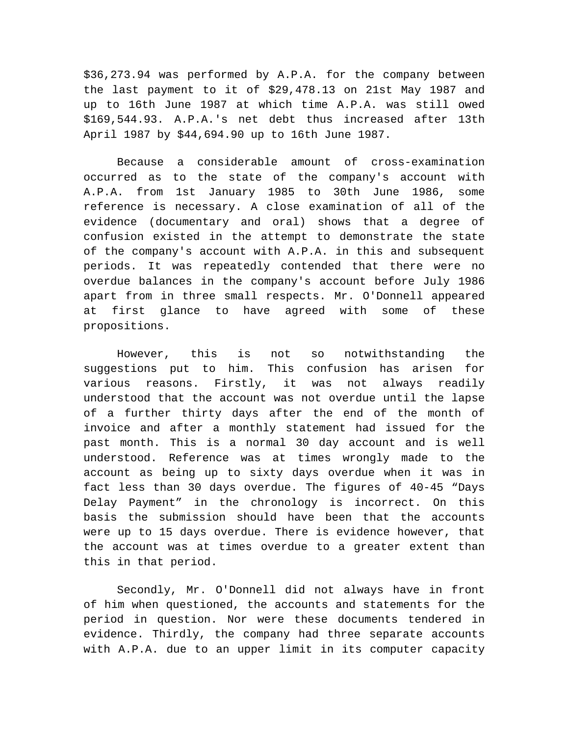$36,273.94 was performed by A.P.A. for the company between the last payment to it of $29,478.13 on 21st May 1987 and up to 16th June 1987 at which time A.P.A. was still owed $169,544.93. A.P.A.'s net debt thus increased after 13th April 1987 by $44,694.90 up to 16th June 1987.

Because a considerable amount of cross-examination occurred as to the state of the company's account with A.P.A. from 1st January 1985 to 30th June 1986, some reference is necessary. A close examination of all of the evidence (documentary and oral) shows that a degree of confusion existed in the attempt to demonstrate the state of the company's account with A.P.A. in this and subsequent periods. It was repeatedly contended that there were no overdue balances in the company's account before July 1986 apart from in three small respects. Mr. O'Donnell appeared at first glance to have agreed with some of these propositions.

However, this is not so notwithstanding the suggestions put to him. This confusion has arisen for various reasons. Firstly, it was not always readily understood that the account was not overdue until the lapse of a further thirty days after the end of the month of invoice and after a monthly statement had issued for the past month. This is a normal 30 day account and is well understood. Reference was at times wrongly made to the account as being up to sixty days overdue when it was in fact less than 30 days overdue. The figures of 40-45 “Days Delay Payment” in the chronology is incorrect. On this basis the submission should have been that the accounts were up to 15 days overdue. There is evidence however, that the account was at times overdue to a greater extent than this in that period.

Secondly, Mr. O'Donnell did not always have in front of him when questioned, the accounts and statements for the period in question. Nor were these documents tendered in evidence. Thirdly, the company had three separate accounts with A.P.A. due to an upper limit in its computer capacity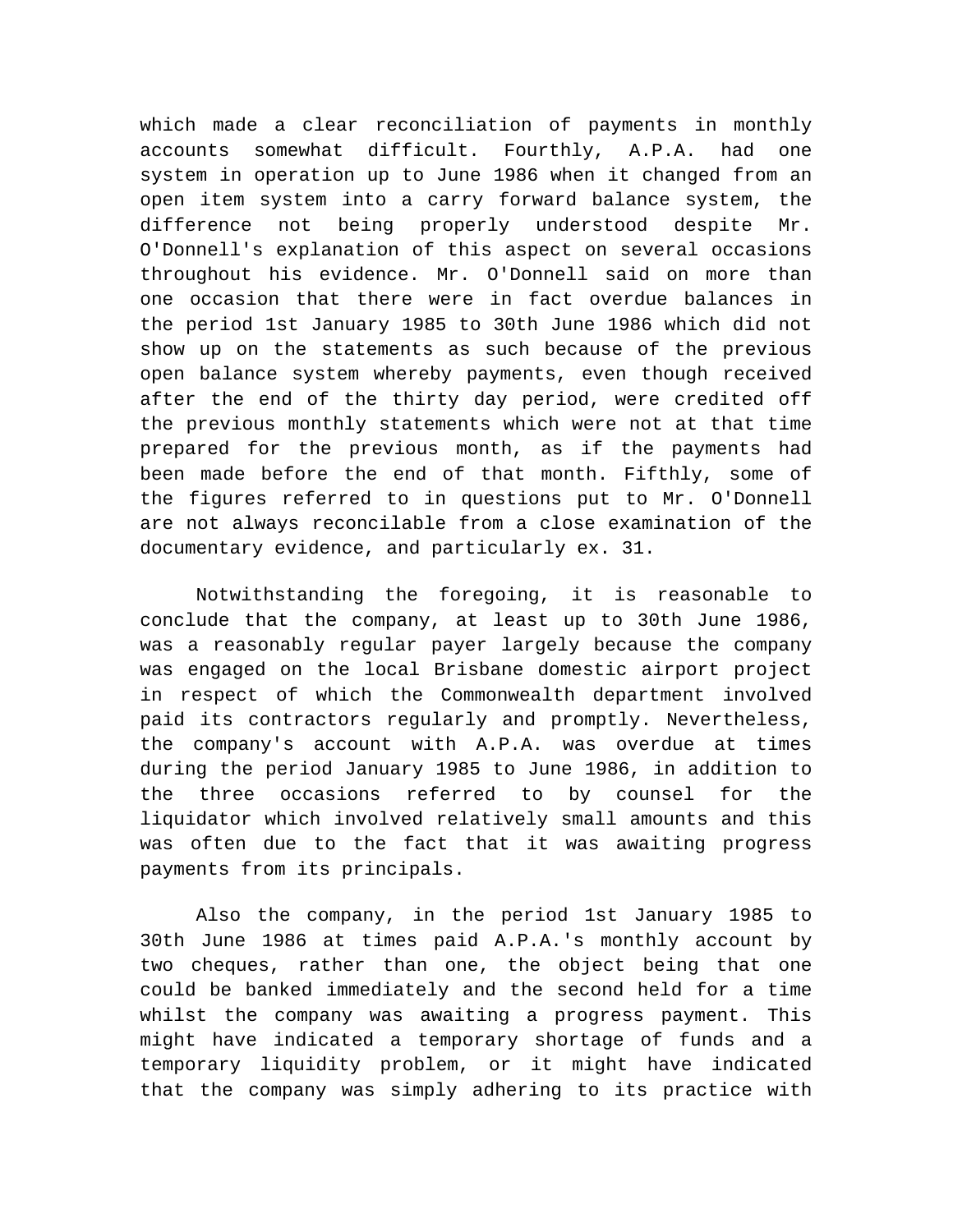which made a clear reconciliation of payments in monthly accounts somewhat difficult. Fourthly, A.P.A. had one system in operation up to June 1986 when it changed from an open item system into a carry forward balance system, the difference not being properly understood despite Mr. O'Donnell's explanation of this aspect on several occasions throughout his evidence. Mr. O'Donnell said on more than one occasion that there were in fact overdue balances in the period 1st January 1985 to 30th June 1986 which did not show up on the statements as such because of the previous open balance system whereby payments, even though received after the end of the thirty day period, were credited off the previous monthly statements which were not at that time prepared for the previous month, as if the payments had been made before the end of that month. Fifthly, some of the figures referred to in questions put to Mr. O'Donnell are not always reconcilable from a close examination of the documentary evidence, and particularly ex. 31.

Notwithstanding the foregoing, it is reasonable to conclude that the company, at least up to 30th June 1986, was a reasonably regular payer largely because the company was engaged on the local Brisbane domestic airport project in respect of which the Commonwealth department involved paid its contractors regularly and promptly. Nevertheless, the company's account with A.P.A. was overdue at times during the period January 1985 to June 1986, in addition to the three occasions referred to by counsel for the liquidator which involved relatively small amounts and this was often due to the fact that it was awaiting progress payments from its principals.

Also the company, in the period 1st January 1985 to 30th June 1986 at times paid A.P.A.'s monthly account by two cheques, rather than one, the object being that one could be banked immediately and the second held for a time whilst the company was awaiting a progress payment. This might have indicated a temporary shortage of funds and a temporary liquidity problem, or it might have indicated that the company was simply adhering to its practice with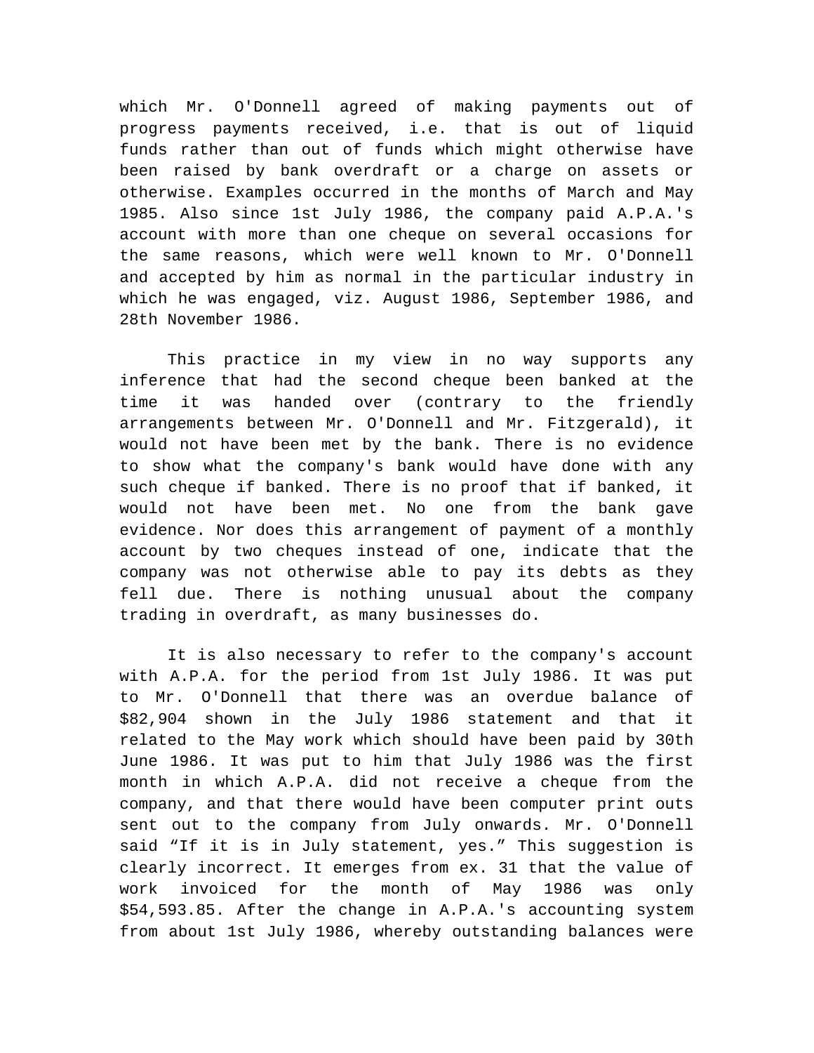which Mr. O'Donnell agreed of making payments out of progress payments received, i.e. that is out of liquid funds rather than out of funds which might otherwise have been raised by bank overdraft or a charge on assets or otherwise. Examples occurred in the months of March and May 1985. Also since 1st July 1986, the company paid A.P.A.'s account with more than one cheque on several occasions for the same reasons, which were well known to Mr. O'Donnell and accepted by him as normal in the particular industry in which he was engaged, viz. August 1986, September 1986, and 28th November 1986.

This practice in my view in no way supports any inference that had the second cheque been banked at the time it was handed over (contrary to the friendly arrangements between Mr. O'Donnell and Mr. Fitzgerald), it would not have been met by the bank. There is no evidence to show what the company's bank would have done with any such cheque if banked. There is no proof that if banked, it would not have been met. No one from the bank gave evidence. Nor does this arrangement of payment of a monthly account by two cheques instead of one, indicate that the company was not otherwise able to pay its debts as they fell due. There is nothing unusual about the company trading in overdraft, as many businesses do.

It is also necessary to refer to the company's account with A.P.A. for the period from 1st July 1986. It was put to Mr. O'Donnell that there was an overdue balance of $82,904 shown in the July 1986 statement and that it related to the May work which should have been paid by 30th June 1986. It was put to him that July 1986 was the first month in which A.P.A. did not receive a cheque from the company, and that there would have been computer print outs sent out to the company from July onwards. Mr. O'Donnell said “If it is in July statement, yes.” This suggestion is clearly incorrect. It emerges from ex. 31 that the value of work invoiced for the month of May 1986 was only $54,593.85. After the change in A.P.A.'s accounting system from about 1st July 1986, whereby outstanding balances were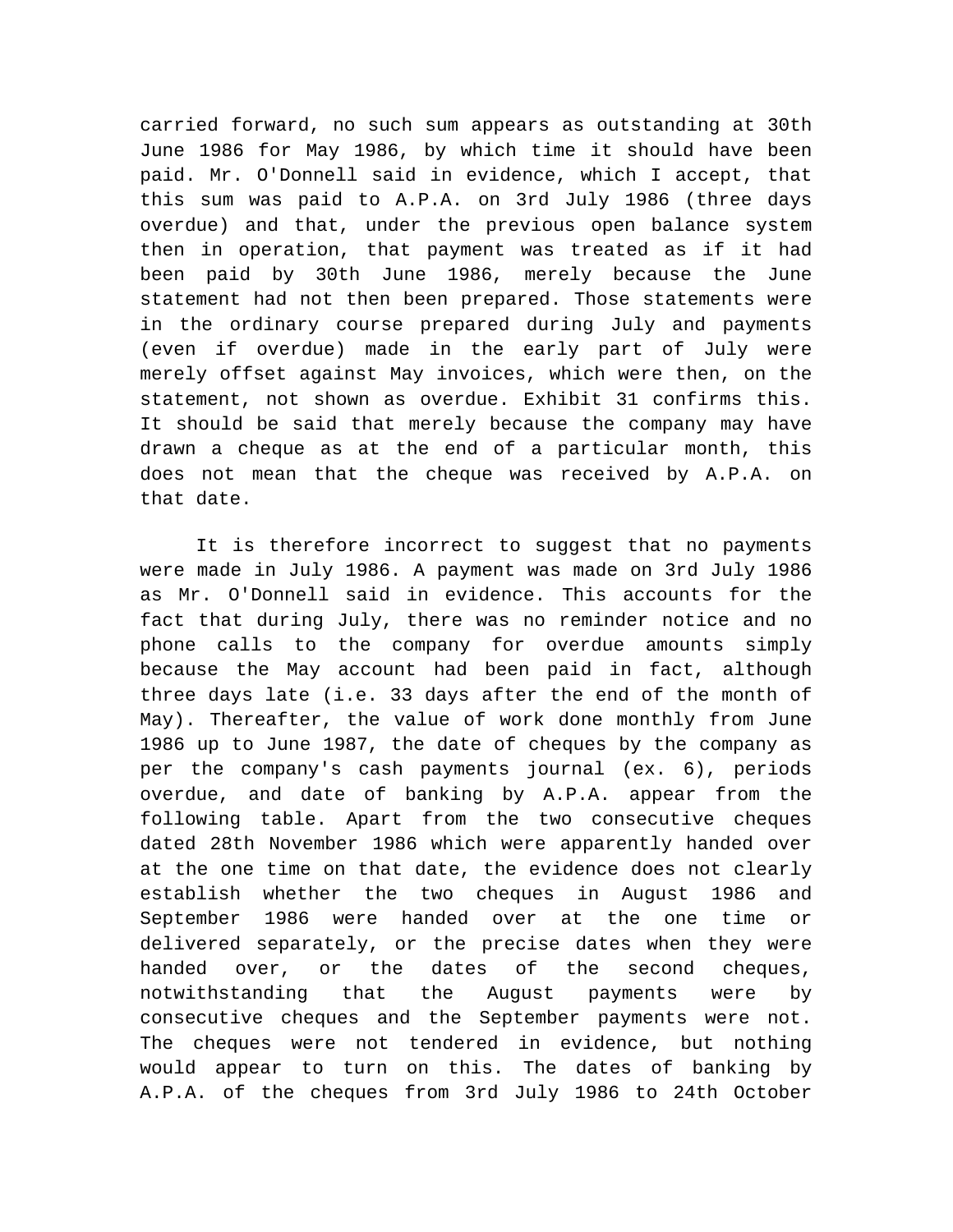carried forward, no such sum appears as outstanding at 30th June 1986 for May 1986, by which time it should have been paid. Mr. O'Donnell said in evidence, which I accept, that this sum was paid to A.P.A. on 3rd July 1986 (three days overdue) and that, under the previous open balance system then in operation, that payment was treated as if it had been paid by 30th June 1986, merely because the June statement had not then been prepared. Those statements were in the ordinary course prepared during July and payments (even if overdue) made in the early part of July were merely offset against May invoices, which were then, on the statement, not shown as overdue. Exhibit 31 confirms this. It should be said that merely because the company may have drawn a cheque as at the end of a particular month, this does not mean that the cheque was received by A.P.A. on that date.

It is therefore incorrect to suggest that no payments were made in July 1986. A payment was made on 3rd July 1986 as Mr. O'Donnell said in evidence. This accounts for the fact that during July, there was no reminder notice and no phone calls to the company for overdue amounts simply because the May account had been paid in fact, although three days late (i.e. 33 days after the end of the month of May). Thereafter, the value of work done monthly from June 1986 up to June 1987, the date of cheques by the company as per the company's cash payments journal (ex. 6), periods overdue, and date of banking by A.P.A. appear from the following table. Apart from the two consecutive cheques dated 28th November 1986 which were apparently handed over at the one time on that date, the evidence does not clearly establish whether the two cheques in August 1986 and September 1986 were handed over at the one time or delivered separately, or the precise dates when they were handed over, or the dates of the second cheques, notwithstanding that the August payments were by consecutive cheques and the September payments were not. The cheques were not tendered in evidence, but nothing would appear to turn on this. The dates of banking by A.P.A. of the cheques from 3rd July 1986 to 24th October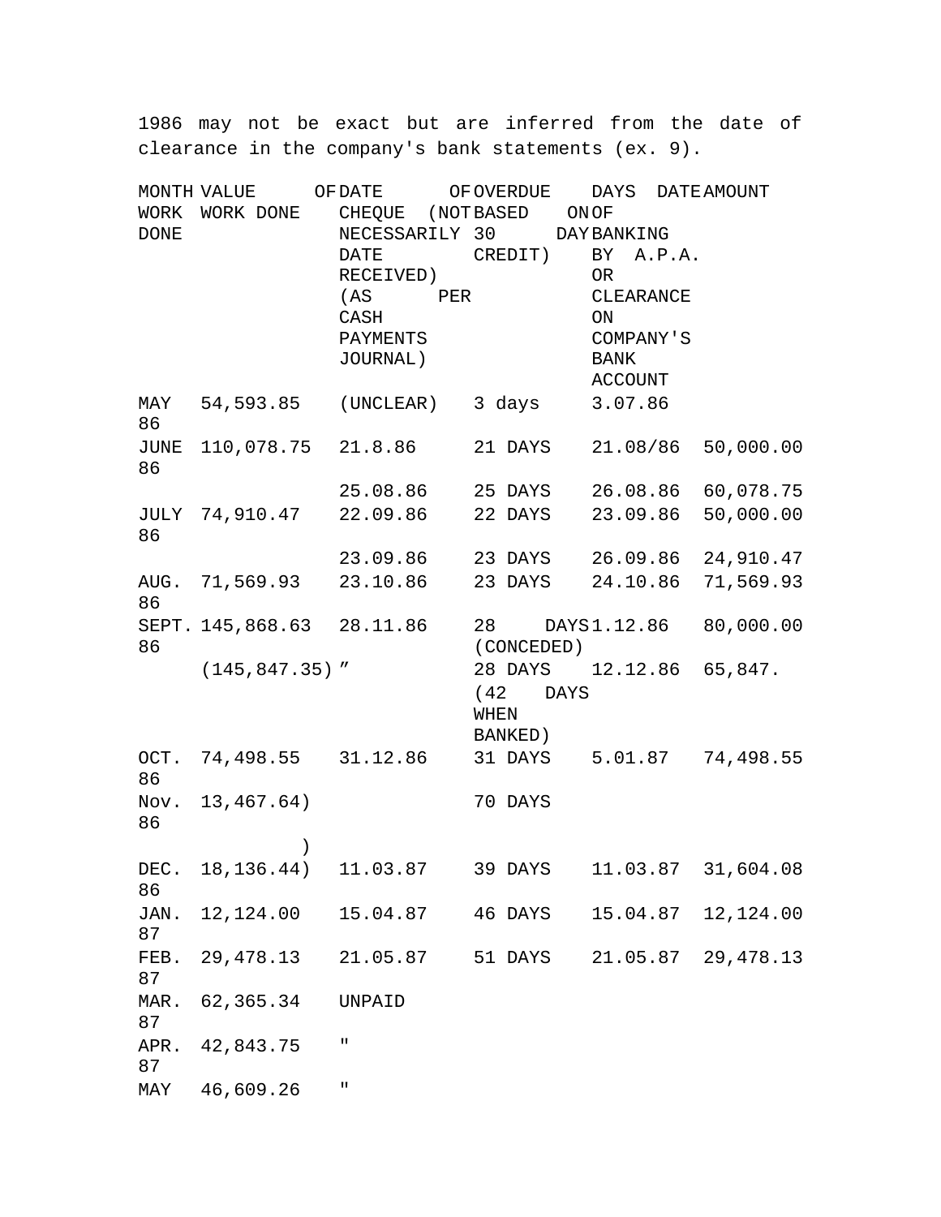1986 may not be exact but are inferred from the date of clearance in the company's bank statements (ex. 9).

| MONTH WORK DONE | VALUE OF WORK DONE | DATE OF CHEQUE (NOT NECESSARILY DATE RECEIVED) (AS PER CASH PAYMENTS JOURNAL) | OVERDUE DAYS BASED ON 30 DAY CREDIT) | DATE OF BANKING BY A.P.A. OR CLEARANCE ON COMPANY'S BANK ACCOUNT | AMOUNT |
|---|---|---|---|---|---|
| MAY 86 | 54,593.85 | (UNCLEAR) | 3 days | 3.07.86 | |
| JUNE 86 | 110,078.75 | 21.8.86 | 21 DAYS | 21.08/86 | 50,000.00 |
| | | 25.08.86 | 25 DAYS | 26.08.86 | 60,078.75 |
| JULY 86 | 74,910.47 | 22.09.86 | 22 DAYS | 23.09.86 | 50,000.00 |
| | | 23.09.86 | 23 DAYS | 26.09.86 | 24,910.47 |
| AUG. 86 | 71,569.93 | 23.10.86 | 23 DAYS | 24.10.86 | 71,569.93 |
| SEPT. 86 | 145,868.63 | 28.11.86 | 28 DAYS (CONCEDED) | 1.12.86 | 80,000.00 |
| | (145,847.35) | ” | 28 DAYS (42 DAYS WHEN BANKED) | 12.12.86 | 65,847. |
| OCT. 86 | 74,498.55 | 31.12.86 | 31 DAYS | 5.01.87 | 74,498.55 |
| Nov. 86 | 13,467.64) ) | | 70 DAYS | | |
| DEC. 86 | 18,136.44) | 11.03.87 | 39 DAYS | 11.03.87 | 31,604.08 |
| JAN. 87 | 12,124.00 | 15.04.87 | 46 DAYS | 15.04.87 | 12,124.00 |
| FEB. 87 | 29,478.13 | 21.05.87 | 51 DAYS | 21.05.87 | 29,478.13 |
| MAR. 87 | 62,365.34 | UNPAID | | | |
| APR. 87 | 42,843.75 | " | | | |
| MAY | 46,609.26 | " | | | |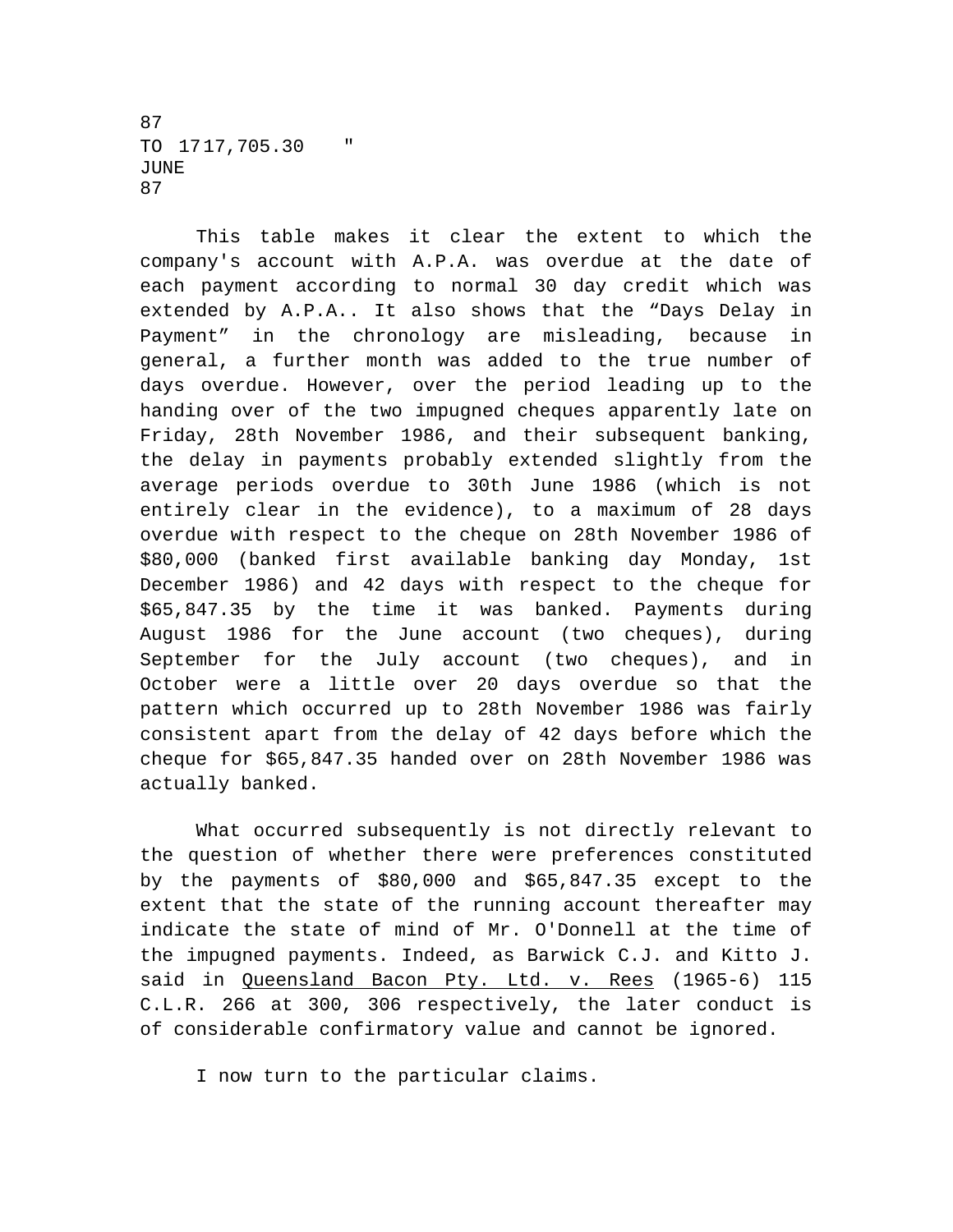87
TO 17 17,705.30 "
JUNE
87

This table makes it clear the extent to which the company's account with A.P.A. was overdue at the date of each payment according to normal 30 day credit which was extended by A.P.A.. It also shows that the "Days Delay in Payment" in the chronology are misleading, because in general, a further month was added to the true number of days overdue. However, over the period leading up to the handing over of the two impugned cheques apparently late on Friday, 28th November 1986, and their subsequent banking, the delay in payments probably extended slightly from the average periods overdue to 30th June 1986 (which is not entirely clear in the evidence), to a maximum of 28 days overdue with respect to the cheque on 28th November 1986 of $80,000 (banked first available banking day Monday, 1st December 1986) and 42 days with respect to the cheque for $65,847.35 by the time it was banked. Payments during August 1986 for the June account (two cheques), during September for the July account (two cheques), and in October were a little over 20 days overdue so that the pattern which occurred up to 28th November 1986 was fairly consistent apart from the delay of 42 days before which the cheque for $65,847.35 handed over on 28th November 1986 was actually banked.

What occurred subsequently is not directly relevant to the question of whether there were preferences constituted by the payments of $80,000 and $65,847.35 except to the extent that the state of the running account thereafter may indicate the state of mind of Mr. O'Donnell at the time of the impugned payments. Indeed, as Barwick C.J. and Kitto J. said in Queensland Bacon Pty. Ltd. v. Rees (1965-6) 115 C.L.R. 266 at 300, 306 respectively, the later conduct is of considerable confirmatory value and cannot be ignored.

I now turn to the particular claims.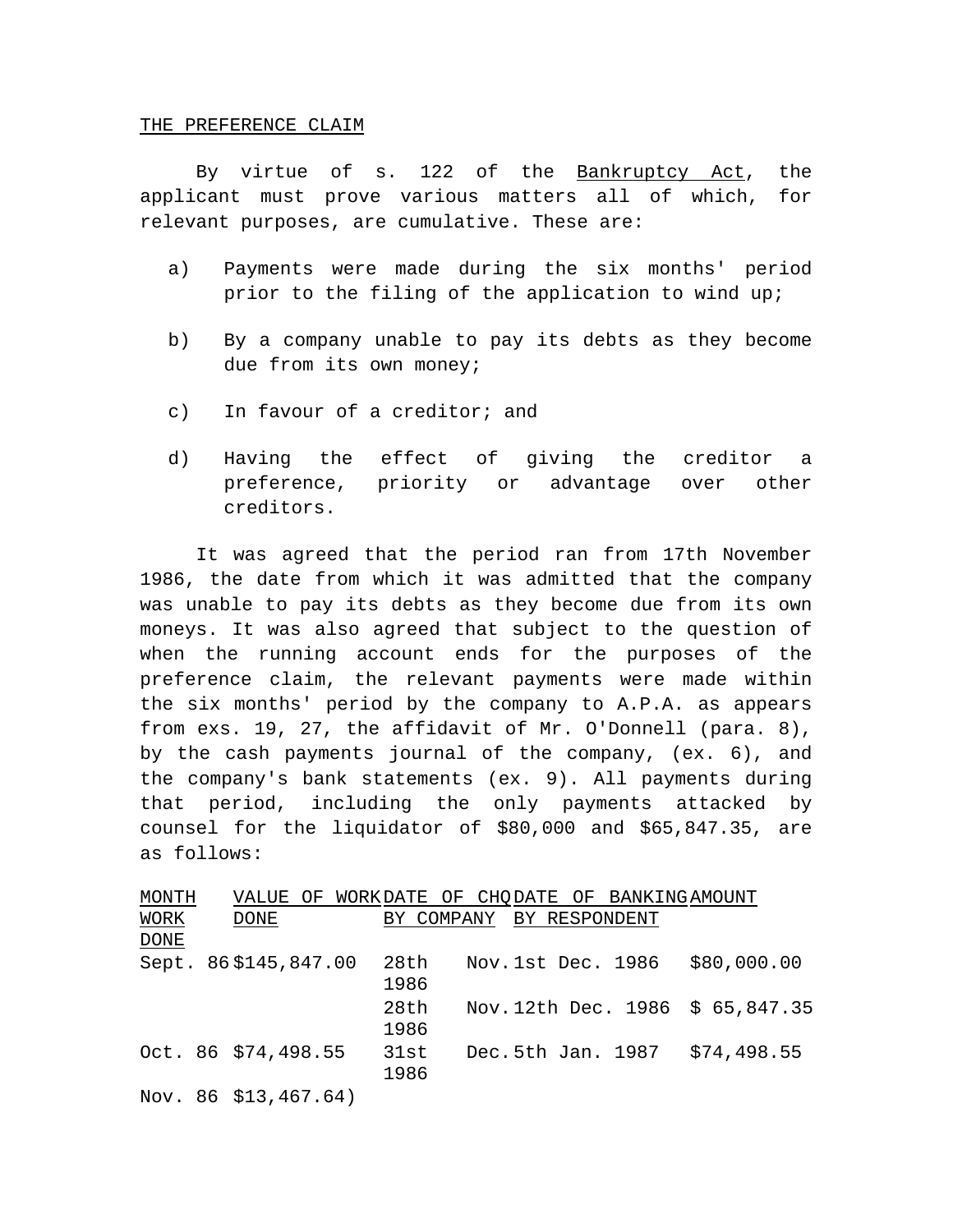THE PREFERENCE CLAIM

By virtue of s. 122 of the Bankruptcy Act, the applicant must prove various matters all of which, for relevant purposes, are cumulative. These are:

a) Payments were made during the six months' period prior to the filing of the application to wind up;

b) By a company unable to pay its debts as they become due from its own money;

c) In favour of a creditor; and

d) Having the effect of giving the creditor a preference, priority or advantage over other creditors.

It was agreed that the period ran from 17th November 1986, the date from which it was admitted that the company was unable to pay its debts as they become due from its own moneys. It was also agreed that subject to the question of when the running account ends for the purposes of the preference claim, the relevant payments were made within the six months' period by the company to A.P.A. as appears from exs. 19, 27, the affidavit of Mr. O'Donnell (para. 8), by the cash payments journal of the company, (ex. 6), and the company's bank statements (ex. 9). All payments during that period, including the only payments attacked by counsel for the liquidator of $80,000 and $65,847.35, are as follows:

| MONTH WORK DONE | VALUE OF WORK DONE | DATE OF CHQ BY COMPANY | DATE OF BANKING BY RESPONDENT | AMOUNT |
|---|---|---|---|---|
| Sept. 86 | $145,847.00 | 28th Nov. 1986 | 1st Dec. 1986 | $80,000.00 |
| | | 28th Nov. 1986 | 12th Dec. 1986 | $ 65,847.35 |
| Oct. 86 | $74,498.55 | 31st Dec. 1986 | 5th Jan. 1987 | $74,498.55 |
| Nov. 86 | $13,467.64) | | | |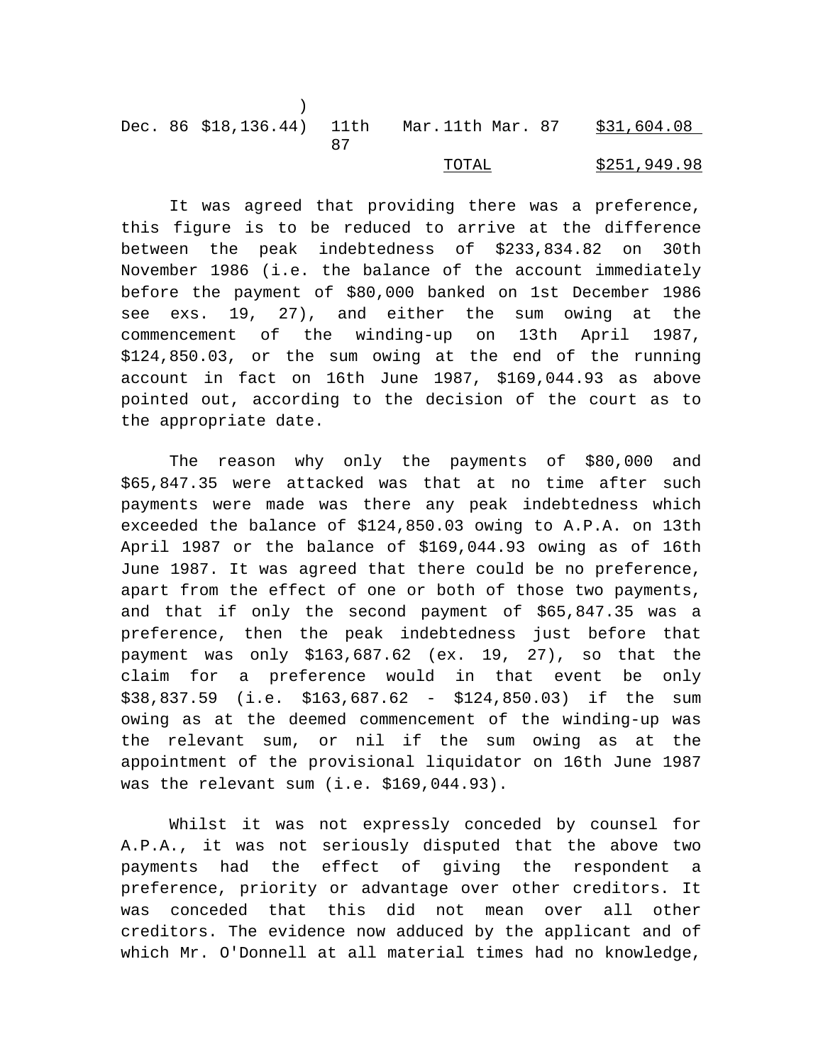| | | | | |
|---|---|---|---|---|
| | ) | | | |
| Dec. 86 | $18,136.44) | 11th Mar. 87 | 11th Mar. 87 | $31,604.08 |
| | | | TOTAL | $251,949.98 |

It was agreed that providing there was a preference, this figure is to be reduced to arrive at the difference between the peak indebtedness of $233,834.82 on 30th November 1986 (i.e. the balance of the account immediately before the payment of $80,000 banked on 1st December 1986 see exs. 19, 27), and either the sum owing at the commencement of the winding-up on 13th April 1987, $124,850.03, or the sum owing at the end of the running account in fact on 16th June 1987, $169,044.93 as above pointed out, according to the decision of the court as to the appropriate date.

The reason why only the payments of $80,000 and $65,847.35 were attacked was that at no time after such payments were made was there any peak indebtedness which exceeded the balance of $124,850.03 owing to A.P.A. on 13th April 1987 or the balance of $169,044.93 owing as of 16th June 1987. It was agreed that there could be no preference, apart from the effect of one or both of those two payments, and that if only the second payment of $65,847.35 was a preference, then the peak indebtedness just before that payment was only $163,687.62 (ex. 19, 27), so that the claim for a preference would in that event be only $38,837.59 (i.e. $163,687.62 - $124,850.03) if the sum owing as at the deemed commencement of the winding-up was the relevant sum, or nil if the sum owing as at the appointment of the provisional liquidator on 16th June 1987 was the relevant sum (i.e. $169,044.93).

Whilst it was not expressly conceded by counsel for A.P.A., it was not seriously disputed that the above two payments had the effect of giving the respondent a preference, priority or advantage over other creditors. It was conceded that this did not mean over all other creditors. The evidence now adduced by the applicant and of which Mr. O'Donnell at all material times had no knowledge,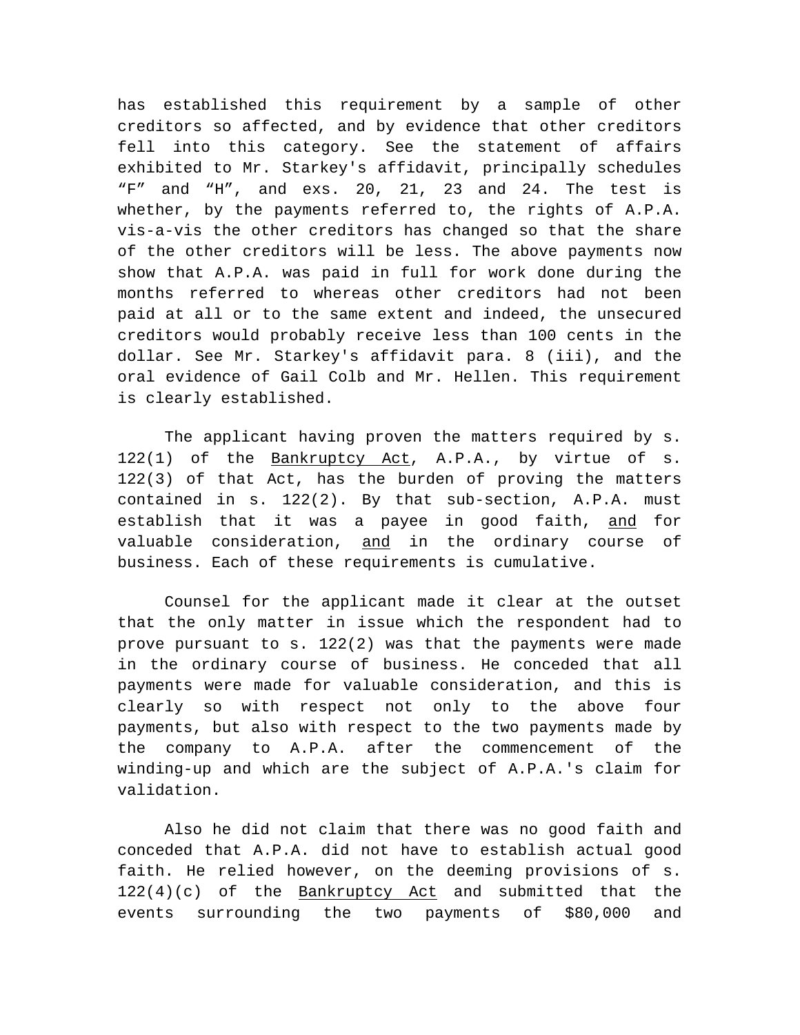has established this requirement by a sample of other creditors so affected, and by evidence that other creditors fell into this category. See the statement of affairs exhibited to Mr. Starkey's affidavit, principally schedules “F” and “H”, and exs. 20, 21, 23 and 24. The test is whether, by the payments referred to, the rights of A.P.A. vis-a-vis the other creditors has changed so that the share of the other creditors will be less. The above payments now show that A.P.A. was paid in full for work done during the months referred to whereas other creditors had not been paid at all or to the same extent and indeed, the unsecured creditors would probably receive less than 100 cents in the dollar. See Mr. Starkey's affidavit para. 8 (iii), and the oral evidence of Gail Colb and Mr. Hellen. This requirement is clearly established.

The applicant having proven the matters required by s. 122(1) of the Bankruptcy Act, A.P.A., by virtue of s. 122(3) of that Act, has the burden of proving the matters contained in s. 122(2). By that sub-section, A.P.A. must establish that it was a payee in good faith, and for valuable consideration, and in the ordinary course of business. Each of these requirements is cumulative.

Counsel for the applicant made it clear at the outset that the only matter in issue which the respondent had to prove pursuant to s. 122(2) was that the payments were made in the ordinary course of business. He conceded that all payments were made for valuable consideration, and this is clearly so with respect not only to the above four payments, but also with respect to the two payments made by the company to A.P.A. after the commencement of the winding-up and which are the subject of A.P.A.'s claim for validation.

Also he did not claim that there was no good faith and conceded that A.P.A. did not have to establish actual good faith. He relied however, on the deeming provisions of s. 122(4)(c) of the Bankruptcy Act and submitted that the events surrounding the two payments of $80,000 and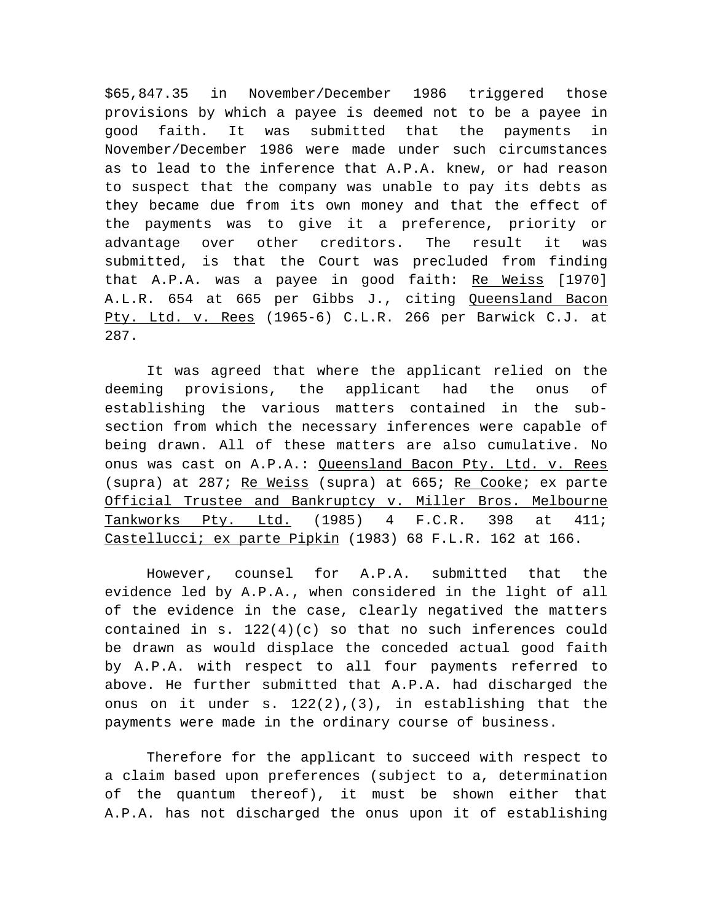$65,847.35 in November/December 1986 triggered those provisions by which a payee is deemed not to be a payee in good faith. It was submitted that the payments in November/December 1986 were made under such circumstances as to lead to the inference that A.P.A. knew, or had reason to suspect that the company was unable to pay its debts as they became due from its own money and that the effect of the payments was to give it a preference, priority or advantage over other creditors. The result it was submitted, is that the Court was precluded from finding that A.P.A. was a payee in good faith: Re Weiss [1970] A.L.R. 654 at 665 per Gibbs J., citing Queensland Bacon Pty. Ltd. v. Rees (1965-6) C.L.R. 266 per Barwick C.J. at 287.

It was agreed that where the applicant relied on the deeming provisions, the applicant had the onus of establishing the various matters contained in the sub-section from which the necessary inferences were capable of being drawn. All of these matters are also cumulative. No onus was cast on A.P.A.: Queensland Bacon Pty. Ltd. v. Rees (supra) at 287; Re Weiss (supra) at 665; Re Cooke; ex parte Official Trustee and Bankruptcy v. Miller Bros. Melbourne Tankworks Pty. Ltd. (1985) 4 F.C.R. 398 at 411; Castellucci; ex parte Pipkin (1983) 68 F.L.R. 162 at 166.

However, counsel for A.P.A. submitted that the evidence led by A.P.A., when considered in the light of all of the evidence in the case, clearly negatived the matters contained in s. 122(4)(c) so that no such inferences could be drawn as would displace the conceded actual good faith by A.P.A. with respect to all four payments referred to above. He further submitted that A.P.A. had discharged the onus on it under s. 122(2),(3), in establishing that the payments were made in the ordinary course of business.

Therefore for the applicant to succeed with respect to a claim based upon preferences (subject to a, determination of the quantum thereof), it must be shown either that A.P.A. has not discharged the onus upon it of establishing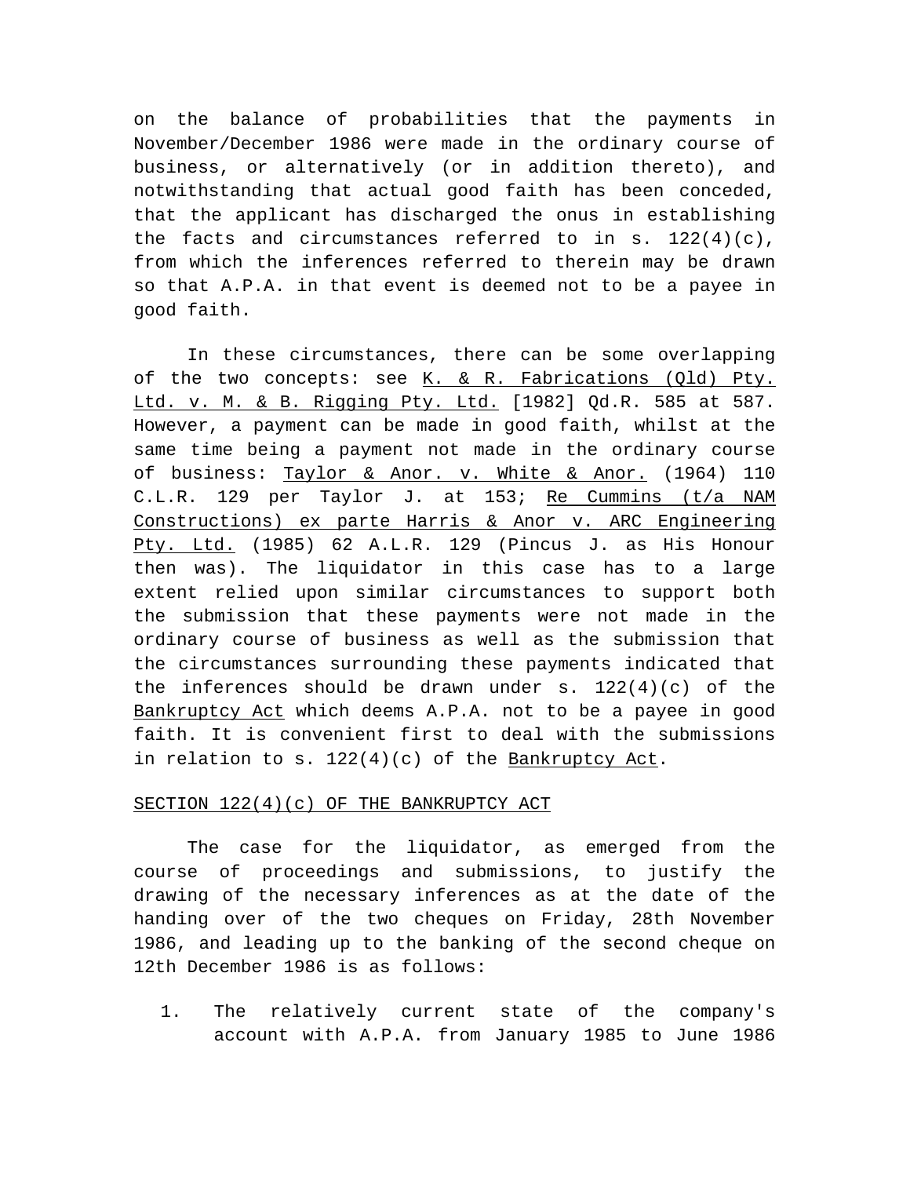on the balance of probabilities that the payments in November/December 1986 were made in the ordinary course of business, or alternatively (or in addition thereto), and notwithstanding that actual good faith has been conceded, that the applicant has discharged the onus in establishing the facts and circumstances referred to in s. 122(4)(c), from which the inferences referred to therein may be drawn so that A.P.A. in that event is deemed not to be a payee in good faith.

In these circumstances, there can be some overlapping of the two concepts: see K. & R. Fabrications (Qld) Pty. Ltd. v. M. & B. Rigging Pty. Ltd. [1982] Qd.R. 585 at 587. However, a payment can be made in good faith, whilst at the same time being a payment not made in the ordinary course of business: Taylor & Anor. v. White & Anor. (1964) 110 C.L.R. 129 per Taylor J. at 153; Re Cummins (t/a NAM Constructions) ex parte Harris & Anor v. ARC Engineering Pty. Ltd. (1985) 62 A.L.R. 129 (Pincus J. as His Honour then was). The liquidator in this case has to a large extent relied upon similar circumstances to support both the submission that these payments were not made in the ordinary course of business as well as the submission that the circumstances surrounding these payments indicated that the inferences should be drawn under s. 122(4)(c) of the Bankruptcy Act which deems A.P.A. not to be a payee in good faith. It is convenient first to deal with the submissions in relation to s. 122(4)(c) of the Bankruptcy Act.

## SECTION 122(4)(c) OF THE BANKRUPTCY ACT

The case for the liquidator, as emerged from the course of proceedings and submissions, to justify the drawing of the necessary inferences as at the date of the handing over of the two cheques on Friday, 28th November 1986, and leading up to the banking of the second cheque on 12th December 1986 is as follows:

1. The relatively current state of the company's account with A.P.A. from January 1985 to June 1986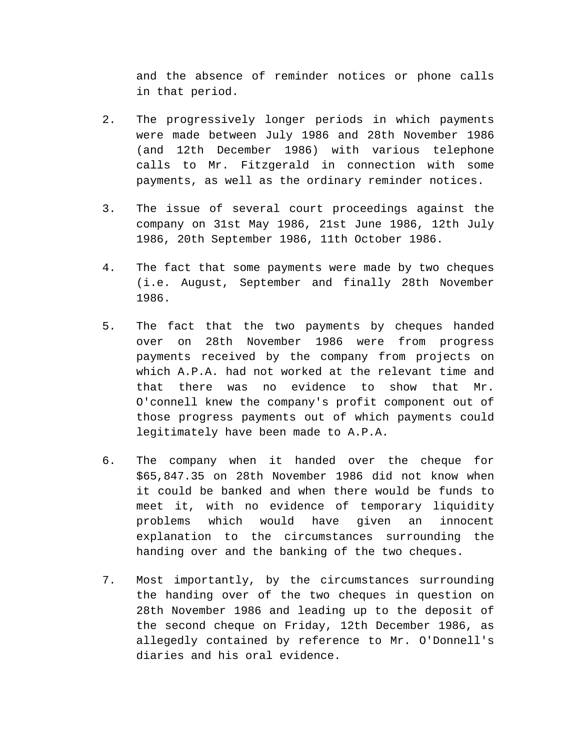and the absence of reminder notices or phone calls in that period.

2. The progressively longer periods in which payments were made between July 1986 and 28th November 1986 (and 12th December 1986) with various telephone calls to Mr. Fitzgerald in connection with some payments, as well as the ordinary reminder notices.

3. The issue of several court proceedings against the company on 31st May 1986, 21st June 1986, 12th July 1986, 20th September 1986, 11th October 1986.

4. The fact that some payments were made by two cheques (i.e. August, September and finally 28th November 1986.

5. The fact that the two payments by cheques handed over on 28th November 1986 were from progress payments received by the company from projects on which A.P.A. had not worked at the relevant time and that there was no evidence to show that Mr. O'connell knew the company's profit component out of those progress payments out of which payments could legitimately have been made to A.P.A.

6. The company when it handed over the cheque for $65,847.35 on 28th November 1986 did not know when it could be banked and when there would be funds to meet it, with no evidence of temporary liquidity problems which would have given an innocent explanation to the circumstances surrounding the handing over and the banking of the two cheques.

7. Most importantly, by the circumstances surrounding the handing over of the two cheques in question on 28th November 1986 and leading up to the deposit of the second cheque on Friday, 12th December 1986, as allegedly contained by reference to Mr. O'Donnell's diaries and his oral evidence.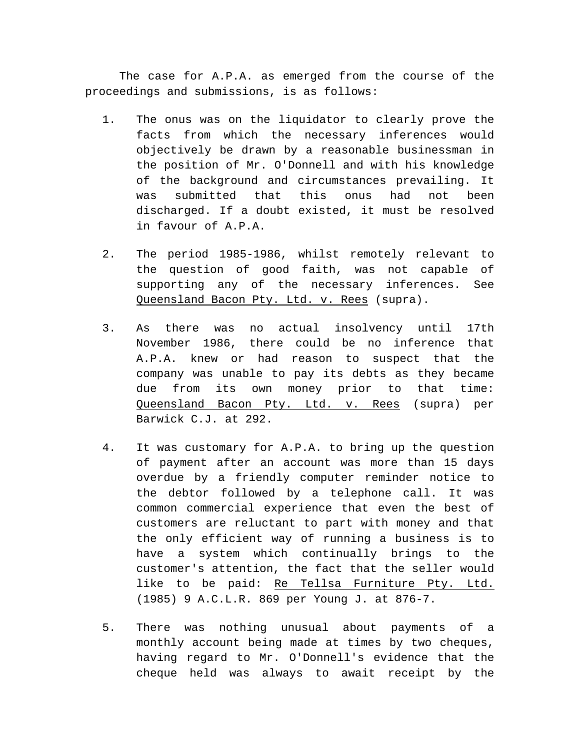The case for A.P.A. as emerged from the course of the proceedings and submissions, is as follows:

1. The onus was on the liquidator to clearly prove the facts from which the necessary inferences would objectively be drawn by a reasonable businessman in the position of Mr. O'Donnell and with his knowledge of the background and circumstances prevailing. It was submitted that this onus had not been discharged. If a doubt existed, it must be resolved in favour of A.P.A.

2. The period 1985-1986, whilst remotely relevant to the question of good faith, was not capable of supporting any of the necessary inferences. See Queensland Bacon Pty. Ltd. v. Rees (supra).

3. As there was no actual insolvency until 17th November 1986, there could be no inference that A.P.A. knew or had reason to suspect that the company was unable to pay its debts as they became due from its own money prior to that time: Queensland Bacon Pty. Ltd. v. Rees (supra) per Barwick C.J. at 292.

4. It was customary for A.P.A. to bring up the question of payment after an account was more than 15 days overdue by a friendly computer reminder notice to the debtor followed by a telephone call. It was common commercial experience that even the best of customers are reluctant to part with money and that the only efficient way of running a business is to have a system which continually brings to the customer's attention, the fact that the seller would like to be paid: Re Tellsa Furniture Pty. Ltd. (1985) 9 A.C.L.R. 869 per Young J. at 876-7.

5. There was nothing unusual about payments of a monthly account being made at times by two cheques, having regard to Mr. O'Donnell's evidence that the cheque held was always to await receipt by the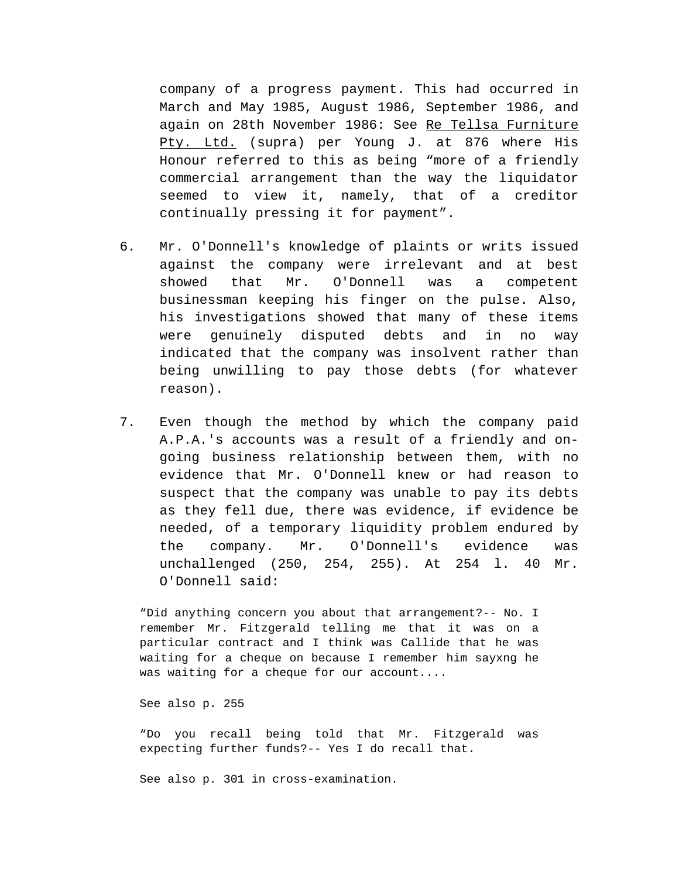company of a progress payment. This had occurred in March and May 1985, August 1986, September 1986, and again on 28th November 1986: See Re Tellsa Furniture Pty. Ltd. (supra) per Young J. at 876 where His Honour referred to this as being “more of a friendly commercial arrangement than the way the liquidator seemed to view it, namely, that of a creditor continually pressing it for payment”.

6. Mr. O'Donnell's knowledge of plaints or writs issued against the company were irrelevant and at best showed that Mr. O'Donnell was a competent businessman keeping his finger on the pulse. Also, his investigations showed that many of these items were genuinely disputed debts and in no way indicated that the company was insolvent rather than being unwilling to pay those debts (for whatever reason).

7. Even though the method by which the company paid A.P.A.'s accounts was a result of a friendly and on-going business relationship between them, with no evidence that Mr. O'Donnell knew or had reason to suspect that the company was unable to pay its debts as they fell due, there was evidence, if evidence be needed, of a temporary liquidity problem endured by the company. Mr. O'Donnell's evidence was unchallenged (250, 254, 255). At 254 l. 40 Mr. O'Donnell said:

> “Did anything concern you about that arrangement?-- No. I remember Mr. Fitzgerald telling me that it was on a particular contract and I think was Callide that he was waiting for a cheque on because I remember him sayxng he was waiting for a cheque for our account....
>
> See also p. 255
>
> “Do you recall being told that Mr. Fitzgerald was expecting further funds?-- Yes I do recall that.
>
> See also p. 301 in cross-examination.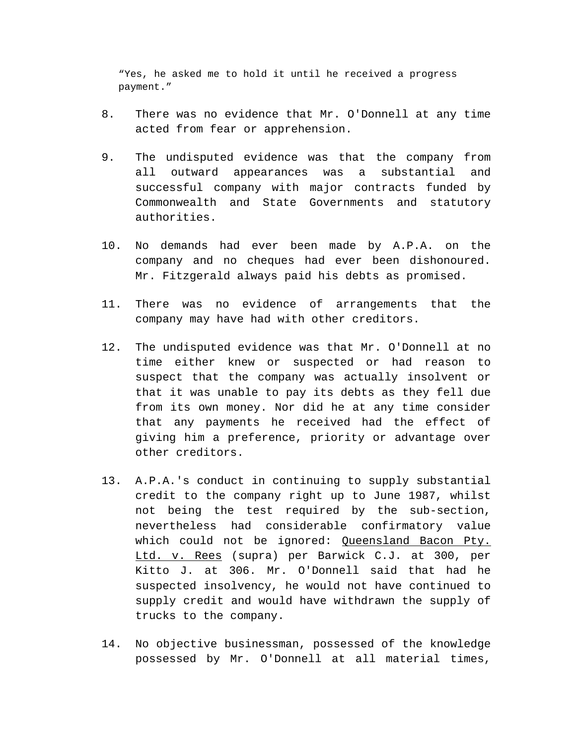> "Yes, he asked me to hold it until he received a progress payment."

8. There was no evidence that Mr. O'Donnell at any time acted from fear or apprehension.

9. The undisputed evidence was that the company from all outward appearances was a substantial and successful company with major contracts funded by Commonwealth and State Governments and statutory authorities.

10. No demands had ever been made by A.P.A. on the company and no cheques had ever been dishonoured. Mr. Fitzgerald always paid his debts as promised.

11. There was no evidence of arrangements that the company may have had with other creditors.

12. The undisputed evidence was that Mr. O'Donnell at no time either knew or suspected or had reason to suspect that the company was actually insolvent or that it was unable to pay its debts as they fell due from its own money. Nor did he at any time consider that any payments he received had the effect of giving him a preference, priority or advantage over other creditors.

13. A.P.A.'s conduct in continuing to supply substantial credit to the company right up to June 1987, whilst not being the test required by the sub-section, nevertheless had considerable confirmatory value which could not be ignored: Queensland Bacon Pty. Ltd. v. Rees (supra) per Barwick C.J. at 300, per Kitto J. at 306. Mr. O'Donnell said that had he suspected insolvency, he would not have continued to supply credit and would have withdrawn the supply of trucks to the company.

14. No objective businessman, possessed of the knowledge possessed by Mr. O'Donnell at all material times,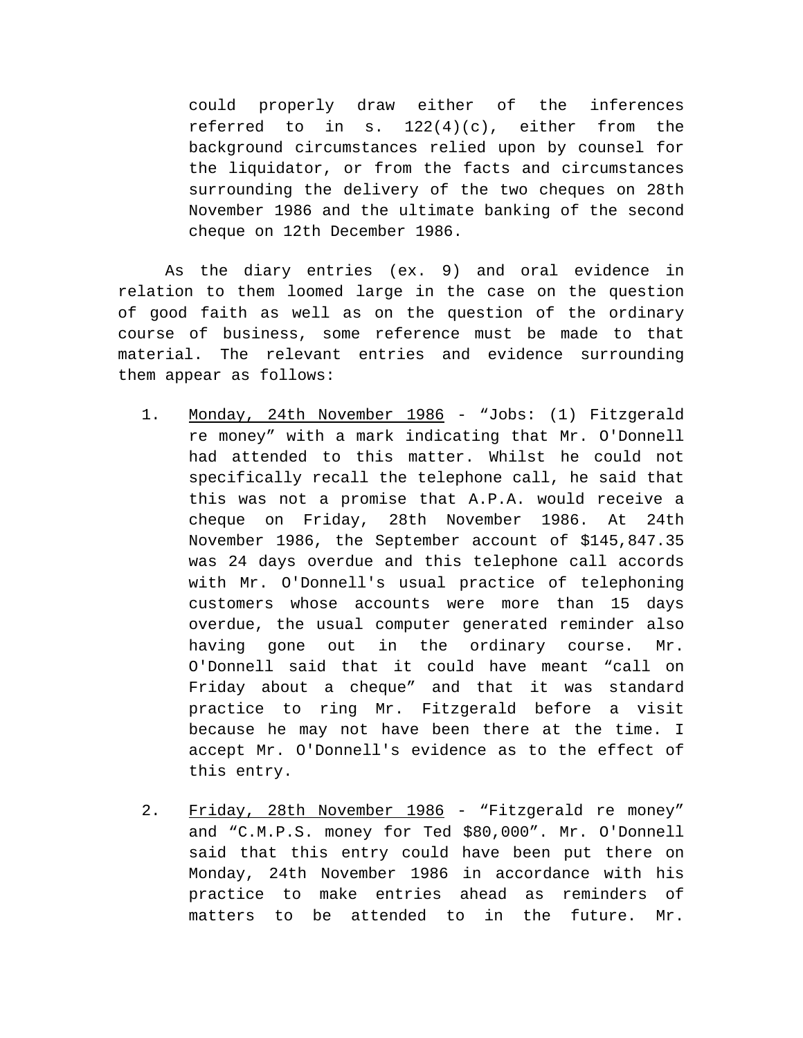could properly draw either of the inferences referred to in s. 122(4)(c), either from the background circumstances relied upon by counsel for the liquidator, or from the facts and circumstances surrounding the delivery of the two cheques on 28th November 1986 and the ultimate banking of the second cheque on 12th December 1986.

As the diary entries (ex. 9) and oral evidence in relation to them loomed large in the case on the question of good faith as well as on the question of the ordinary course of business, some reference must be made to that material. The relevant entries and evidence surrounding them appear as follows:

1. <u>Monday, 24th November 1986</u> - "Jobs: (1) Fitzgerald re money" with a mark indicating that Mr. O'Donnell had attended to this matter. Whilst he could not specifically recall the telephone call, he said that this was not a promise that A.P.A. would receive a cheque on Friday, 28th November 1986. At 24th November 1986, the September account of $145,847.35 was 24 days overdue and this telephone call accords with Mr. O'Donnell's usual practice of telephoning customers whose accounts were more than 15 days overdue, the usual computer generated reminder also having gone out in the ordinary course. Mr. O'Donnell said that it could have meant "call on Friday about a cheque" and that it was standard practice to ring Mr. Fitzgerald before a visit because he may not have been there at the time. I accept Mr. O'Donnell's evidence as to the effect of this entry.

2. <u>Friday, 28th November 1986</u> - "Fitzgerald re money" and "C.M.P.S. money for Ted $80,000". Mr. O'Donnell said that this entry could have been put there on Monday, 24th November 1986 in accordance with his practice to make entries ahead as reminders of matters to be attended to in the future. Mr.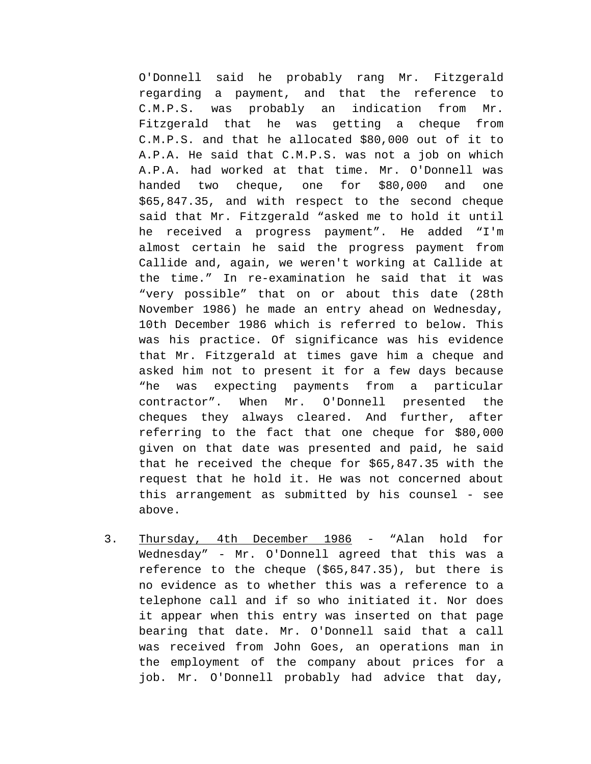O'Donnell said he probably rang Mr. Fitzgerald regarding a payment, and that the reference to C.M.P.S. was probably an indication from Mr. Fitzgerald that he was getting a cheque from C.M.P.S. and that he allocated $80,000 out of it to A.P.A. He said that C.M.P.S. was not a job on which A.P.A. had worked at that time. Mr. O'Donnell was handed two cheque, one for $80,000 and one $65,847.35, and with respect to the second cheque said that Mr. Fitzgerald "asked me to hold it until he received a progress payment". He added "I'm almost certain he said the progress payment from Callide and, again, we weren't working at Callide at the time." In re-examination he said that it was "very possible" that on or about this date (28th November 1986) he made an entry ahead on Wednesday, 10th December 1986 which is referred to below. This was his practice. Of significance was his evidence that Mr. Fitzgerald at times gave him a cheque and asked him not to present it for a few days because "he was expecting payments from a particular contractor". When Mr. O'Donnell presented the cheques they always cleared. And further, after referring to the fact that one cheque for $80,000 given on that date was presented and paid, he said that he received the cheque for $65,847.35 with the request that he hold it. He was not concerned about this arrangement as submitted by his counsel - see above.

3. <u>Thursday, 4th December 1986</u> - "Alan hold for Wednesday" - Mr. O'Donnell agreed that this was a reference to the cheque ($65,847.35), but there is no evidence as to whether this was a reference to a telephone call and if so who initiated it. Nor does it appear when this entry was inserted on that page bearing that date. Mr. O'Donnell said that a call was received from John Goes, an operations man in the employment of the company about prices for a job. Mr. O'Donnell probably had advice that day,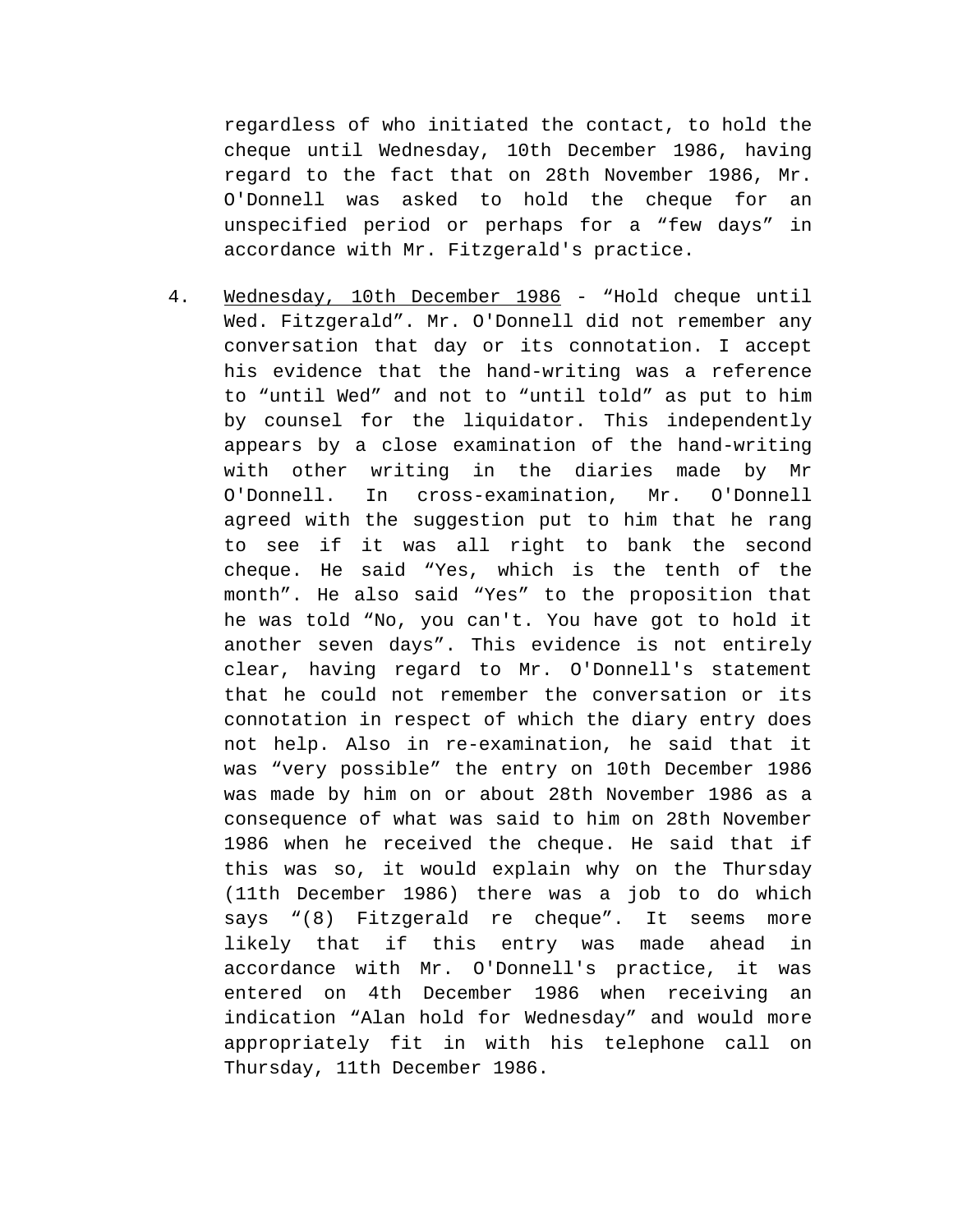regardless of who initiated the contact, to hold the cheque until Wednesday, 10th December 1986, having regard to the fact that on 28th November 1986, Mr. O'Donnell was asked to hold the cheque for an unspecified period or perhaps for a “few days” in accordance with Mr. Fitzgerald's practice.

4. Wednesday, 10th December 1986 - “Hold cheque until Wed. Fitzgerald”. Mr. O'Donnell did not remember any conversation that day or its connotation. I accept his evidence that the hand-writing was a reference to “until Wed” and not to “until told” as put to him by counsel for the liquidator. This independently appears by a close examination of the hand-writing with other writing in the diaries made by Mr O'Donnell. In cross-examination, Mr. O'Donnell agreed with the suggestion put to him that he rang to see if it was all right to bank the second cheque. He said “Yes, which is the tenth of the month”. He also said “Yes” to the proposition that he was told “No, you can't. You have got to hold it another seven days”. This evidence is not entirely clear, having regard to Mr. O'Donnell's statement that he could not remember the conversation or its connotation in respect of which the diary entry does not help. Also in re-examination, he said that it was “very possible” the entry on 10th December 1986 was made by him on or about 28th November 1986 as a consequence of what was said to him on 28th November 1986 when he received the cheque. He said that if this was so, it would explain why on the Thursday (11th December 1986) there was a job to do which says “(8) Fitzgerald re cheque”. It seems more likely that if this entry was made ahead in accordance with Mr. O'Donnell's practice, it was entered on 4th December 1986 when receiving an indication “Alan hold for Wednesday” and would more appropriately fit in with his telephone call on Thursday, 11th December 1986.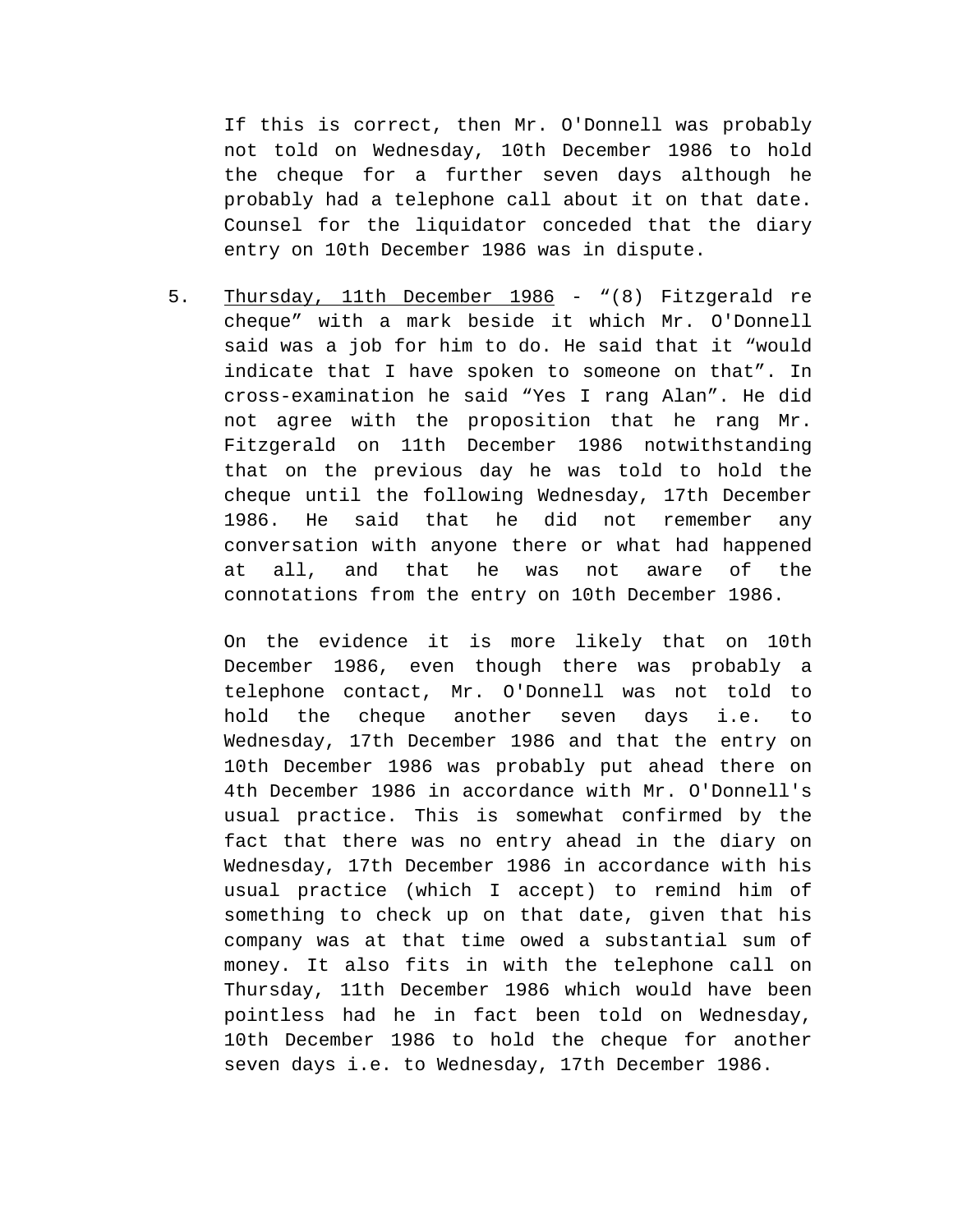If this is correct, then Mr. O'Donnell was probably not told on Wednesday, 10th December 1986 to hold the cheque for a further seven days although he probably had a telephone call about it on that date. Counsel for the liquidator conceded that the diary entry on 10th December 1986 was in dispute.

5. Thursday, 11th December 1986 - “(8) Fitzgerald re cheque” with a mark beside it which Mr. O'Donnell said was a job for him to do. He said that it “would indicate that I have spoken to someone on that”. In cross-examination he said “Yes I rang Alan”. He did not agree with the proposition that he rang Mr. Fitzgerald on 11th December 1986 notwithstanding that on the previous day he was told to hold the cheque until the following Wednesday, 17th December 1986. He said that he did not remember any conversation with anyone there or what had happened at all, and that he was not aware of the connotations from the entry on 10th December 1986.

   On the evidence it is more likely that on 10th December 1986, even though there was probably a telephone contact, Mr. O'Donnell was not told to hold the cheque another seven days i.e. to Wednesday, 17th December 1986 and that the entry on 10th December 1986 was probably put ahead there on 4th December 1986 in accordance with Mr. O'Donnell's usual practice. This is somewhat confirmed by the fact that there was no entry ahead in the diary on Wednesday, 17th December 1986 in accordance with his usual practice (which I accept) to remind him of something to check up on that date, given that his company was at that time owed a substantial sum of money. It also fits in with the telephone call on Thursday, 11th December 1986 which would have been pointless had he in fact been told on Wednesday, 10th December 1986 to hold the cheque for another seven days i.e. to Wednesday, 17th December 1986.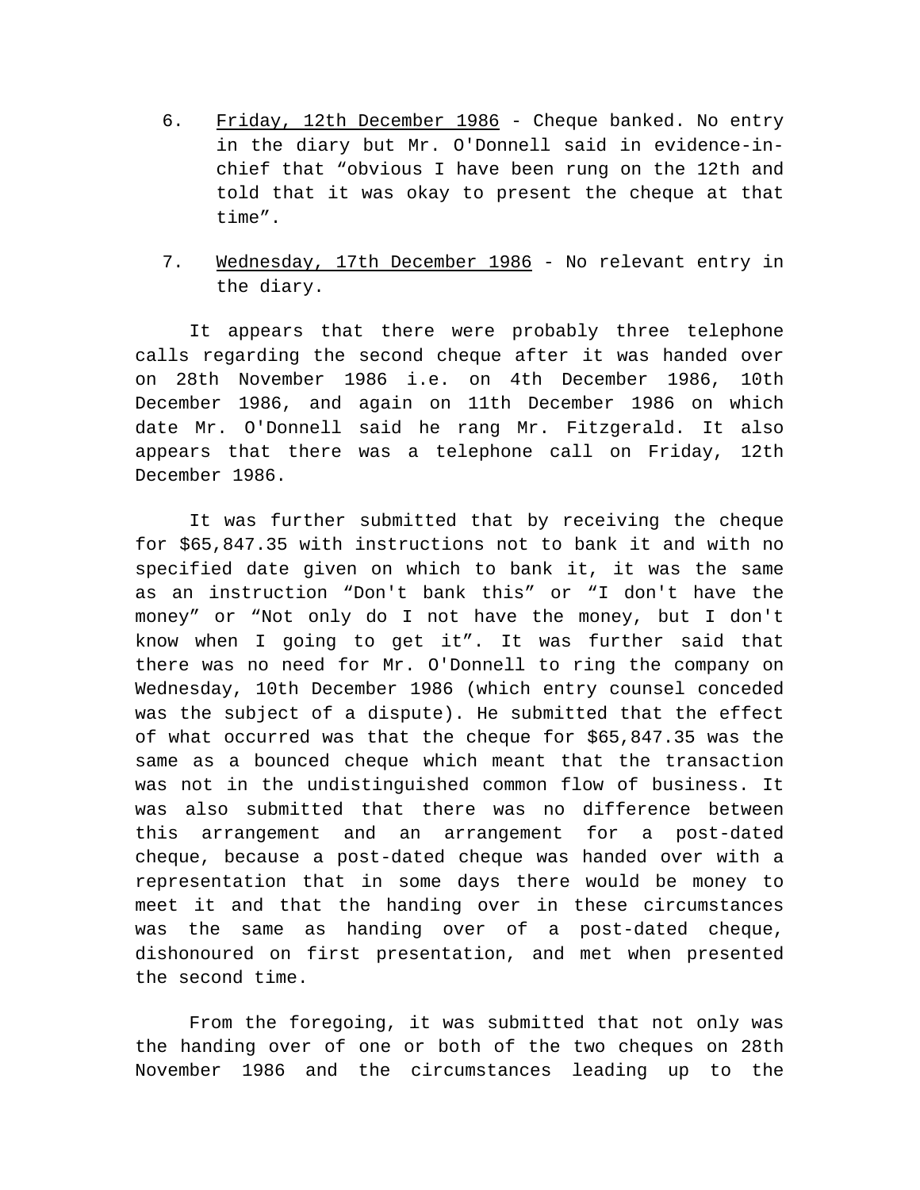6. <u>Friday, 12th December 1986</u> - Cheque banked. No entry in the diary but Mr. O'Donnell said in evidence-in-chief that "obvious I have been rung on the 12th and told that it was okay to present the cheque at that time".

7. <u>Wednesday, 17th December 1986</u> - No relevant entry in the diary.

It appears that there were probably three telephone calls regarding the second cheque after it was handed over on 28th November 1986 i.e. on 4th December 1986, 10th December 1986, and again on 11th December 1986 on which date Mr. O'Donnell said he rang Mr. Fitzgerald. It also appears that there was a telephone call on Friday, 12th December 1986.

It was further submitted that by receiving the cheque for $65,847.35 with instructions not to bank it and with no specified date given on which to bank it, it was the same as an instruction "Don't bank this" or "I don't have the money" or "Not only do I not have the money, but I don't know when I going to get it". It was further said that there was no need for Mr. O'Donnell to ring the company on Wednesday, 10th December 1986 (which entry counsel conceded was the subject of a dispute). He submitted that the effect of what occurred was that the cheque for $65,847.35 was the same as a bounced cheque which meant that the transaction was not in the undistinguished common flow of business. It was also submitted that there was no difference between this arrangement and an arrangement for a post-dated cheque, because a post-dated cheque was handed over with a representation that in some days there would be money to meet it and that the handing over in these circumstances was the same as handing over of a post-dated cheque, dishonoured on first presentation, and met when presented the second time.

From the foregoing, it was submitted that not only was the handing over of one or both of the two cheques on 28th November 1986 and the circumstances leading up to the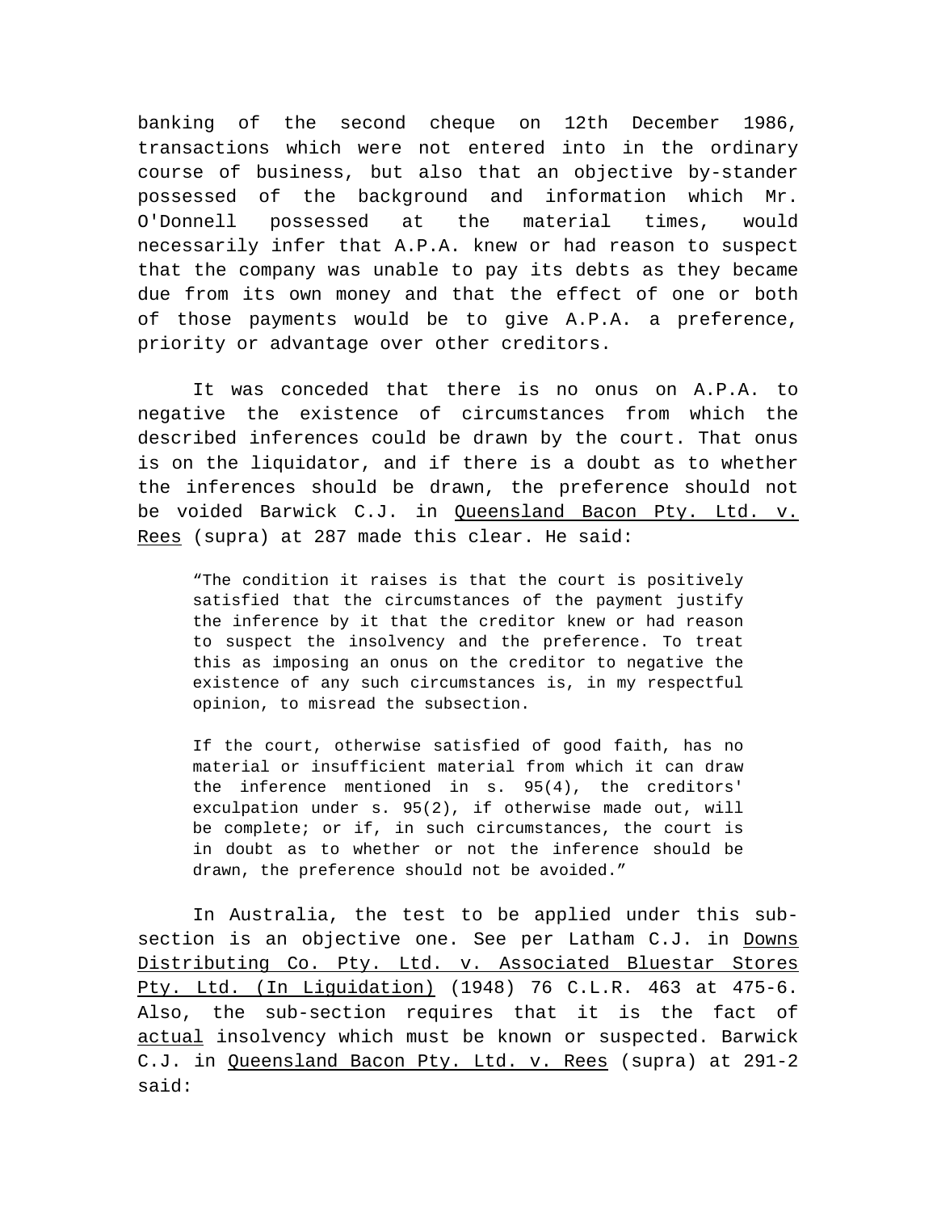banking of the second cheque on 12th December 1986, transactions which were not entered into in the ordinary course of business, but also that an objective by-stander possessed of the background and information which Mr. O'Donnell possessed at the material times, would necessarily infer that A.P.A. knew or had reason to suspect that the company was unable to pay its debts as they became due from its own money and that the effect of one or both of those payments would be to give A.P.A. a preference, priority or advantage over other creditors.

It was conceded that there is no onus on A.P.A. to negative the existence of circumstances from which the described inferences could be drawn by the court. That onus is on the liquidator, and if there is a doubt as to whether the inferences should be drawn, the preference should not be voided Barwick C.J. in Queensland Bacon Pty. Ltd. v. Rees (supra) at 287 made this clear. He said:

> "The condition it raises is that the court is positively satisfied that the circumstances of the payment justify the inference by it that the creditor knew or had reason to suspect the insolvency and the preference. To treat this as imposing an onus on the creditor to negative the existence of any such circumstances is, in my respectful opinion, to misread the subsection.
>
> If the court, otherwise satisfied of good faith, has no material or insufficient material from which it can draw the inference mentioned in s. 95(4), the creditors' exculpation under s. 95(2), if otherwise made out, will be complete; or if, in such circumstances, the court is in doubt as to whether or not the inference should be drawn, the preference should not be avoided."

In Australia, the test to be applied under this sub-section is an objective one. See per Latham C.J. in Downs Distributing Co. Pty. Ltd. v. Associated Bluestar Stores Pty. Ltd. (In Liquidation) (1948) 76 C.L.R. 463 at 475-6. Also, the sub-section requires that it is the fact of actual insolvency which must be known or suspected. Barwick C.J. in Queensland Bacon Pty. Ltd. v. Rees (supra) at 291-2 said: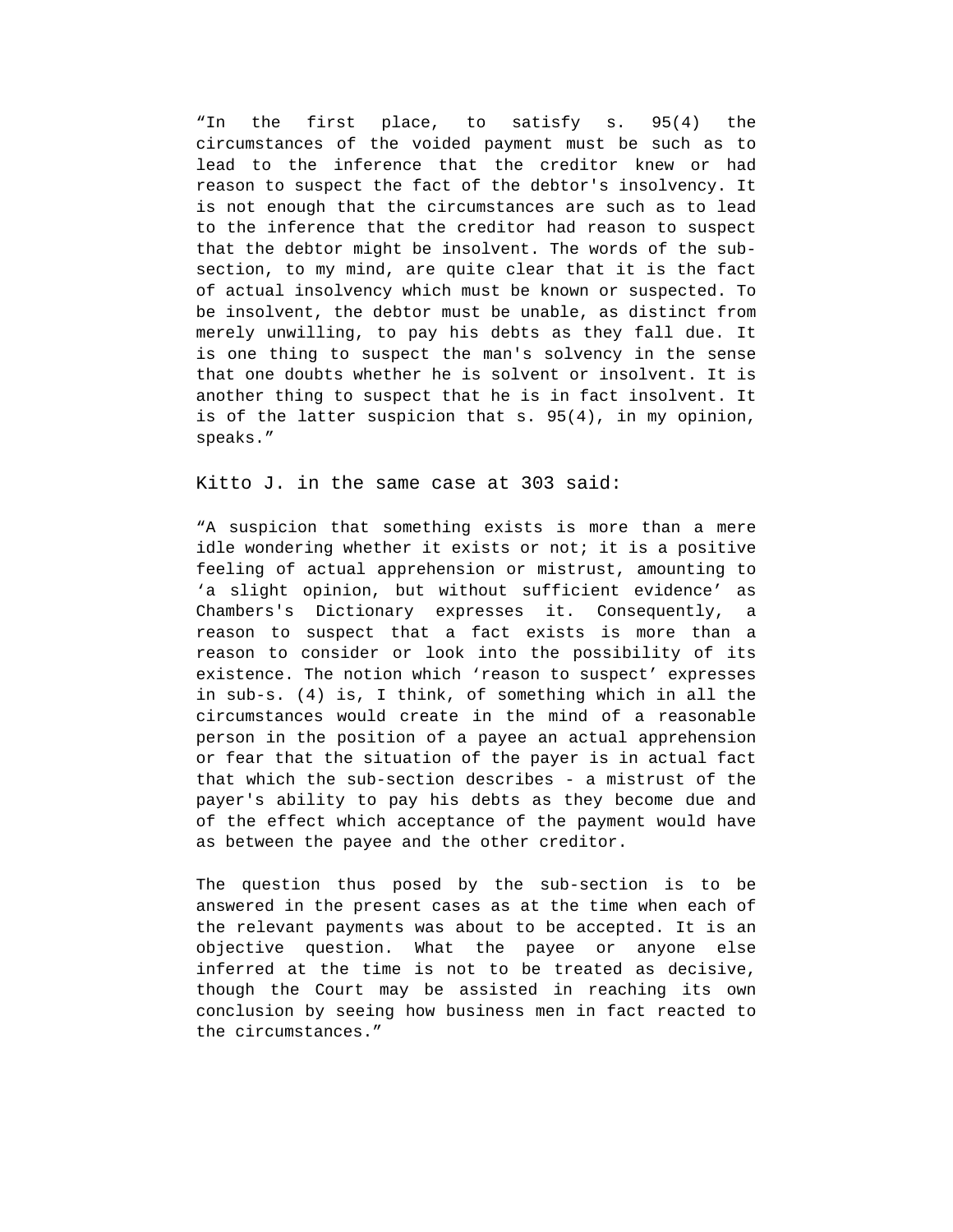"In the first place, to satisfy s. 95(4) the circumstances of the voided payment must be such as to lead to the inference that the creditor knew or had reason to suspect the fact of the debtor's insolvency. It is not enough that the circumstances are such as to lead to the inference that the creditor had reason to suspect that the debtor might be insolvent. The words of the sub-section, to my mind, are quite clear that it is the fact of actual insolvency which must be known or suspected. To be insolvent, the debtor must be unable, as distinct from merely unwilling, to pay his debts as they fall due. It is one thing to suspect the man's solvency in the sense that one doubts whether he is solvent or insolvent. It is another thing to suspect that he is in fact insolvent. It is of the latter suspicion that s. 95(4), in my opinion, speaks."

Kitto J. in the same case at 303 said:

"A suspicion that something exists is more than a mere idle wondering whether it exists or not; it is a positive feeling of actual apprehension or mistrust, amounting to 'a slight opinion, but without sufficient evidence' as Chambers's Dictionary expresses it. Consequently, a reason to suspect that a fact exists is more than a reason to consider or look into the possibility of its existence. The notion which 'reason to suspect' expresses in sub-s. (4) is, I think, of something which in all the circumstances would create in the mind of a reasonable person in the position of a payee an actual apprehension or fear that the situation of the payer is in actual fact that which the sub-section describes - a mistrust of the payer's ability to pay his debts as they become due and of the effect which acceptance of the payment would have as between the payee and the other creditor.

The question thus posed by the sub-section is to be answered in the present cases as at the time when each of the relevant payments was about to be accepted. It is an objective question. What the payee or anyone else inferred at the time is not to be treated as decisive, though the Court may be assisted in reaching its own conclusion by seeing how business men in fact reacted to the circumstances."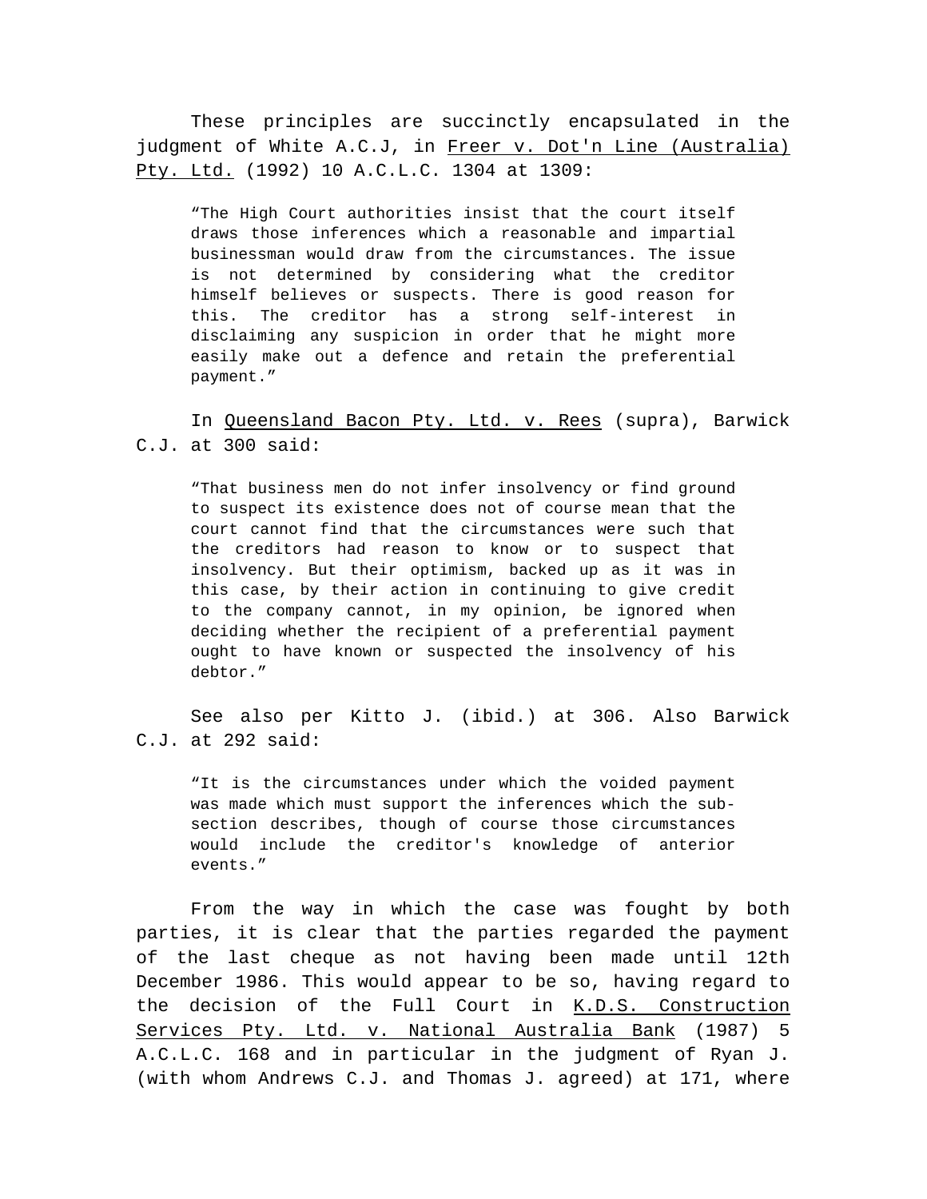These principles are succinctly encapsulated in the judgment of White A.C.J, in Freer v. Dot'n Line (Australia) Pty. Ltd. (1992) 10 A.C.L.C. 1304 at 1309:

> "The High Court authorities insist that the court itself draws those inferences which a reasonable and impartial businessman would draw from the circumstances. The issue is not determined by considering what the creditor himself believes or suspects. There is good reason for this. The creditor has a strong self-interest in disclaiming any suspicion in order that he might more easily make out a defence and retain the preferential payment."

In Queensland Bacon Pty. Ltd. v. Rees (supra), Barwick C.J. at 300 said:

> "That business men do not infer insolvency or find ground to suspect its existence does not of course mean that the court cannot find that the circumstances were such that the creditors had reason to know or to suspect that insolvency. But their optimism, backed up as it was in this case, by their action in continuing to give credit to the company cannot, in my opinion, be ignored when deciding whether the recipient of a preferential payment ought to have known or suspected the insolvency of his debtor."

See also per Kitto J. (ibid.) at 306. Also Barwick C.J. at 292 said:

> "It is the circumstances under which the voided payment was made which must support the inferences which the sub-section describes, though of course those circumstances would include the creditor's knowledge of anterior events."

From the way in which the case was fought by both parties, it is clear that the parties regarded the payment of the last cheque as not having been made until 12th December 1986. This would appear to be so, having regard to the decision of the Full Court in K.D.S. Construction Services Pty. Ltd. v. National Australia Bank (1987) 5 A.C.L.C. 168 and in particular in the judgment of Ryan J. (with whom Andrews C.J. and Thomas J. agreed) at 171, where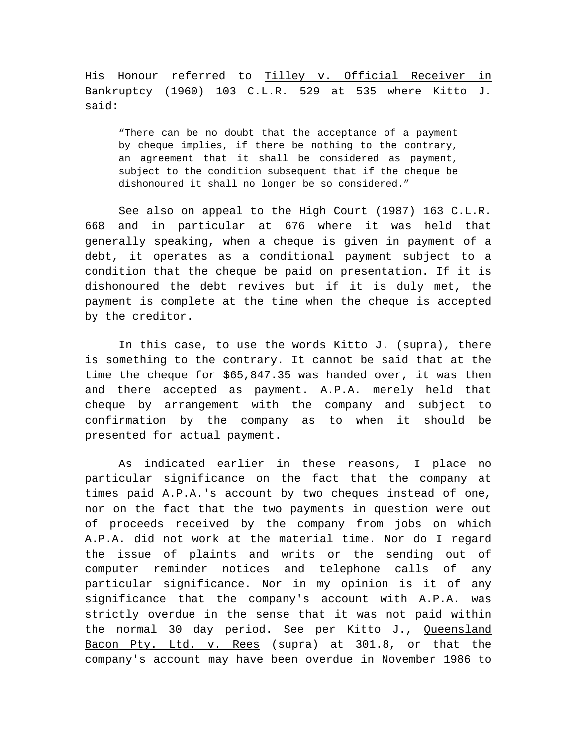His Honour referred to Tilley v. Official Receiver in Bankruptcy (1960) 103 C.L.R. 529 at 535 where Kitto J. said:

> "There can be no doubt that the acceptance of a payment by cheque implies, if there be nothing to the contrary, an agreement that it shall be considered as payment, subject to the condition subsequent that if the cheque be dishonoured it shall no longer be so considered."

See also on appeal to the High Court (1987) 163 C.L.R. 668 and in particular at 676 where it was held that generally speaking, when a cheque is given in payment of a debt, it operates as a conditional payment subject to a condition that the cheque be paid on presentation. If it is dishonoured the debt revives but if it is duly met, the payment is complete at the time when the cheque is accepted by the creditor.

In this case, to use the words Kitto J. (supra), there is something to the contrary. It cannot be said that at the time the cheque for $65,847.35 was handed over, it was then and there accepted as payment. A.P.A. merely held that cheque by arrangement with the company and subject to confirmation by the company as to when it should be presented for actual payment.

As indicated earlier in these reasons, I place no particular significance on the fact that the company at times paid A.P.A.'s account by two cheques instead of one, nor on the fact that the two payments in question were out of proceeds received by the company from jobs on which A.P.A. did not work at the material time. Nor do I regard the issue of plaints and writs or the sending out of computer reminder notices and telephone calls of any particular significance. Nor in my opinion is it of any significance that the company's account with A.P.A. was strictly overdue in the sense that it was not paid within the normal 30 day period. See per Kitto J., Queensland Bacon Pty. Ltd. v. Rees (supra) at 301.8, or that the company's account may have been overdue in November 1986 to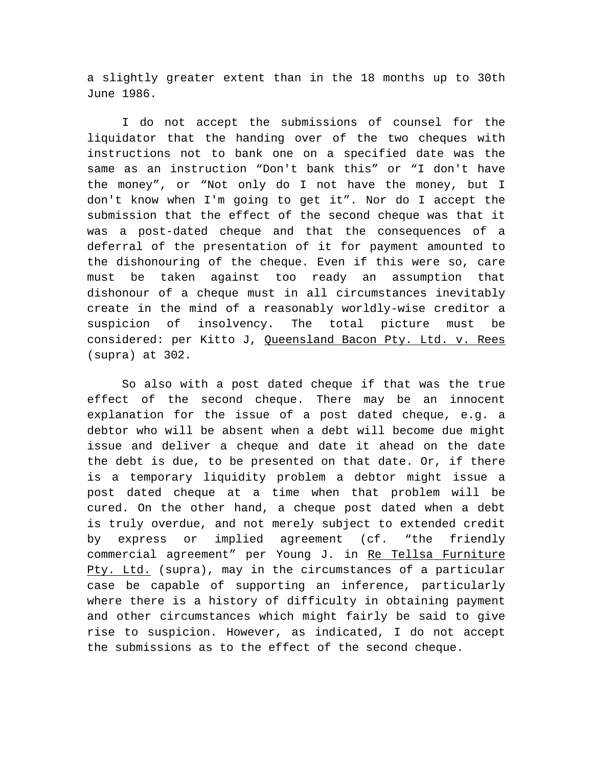a slightly greater extent than in the 18 months up to 30th June 1986.

I do not accept the submissions of counsel for the liquidator that the handing over of the two cheques with instructions not to bank one on a specified date was the same as an instruction “Don't bank this” or “I don't have the money”, or “Not only do I not have the money, but I don't know when I'm going to get it”. Nor do I accept the submission that the effect of the second cheque was that it was a post-dated cheque and that the consequences of a deferral of the presentation of it for payment amounted to the dishonouring of the cheque. Even if this were so, care must be taken against too ready an assumption that dishonour of a cheque must in all circumstances inevitably create in the mind of a reasonably worldly-wise creditor a suspicion of insolvency. The total picture must be considered: per Kitto J, Queensland Bacon Pty. Ltd. v. Rees (supra) at 302.

So also with a post dated cheque if that was the true effect of the second cheque. There may be an innocent explanation for the issue of a post dated cheque, e.g. a debtor who will be absent when a debt will become due might issue and deliver a cheque and date it ahead on the date the debt is due, to be presented on that date. Or, if there is a temporary liquidity problem a debtor might issue a post dated cheque at a time when that problem will be cured. On the other hand, a cheque post dated when a debt is truly overdue, and not merely subject to extended credit by express or implied agreement (cf. “the friendly commercial agreement” per Young J. in Re Tellsa Furniture Pty. Ltd. (supra), may in the circumstances of a particular case be capable of supporting an inference, particularly where there is a history of difficulty in obtaining payment and other circumstances which might fairly be said to give rise to suspicion. However, as indicated, I do not accept the submissions as to the effect of the second cheque.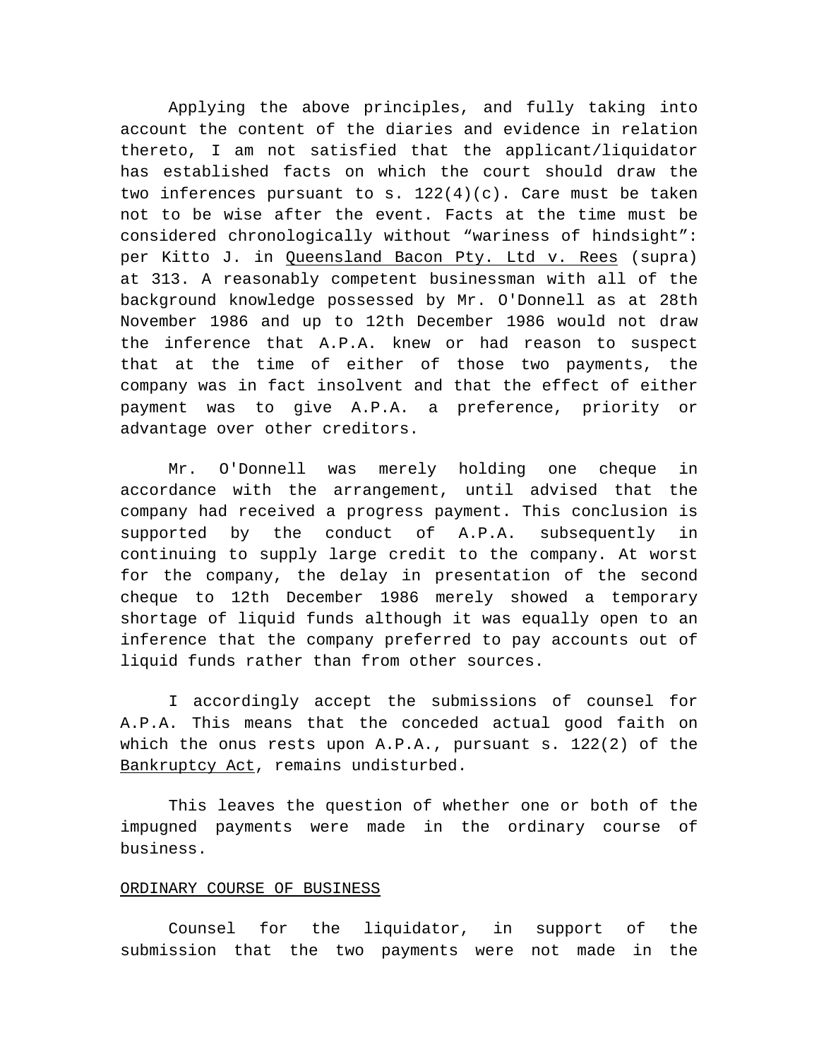Applying the above principles, and fully taking into account the content of the diaries and evidence in relation thereto, I am not satisfied that the applicant/liquidator has established facts on which the court should draw the two inferences pursuant to s. 122(4)(c). Care must be taken not to be wise after the event. Facts at the time must be considered chronologically without “wariness of hindsight”: per Kitto J. in Queensland Bacon Pty. Ltd v. Rees (supra) at 313. A reasonably competent businessman with all of the background knowledge possessed by Mr. O'Donnell as at 28th November 1986 and up to 12th December 1986 would not draw the inference that A.P.A. knew or had reason to suspect that at the time of either of those two payments, the company was in fact insolvent and that the effect of either payment was to give A.P.A. a preference, priority or advantage over other creditors.

Mr. O'Donnell was merely holding one cheque in accordance with the arrangement, until advised that the company had received a progress payment. This conclusion is supported by the conduct of A.P.A. subsequently in continuing to supply large credit to the company. At worst for the company, the delay in presentation of the second cheque to 12th December 1986 merely showed a temporary shortage of liquid funds although it was equally open to an inference that the company preferred to pay accounts out of liquid funds rather than from other sources.

I accordingly accept the submissions of counsel for A.P.A. This means that the conceded actual good faith on which the onus rests upon A.P.A., pursuant s. 122(2) of the Bankruptcy Act, remains undisturbed.

This leaves the question of whether one or both of the impugned payments were made in the ordinary course of business.

## ORDINARY COURSE OF BUSINESS

Counsel for the liquidator, in support of the submission that the two payments were not made in the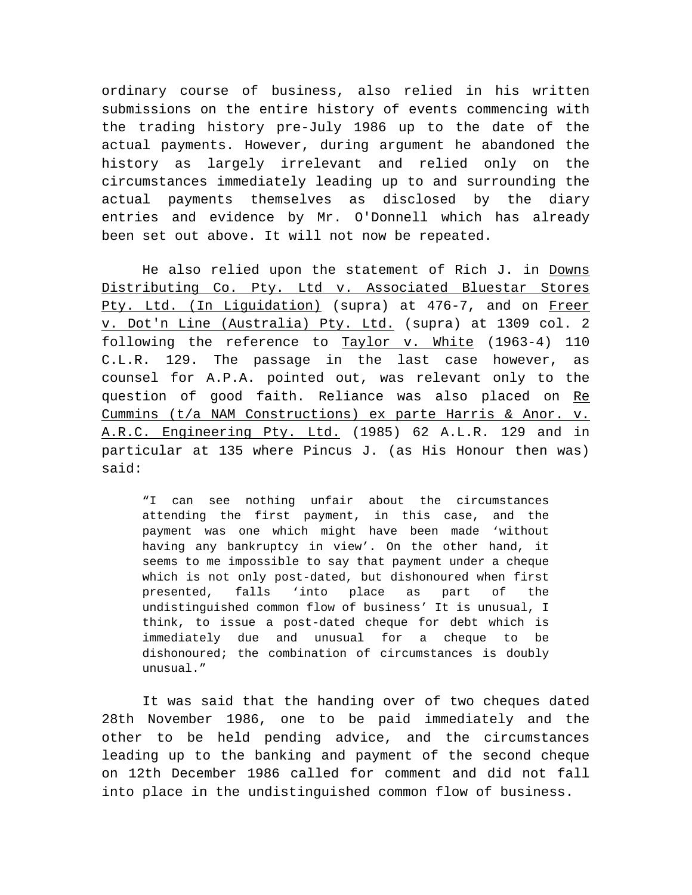ordinary course of business, also relied in his written submissions on the entire history of events commencing with the trading history pre-July 1986 up to the date of the actual payments. However, during argument he abandoned the history as largely irrelevant and relied only on the circumstances immediately leading up to and surrounding the actual payments themselves as disclosed by the diary entries and evidence by Mr. O'Donnell which has already been set out above. It will not now be repeated.

He also relied upon the statement of Rich J. in Downs Distributing Co. Pty. Ltd v. Associated Bluestar Stores Pty. Ltd. (In Liquidation) (supra) at 476-7, and on Freer v. Dot'n Line (Australia) Pty. Ltd. (supra) at 1309 col. 2 following the reference to Taylor v. White (1963-4) 110 C.L.R. 129. The passage in the last case however, as counsel for A.P.A. pointed out, was relevant only to the question of good faith. Reliance was also placed on Re Cummins (t/a NAM Constructions) ex parte Harris & Anor. v. A.R.C. Engineering Pty. Ltd. (1985) 62 A.L.R. 129 and in particular at 135 where Pincus J. (as His Honour then was) said:

> "I can see nothing unfair about the circumstances attending the first payment, in this case, and the payment was one which might have been made 'without having any bankruptcy in view'. On the other hand, it seems to me impossible to say that payment under a cheque which is not only post-dated, but dishonoured when first presented, falls 'into place as part of the undistinguished common flow of business' It is unusual, I think, to issue a post-dated cheque for debt which is immediately due and unusual for a cheque to be dishonoured; the combination of circumstances is doubly unusual."

It was said that the handing over of two cheques dated 28th November 1986, one to be paid immediately and the other to be held pending advice, and the circumstances leading up to the banking and payment of the second cheque on 12th December 1986 called for comment and did not fall into place in the undistinguished common flow of business.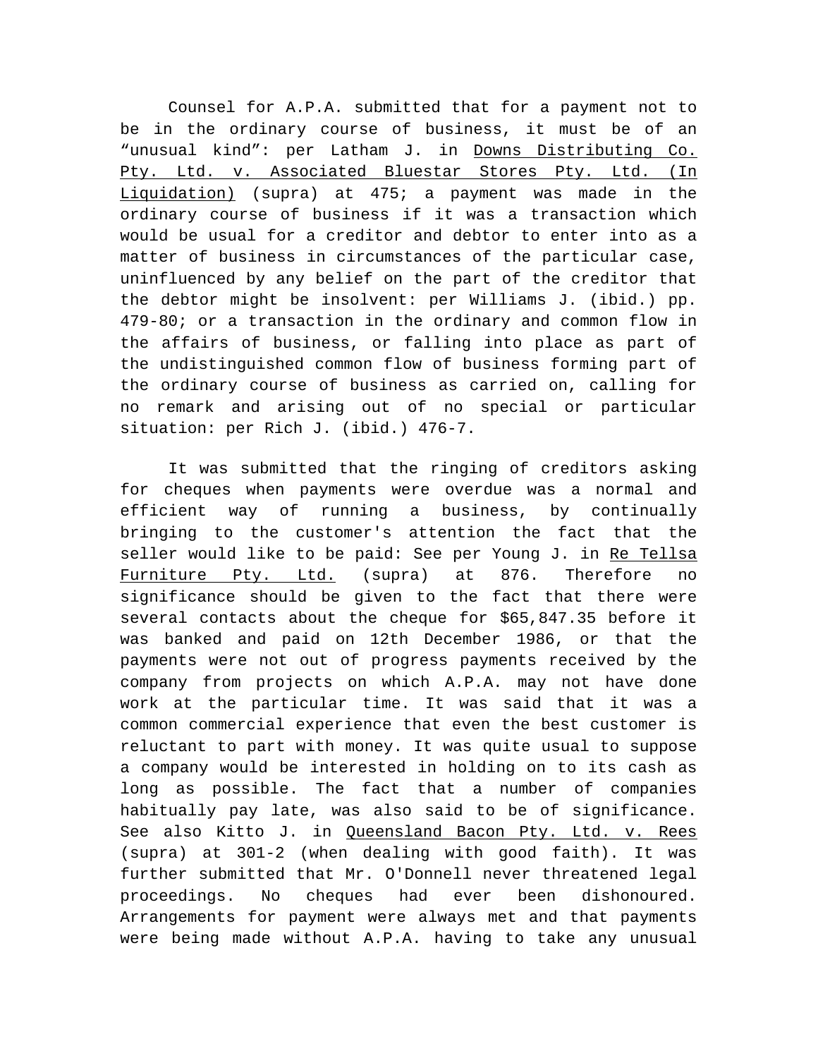Counsel for A.P.A. submitted that for a payment not to be in the ordinary course of business, it must be of an "unusual kind": per Latham J. in Downs Distributing Co. Pty. Ltd. v. Associated Bluestar Stores Pty. Ltd. (In Liquidation) (supra) at 475; a payment was made in the ordinary course of business if it was a transaction which would be usual for a creditor and debtor to enter into as a matter of business in circumstances of the particular case, uninfluenced by any belief on the part of the creditor that the debtor might be insolvent: per Williams J. (ibid.) pp. 479-80; or a transaction in the ordinary and common flow in the affairs of business, or falling into place as part of the undistinguished common flow of business forming part of the ordinary course of business as carried on, calling for no remark and arising out of no special or particular situation: per Rich J. (ibid.) 476-7.

It was submitted that the ringing of creditors asking for cheques when payments were overdue was a normal and efficient way of running a business, by continually bringing to the customer's attention the fact that the seller would like to be paid: See per Young J. in Re Tellsa Furniture Pty. Ltd. (supra) at 876. Therefore no significance should be given to the fact that there were several contacts about the cheque for $65,847.35 before it was banked and paid on 12th December 1986, or that the payments were not out of progress payments received by the company from projects on which A.P.A. may not have done work at the particular time. It was said that it was a common commercial experience that even the best customer is reluctant to part with money. It was quite usual to suppose a company would be interested in holding on to its cash as long as possible. The fact that a number of companies habitually pay late, was also said to be of significance. See also Kitto J. in Queensland Bacon Pty. Ltd. v. Rees (supra) at 301-2 (when dealing with good faith). It was further submitted that Mr. O'Donnell never threatened legal proceedings. No cheques had ever been dishonoured. Arrangements for payment were always met and that payments were being made without A.P.A. having to take any unusual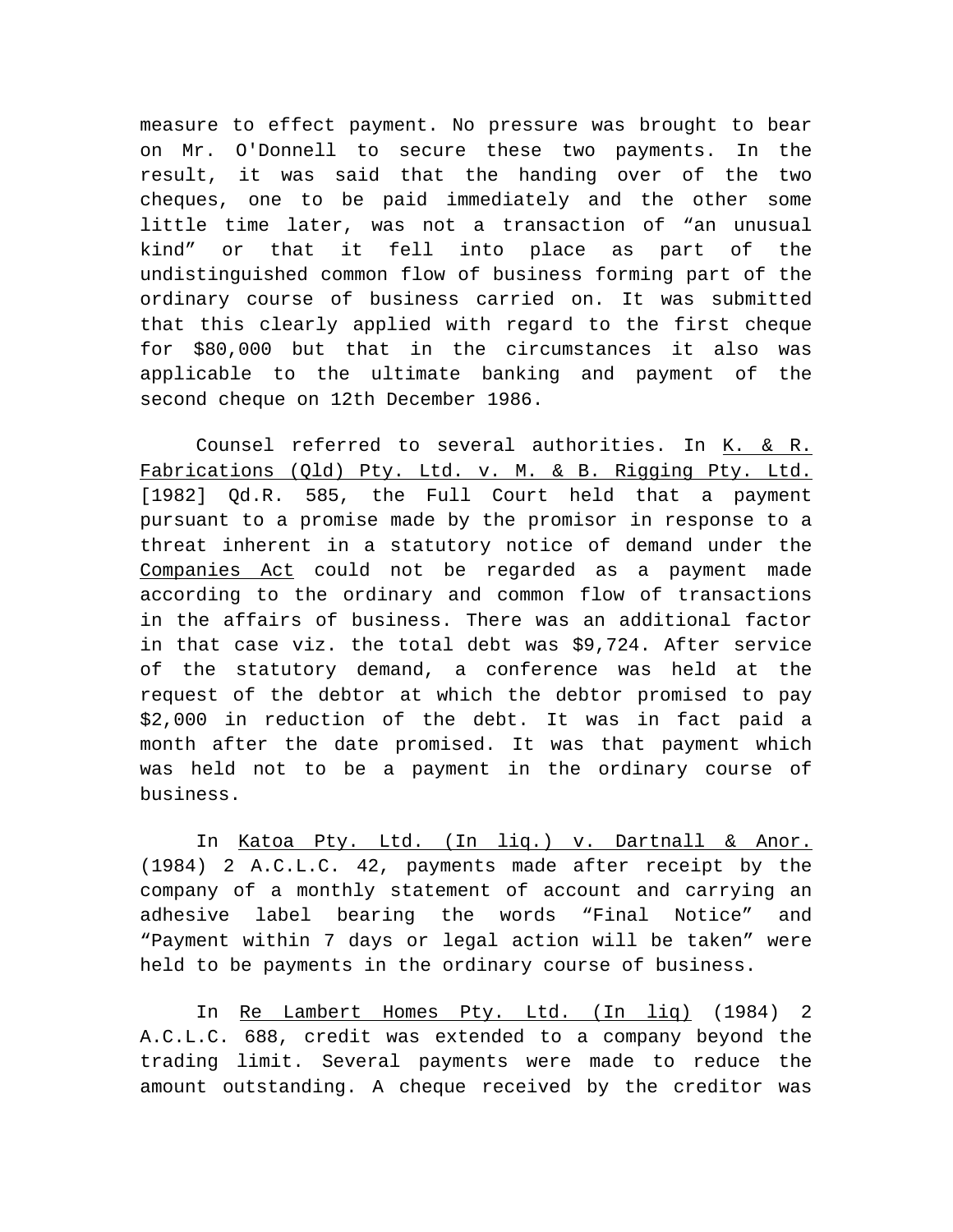measure to effect payment. No pressure was brought to bear on Mr. O'Donnell to secure these two payments. In the result, it was said that the handing over of the two cheques, one to be paid immediately and the other some little time later, was not a transaction of "an unusual kind" or that it fell into place as part of the undistinguished common flow of business forming part of the ordinary course of business carried on. It was submitted that this clearly applied with regard to the first cheque for $80,000 but that in the circumstances it also was applicable to the ultimate banking and payment of the second cheque on 12th December 1986.

Counsel referred to several authorities. In K. & R. Fabrications (Qld) Pty. Ltd. v. M. & B. Rigging Pty. Ltd. [1982] Qd.R. 585, the Full Court held that a payment pursuant to a promise made by the promisor in response to a threat inherent in a statutory notice of demand under the Companies Act could not be regarded as a payment made according to the ordinary and common flow of transactions in the affairs of business. There was an additional factor in that case viz. the total debt was $9,724. After service of the statutory demand, a conference was held at the request of the debtor at which the debtor promised to pay $2,000 in reduction of the debt. It was in fact paid a month after the date promised. It was that payment which was held not to be a payment in the ordinary course of business.

In Katoa Pty. Ltd. (In liq.) v. Dartnall & Anor. (1984) 2 A.C.L.C. 42, payments made after receipt by the company of a monthly statement of account and carrying an adhesive label bearing the words "Final Notice" and "Payment within 7 days or legal action will be taken" were held to be payments in the ordinary course of business.

In Re Lambert Homes Pty. Ltd. (In liq) (1984) 2 A.C.L.C. 688, credit was extended to a company beyond the trading limit. Several payments were made to reduce the amount outstanding. A cheque received by the creditor was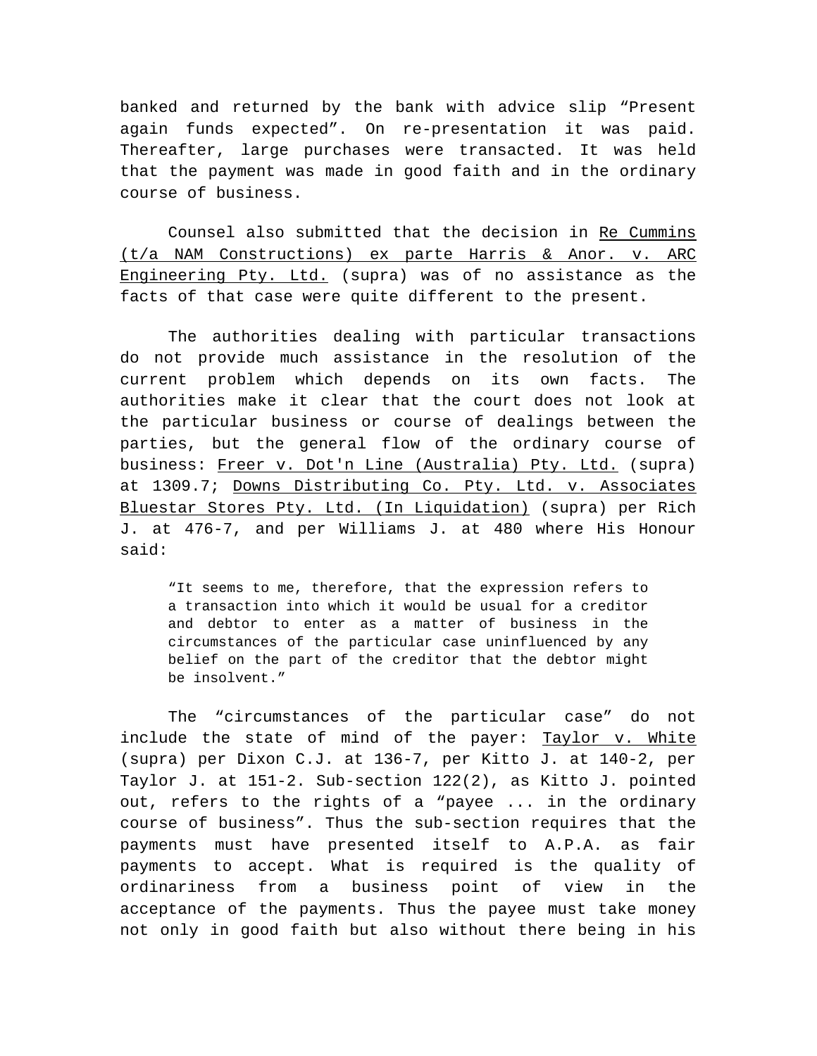banked and returned by the bank with advice slip "Present again funds expected". On re-presentation it was paid. Thereafter, large purchases were transacted. It was held that the payment was made in good faith and in the ordinary course of business.

Counsel also submitted that the decision in Re Cummins (t/a NAM Constructions) ex parte Harris & Anor. v. ARC Engineering Pty. Ltd. (supra) was of no assistance as the facts of that case were quite different to the present.

The authorities dealing with particular transactions do not provide much assistance in the resolution of the current problem which depends on its own facts. The authorities make it clear that the court does not look at the particular business or course of dealings between the parties, but the general flow of the ordinary course of business: Freer v. Dot'n Line (Australia) Pty. Ltd. (supra) at 1309.7; Downs Distributing Co. Pty. Ltd. v. Associates Bluestar Stores Pty. Ltd. (In Liquidation) (supra) per Rich J. at 476-7, and per Williams J. at 480 where His Honour said:

> "It seems to me, therefore, that the expression refers to a transaction into which it would be usual for a creditor and debtor to enter as a matter of business in the circumstances of the particular case uninfluenced by any belief on the part of the creditor that the debtor might be insolvent."

The "circumstances of the particular case" do not include the state of mind of the payer: Taylor v. White (supra) per Dixon C.J. at 136-7, per Kitto J. at 140-2, per Taylor J. at 151-2. Sub-section 122(2), as Kitto J. pointed out, refers to the rights of a "payee ... in the ordinary course of business". Thus the sub-section requires that the payments must have presented itself to A.P.A. as fair payments to accept. What is required is the quality of ordinariness from a business point of view in the acceptance of the payments. Thus the payee must take money not only in good faith but also without there being in his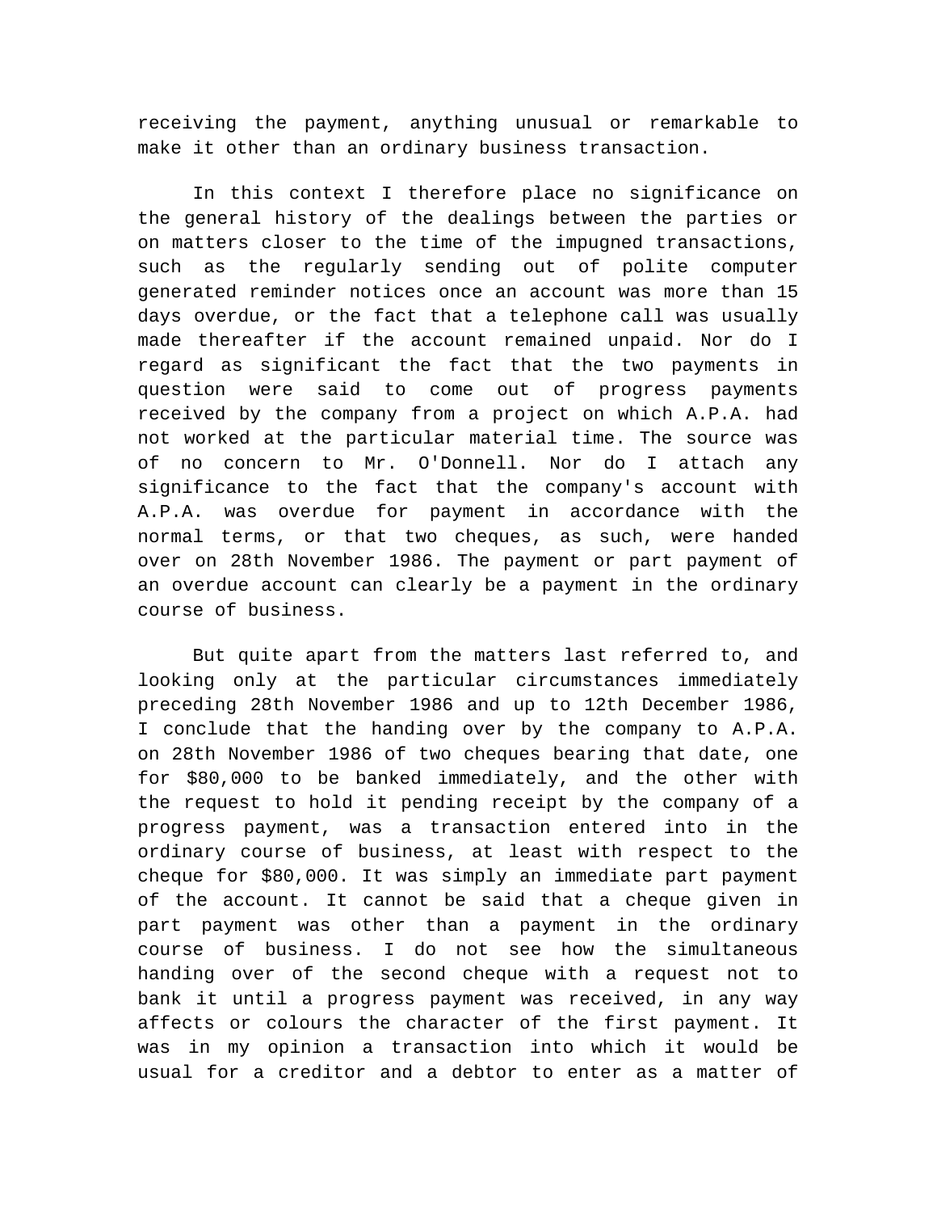receiving the payment, anything unusual or remarkable to make it other than an ordinary business transaction.

In this context I therefore place no significance on the general history of the dealings between the parties or on matters closer to the time of the impugned transactions, such as the regularly sending out of polite computer generated reminder notices once an account was more than 15 days overdue, or the fact that a telephone call was usually made thereafter if the account remained unpaid. Nor do I regard as significant the fact that the two payments in question were said to come out of progress payments received by the company from a project on which A.P.A. had not worked at the particular material time. The source was of no concern to Mr. O'Donnell. Nor do I attach any significance to the fact that the company's account with A.P.A. was overdue for payment in accordance with the normal terms, or that two cheques, as such, were handed over on 28th November 1986. The payment or part payment of an overdue account can clearly be a payment in the ordinary course of business.

But quite apart from the matters last referred to, and looking only at the particular circumstances immediately preceding 28th November 1986 and up to 12th December 1986, I conclude that the handing over by the company to A.P.A. on 28th November 1986 of two cheques bearing that date, one for $80,000 to be banked immediately, and the other with the request to hold it pending receipt by the company of a progress payment, was a transaction entered into in the ordinary course of business, at least with respect to the cheque for $80,000. It was simply an immediate part payment of the account. It cannot be said that a cheque given in part payment was other than a payment in the ordinary course of business. I do not see how the simultaneous handing over of the second cheque with a request not to bank it until a progress payment was received, in any way affects or colours the character of the first payment. It was in my opinion a transaction into which it would be usual for a creditor and a debtor to enter as a matter of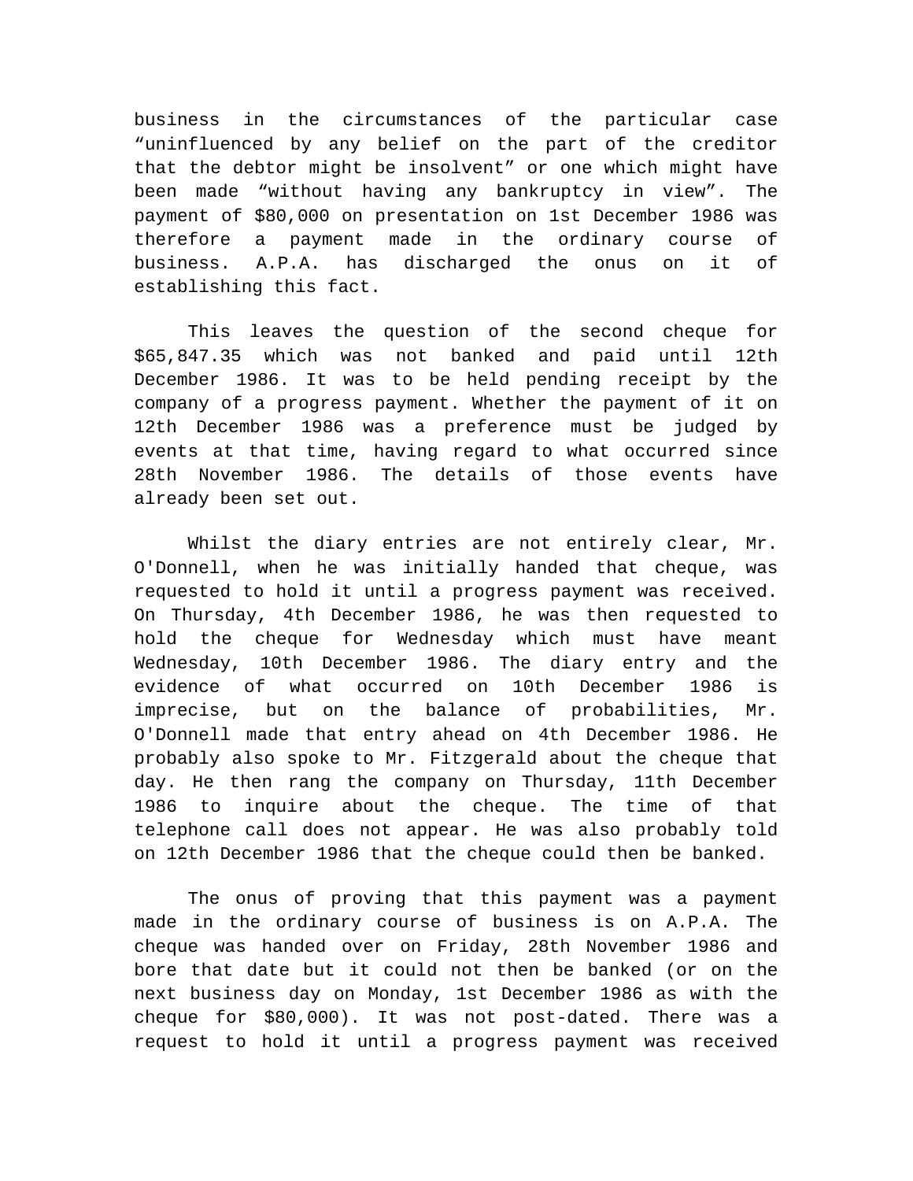business in the circumstances of the particular case “uninfluenced by any belief on the part of the creditor that the debtor might be insolvent” or one which might have been made “without having any bankruptcy in view”. The payment of $80,000 on presentation on 1st December 1986 was therefore a payment made in the ordinary course of business. A.P.A. has discharged the onus on it of establishing this fact.

This leaves the question of the second cheque for $65,847.35 which was not banked and paid until 12th December 1986. It was to be held pending receipt by the company of a progress payment. Whether the payment of it on 12th December 1986 was a preference must be judged by events at that time, having regard to what occurred since 28th November 1986. The details of those events have already been set out.

Whilst the diary entries are not entirely clear, Mr. O'Donnell, when he was initially handed that cheque, was requested to hold it until a progress payment was received. On Thursday, 4th December 1986, he was then requested to hold the cheque for Wednesday which must have meant Wednesday, 10th December 1986. The diary entry and the evidence of what occurred on 10th December 1986 is imprecise, but on the balance of probabilities, Mr. O'Donnell made that entry ahead on 4th December 1986. He probably also spoke to Mr. Fitzgerald about the cheque that day. He then rang the company on Thursday, 11th December 1986 to inquire about the cheque. The time of that telephone call does not appear. He was also probably told on 12th December 1986 that the cheque could then be banked.

The onus of proving that this payment was a payment made in the ordinary course of business is on A.P.A. The cheque was handed over on Friday, 28th November 1986 and bore that date but it could not then be banked (or on the next business day on Monday, 1st December 1986 as with the cheque for $80,000). It was not post-dated. There was a request to hold it until a progress payment was received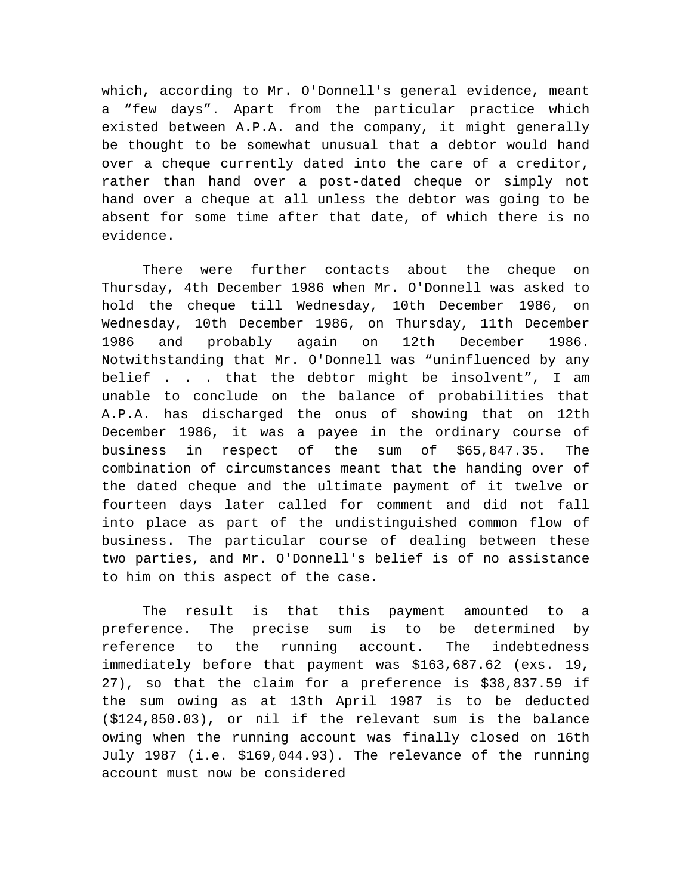which, according to Mr. O'Donnell's general evidence, meant a “few days”. Apart from the particular practice which existed between A.P.A. and the company, it might generally be thought to be somewhat unusual that a debtor would hand over a cheque currently dated into the care of a creditor, rather than hand over a post-dated cheque or simply not hand over a cheque at all unless the debtor was going to be absent for some time after that date, of which there is no evidence.

There were further contacts about the cheque on Thursday, 4th December 1986 when Mr. O'Donnell was asked to hold the cheque till Wednesday, 10th December 1986, on Wednesday, 10th December 1986, on Thursday, 11th December 1986 and probably again on 12th December 1986. Notwithstanding that Mr. O'Donnell was “uninfluenced by any belief . . . that the debtor might be insolvent”, I am unable to conclude on the balance of probabilities that A.P.A. has discharged the onus of showing that on 12th December 1986, it was a payee in the ordinary course of business in respect of the sum of $65,847.35. The combination of circumstances meant that the handing over of the dated cheque and the ultimate payment of it twelve or fourteen days later called for comment and did not fall into place as part of the undistinguished common flow of business. The particular course of dealing between these two parties, and Mr. O'Donnell's belief is of no assistance to him on this aspect of the case.

The result is that this payment amounted to a preference. The precise sum is to be determined by reference to the running account. The indebtedness immediately before that payment was $163,687.62 (exs. 19, 27), so that the claim for a preference is $38,837.59 if the sum owing as at 13th April 1987 is to be deducted ($124,850.03), or nil if the relevant sum is the balance owing when the running account was finally closed on 16th July 1987 (i.e. $169,044.93). The relevance of the running account must now be considered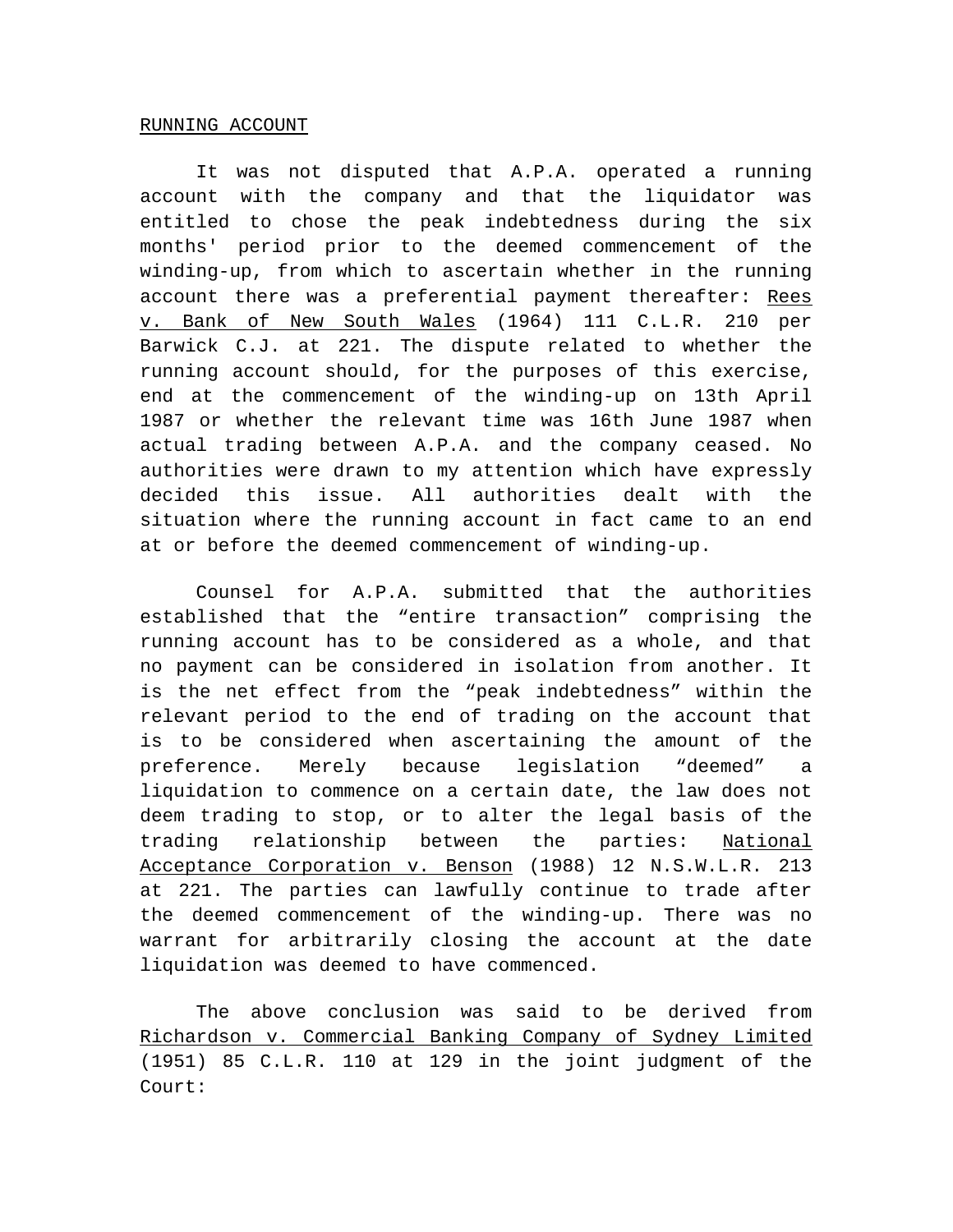<u>RUNNING ACCOUNT</u>

It was not disputed that A.P.A. operated a running account with the company and that the liquidator was entitled to chose the peak indebtedness during the six months' period prior to the deemed commencement of the winding-up, from which to ascertain whether in the running account there was a preferential payment thereafter: <u>Rees v. Bank of New South Wales</u> (1964) 111 C.L.R. 210 per Barwick C.J. at 221. The dispute related to whether the running account should, for the purposes of this exercise, end at the commencement of the winding-up on 13th April 1987 or whether the relevant time was 16th June 1987 when actual trading between A.P.A. and the company ceased. No authorities were drawn to my attention which have expressly decided this issue. All authorities dealt with the situation where the running account in fact came to an end at or before the deemed commencement of winding-up.

Counsel for A.P.A. submitted that the authorities established that the "entire transaction" comprising the running account has to be considered as a whole, and that no payment can be considered in isolation from another. It is the net effect from the "peak indebtedness" within the relevant period to the end of trading on the account that is to be considered when ascertaining the amount of the preference. Merely because legislation "deemed" a liquidation to commence on a certain date, the law does not deem trading to stop, or to alter the legal basis of the trading relationship between the parties: <u>National Acceptance Corporation v. Benson</u> (1988) 12 N.S.W.L.R. 213 at 221. The parties can lawfully continue to trade after the deemed commencement of the winding-up. There was no warrant for arbitrarily closing the account at the date liquidation was deemed to have commenced.

The above conclusion was said to be derived from <u>Richardson v. Commercial Banking Company of Sydney Limited</u> (1951) 85 C.L.R. 110 at 129 in the joint judgment of the Court: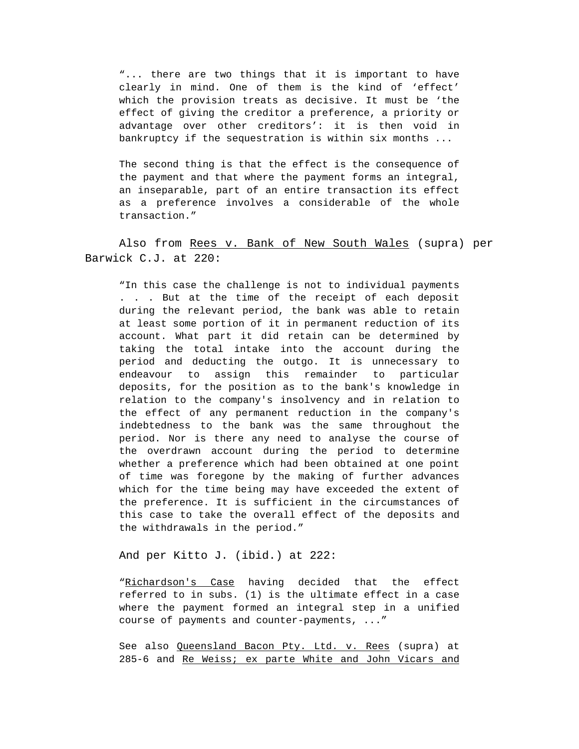> "... there are two things that it is important to have clearly in mind. One of them is the kind of 'effect' which the provision treats as decisive. It must be 'the effect of giving the creditor a preference, a priority or advantage over other creditors': it is then void in bankruptcy if the sequestration is within six months ...
>
> The second thing is that the effect is the consequence of the payment and that where the payment forms an integral, an inseparable, part of an entire transaction its effect as a preference involves a considerable of the whole transaction."

Also from Rees v. Bank of New South Wales (supra) per Barwick C.J. at 220:

> "In this case the challenge is not to individual payments . . . But at the time of the receipt of each deposit during the relevant period, the bank was able to retain at least some portion of it in permanent reduction of its account. What part it did retain can be determined by taking the total intake into the account during the period and deducting the outgo. It is unnecessary to endeavour to assign this remainder to particular deposits, for the position as to the bank's knowledge in relation to the company's insolvency and in relation to the effect of any permanent reduction in the company's indebtedness to the bank was the same throughout the period. Nor is there any need to analyse the course of the overdrawn account during the period to determine whether a preference which had been obtained at one point of time was foregone by the making of further advances which for the time being may have exceeded the extent of the preference. It is sufficient in the circumstances of this case to take the overall effect of the deposits and the withdrawals in the period."

And per Kitto J. (ibid.) at 222:

> "Richardson's Case having decided that the effect referred to in subs. (1) is the ultimate effect in a case where the payment formed an integral step in a unified course of payments and counter-payments, ..."

See also Queensland Bacon Pty. Ltd. v. Rees (supra) at 285-6 and Re Weiss; ex parte White and John Vicars and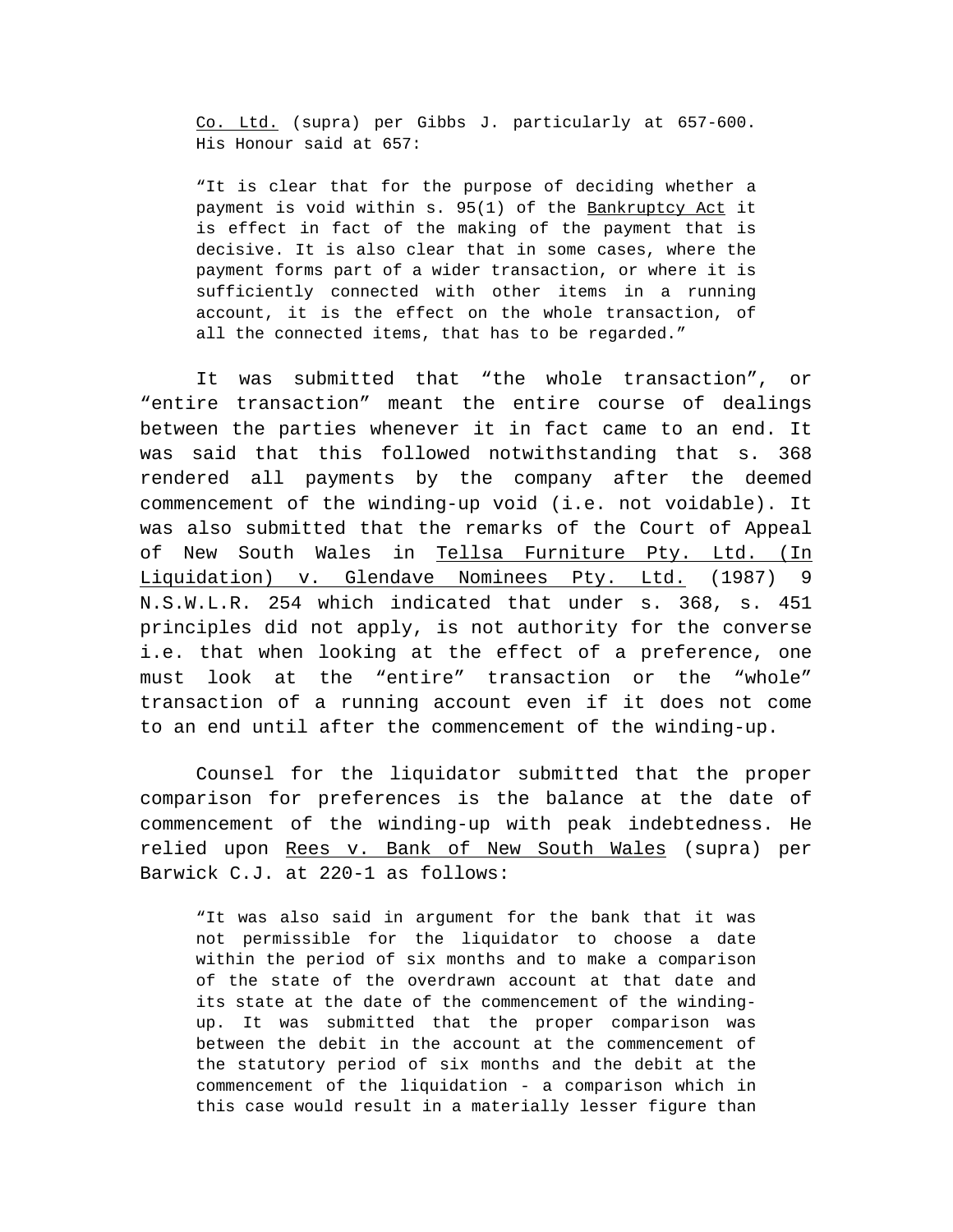Co. Ltd. (supra) per Gibbs J. particularly at 657-600. His Honour said at 657:

> "It is clear that for the purpose of deciding whether a payment is void within s. 95(1) of the Bankruptcy Act it is effect in fact of the making of the payment that is decisive. It is also clear that in some cases, where the payment forms part of a wider transaction, or where it is sufficiently connected with other items in a running account, it is the effect on the whole transaction, of all the connected items, that has to be regarded."

It was submitted that "the whole transaction", or "entire transaction" meant the entire course of dealings between the parties whenever it in fact came to an end. It was said that this followed notwithstanding that s. 368 rendered all payments by the company after the deemed commencement of the winding-up void (i.e. not voidable). It was also submitted that the remarks of the Court of Appeal of New South Wales in Tellsa Furniture Pty. Ltd. (In Liquidation) v. Glendave Nominees Pty. Ltd. (1987) 9 N.S.W.L.R. 254 which indicated that under s. 368, s. 451 principles did not apply, is not authority for the converse i.e. that when looking at the effect of a preference, one must look at the "entire" transaction or the "whole" transaction of a running account even if it does not come to an end until after the commencement of the winding-up.

Counsel for the liquidator submitted that the proper comparison for preferences is the balance at the date of commencement of the winding-up with peak indebtedness. He relied upon Rees v. Bank of New South Wales (supra) per Barwick C.J. at 220-1 as follows:

> "It was also said in argument for the bank that it was not permissible for the liquidator to choose a date within the period of six months and to make a comparison of the state of the overdrawn account at that date and its state at the date of the commencement of the winding-up. It was submitted that the proper comparison was between the debit in the account at the commencement of the statutory period of six months and the debit at the commencement of the liquidation - a comparison which in this case would result in a materially lesser figure than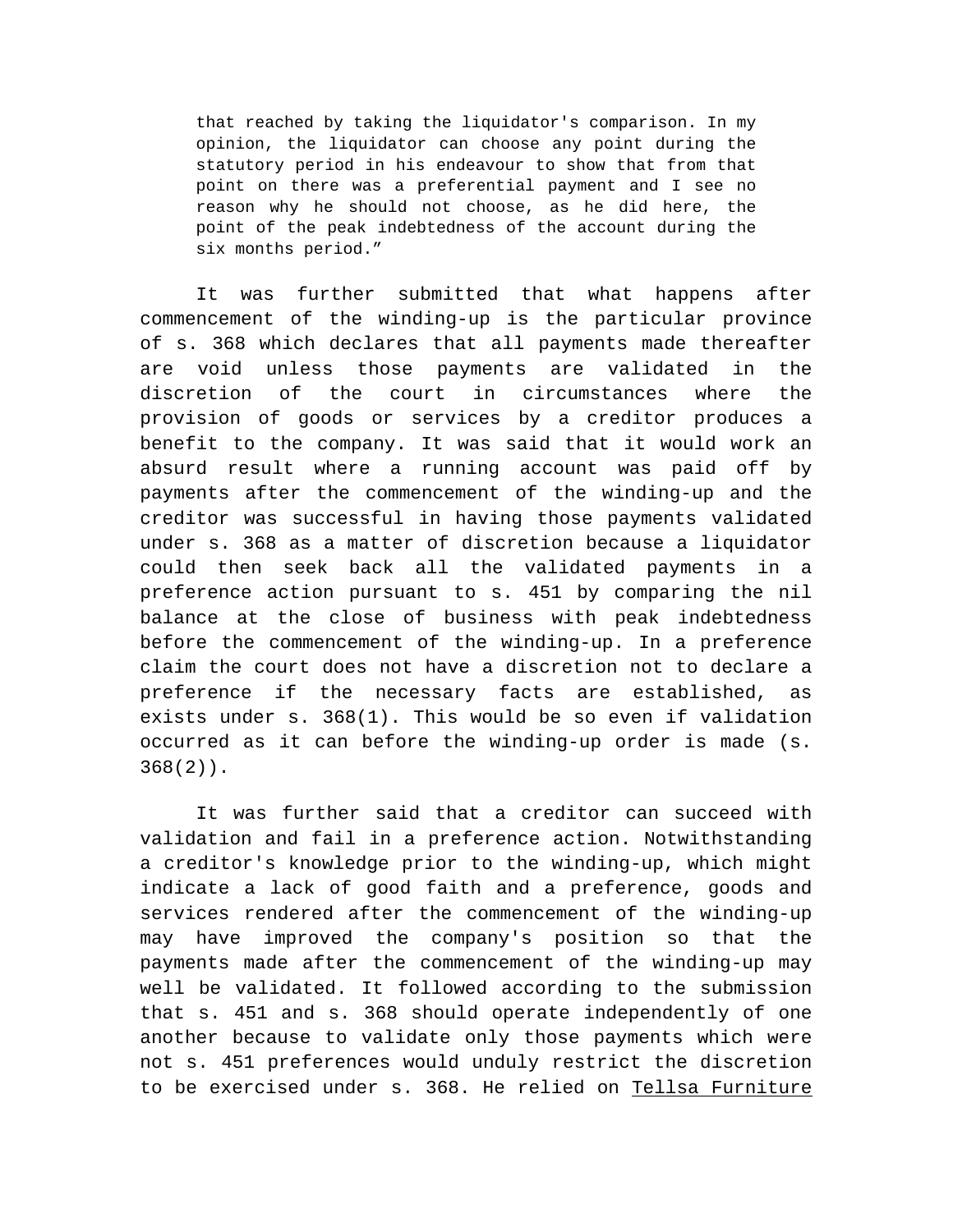> that reached by taking the liquidator's comparison. In my opinion, the liquidator can choose any point during the statutory period in his endeavour to show that from that point on there was a preferential payment and I see no reason why he should not choose, as he did here, the point of the peak indebtedness of the account during the six months period."

It was further submitted that what happens after commencement of the winding-up is the particular province of s. 368 which declares that all payments made thereafter are void unless those payments are validated in the discretion of the court in circumstances where the provision of goods or services by a creditor produces a benefit to the company. It was said that it would work an absurd result where a running account was paid off by payments after the commencement of the winding-up and the creditor was successful in having those payments validated under s. 368 as a matter of discretion because a liquidator could then seek back all the validated payments in a preference action pursuant to s. 451 by comparing the nil balance at the close of business with peak indebtedness before the commencement of the winding-up. In a preference claim the court does not have a discretion not to declare a preference if the necessary facts are established, as exists under s. 368(1). This would be so even if validation occurred as it can before the winding-up order is made (s. 368(2)).

It was further said that a creditor can succeed with validation and fail in a preference action. Notwithstanding a creditor's knowledge prior to the winding-up, which might indicate a lack of good faith and a preference, goods and services rendered after the commencement of the winding-up may have improved the company's position so that the payments made after the commencement of the winding-up may well be validated. It followed according to the submission that s. 451 and s. 368 should operate independently of one another because to validate only those payments which were not s. 451 preferences would unduly restrict the discretion to be exercised under s. 368. He relied on Tellsa Furniture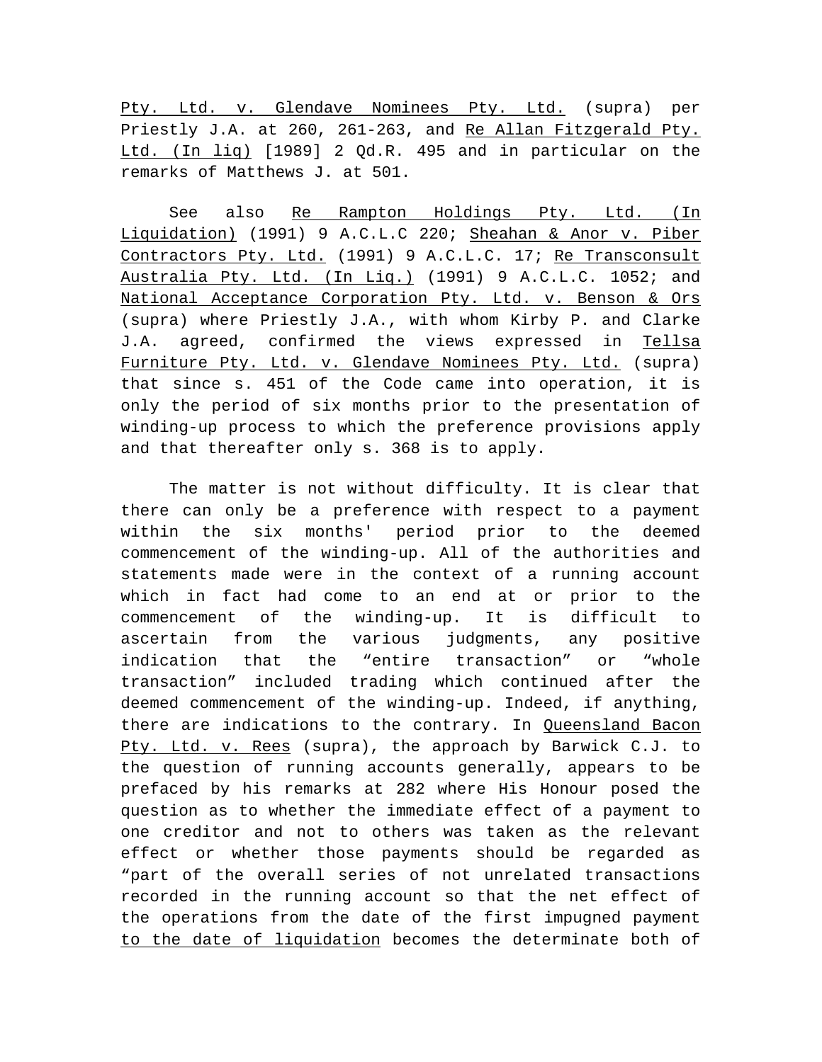Pty. Ltd. v. Glendave Nominees Pty. Ltd. (supra) per Priestly J.A. at 260, 261-263, and Re Allan Fitzgerald Pty. Ltd. (In liq) [1989] 2 Qd.R. 495 and in particular on the remarks of Matthews J. at 501.

See also Re Rampton Holdings Pty. Ltd. (In Liquidation) (1991) 9 A.C.L.C 220; Sheahan & Anor v. Piber Contractors Pty. Ltd. (1991) 9 A.C.L.C. 17; Re Transconsult Australia Pty. Ltd. (In Liq.) (1991) 9 A.C.L.C. 1052; and National Acceptance Corporation Pty. Ltd. v. Benson & Ors (supra) where Priestly J.A., with whom Kirby P. and Clarke J.A. agreed, confirmed the views expressed in Tellsa Furniture Pty. Ltd. v. Glendave Nominees Pty. Ltd. (supra) that since s. 451 of the Code came into operation, it is only the period of six months prior to the presentation of winding-up process to which the preference provisions apply and that thereafter only s. 368 is to apply.

The matter is not without difficulty. It is clear that there can only be a preference with respect to a payment within the six months' period prior to the deemed commencement of the winding-up. All of the authorities and statements made were in the context of a running account which in fact had come to an end at or prior to the commencement of the winding-up. It is difficult to ascertain from the various judgments, any positive indication that the "entire transaction" or "whole transaction" included trading which continued after the deemed commencement of the winding-up. Indeed, if anything, there are indications to the contrary. In Queensland Bacon Pty. Ltd. v. Rees (supra), the approach by Barwick C.J. to the question of running accounts generally, appears to be prefaced by his remarks at 282 where His Honour posed the question as to whether the immediate effect of a payment to one creditor and not to others was taken as the relevant effect or whether those payments should be regarded as "part of the overall series of not unrelated transactions recorded in the running account so that the net effect of the operations from the date of the first impugned payment to the date of liquidation becomes the determinate both of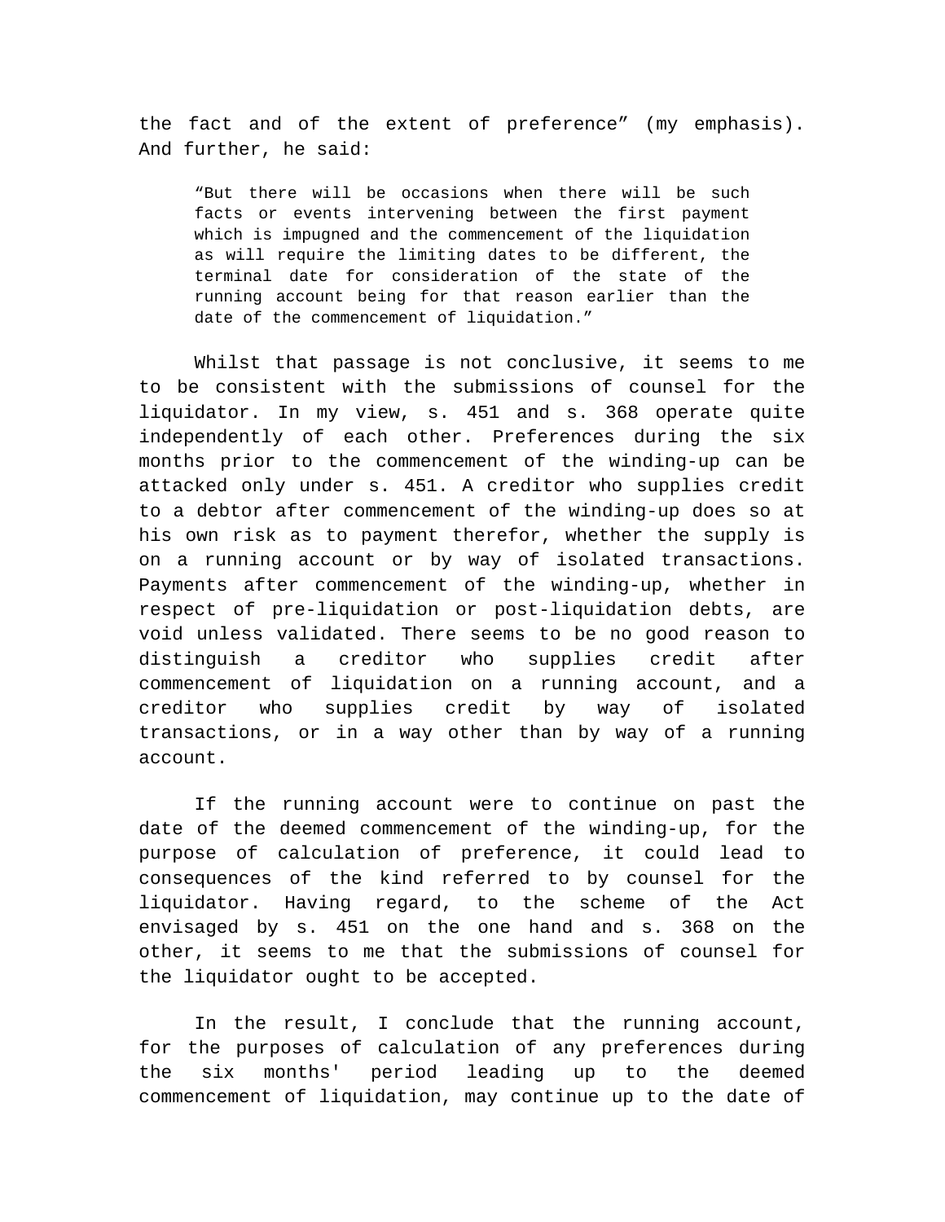the fact and of the extent of preference" (my emphasis). And further, he said:

> "But there will be occasions when there will be such facts or events intervening between the first payment which is impugned and the commencement of the liquidation as will require the limiting dates to be different, the terminal date for consideration of the state of the running account being for that reason earlier than the date of the commencement of liquidation."

Whilst that passage is not conclusive, it seems to me to be consistent with the submissions of counsel for the liquidator. In my view, s. 451 and s. 368 operate quite independently of each other. Preferences during the six months prior to the commencement of the winding-up can be attacked only under s. 451. A creditor who supplies credit to a debtor after commencement of the winding-up does so at his own risk as to payment therefor, whether the supply is on a running account or by way of isolated transactions. Payments after commencement of the winding-up, whether in respect of pre-liquidation or post-liquidation debts, are void unless validated. There seems to be no good reason to distinguish a creditor who supplies credit after commencement of liquidation on a running account, and a creditor who supplies credit by way of isolated transactions, or in a way other than by way of a running account.

If the running account were to continue on past the date of the deemed commencement of the winding-up, for the purpose of calculation of preference, it could lead to consequences of the kind referred to by counsel for the liquidator. Having regard, to the scheme of the Act envisaged by s. 451 on the one hand and s. 368 on the other, it seems to me that the submissions of counsel for the liquidator ought to be accepted.

In the result, I conclude that the running account, for the purposes of calculation of any preferences during the six months' period leading up to the deemed commencement of liquidation, may continue up to the date of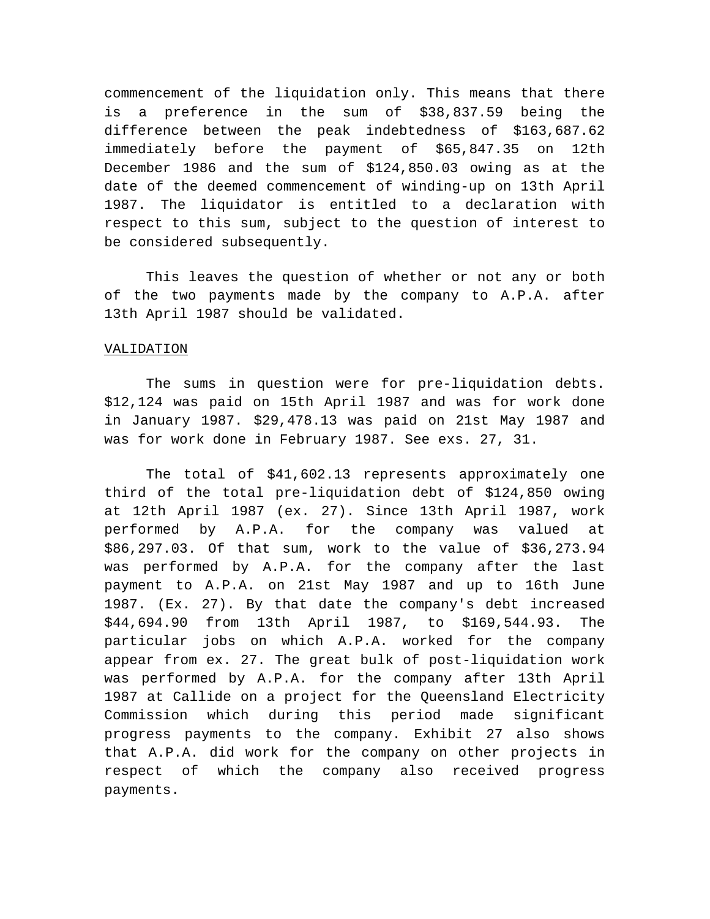commencement of the liquidation only. This means that there is a preference in the sum of $38,837.59 being the difference between the peak indebtedness of $163,687.62 immediately before the payment of $65,847.35 on 12th December 1986 and the sum of $124,850.03 owing as at the date of the deemed commencement of winding-up on 13th April 1987. The liquidator is entitled to a declaration with respect to this sum, subject to the question of interest to be considered subsequently.

This leaves the question of whether or not any or both of the two payments made by the company to A.P.A. after 13th April 1987 should be validated.

VALIDATION

The sums in question were for pre-liquidation debts. $12,124 was paid on 15th April 1987 and was for work done in January 1987. $29,478.13 was paid on 21st May 1987 and was for work done in February 1987. See exs. 27, 31.

The total of $41,602.13 represents approximately one third of the total pre-liquidation debt of $124,850 owing at 12th April 1987 (ex. 27). Since 13th April 1987, work performed by A.P.A. for the company was valued at $86,297.03. Of that sum, work to the value of $36,273.94 was performed by A.P.A. for the company after the last payment to A.P.A. on 21st May 1987 and up to 16th June 1987. (Ex. 27). By that date the company's debt increased $44,694.90 from 13th April 1987, to $169,544.93. The particular jobs on which A.P.A. worked for the company appear from ex. 27. The great bulk of post-liquidation work was performed by A.P.A. for the company after 13th April 1987 at Callide on a project for the Queensland Electricity Commission which during this period made significant progress payments to the company. Exhibit 27 also shows that A.P.A. did work for the company on other projects in respect of which the company also received progress payments.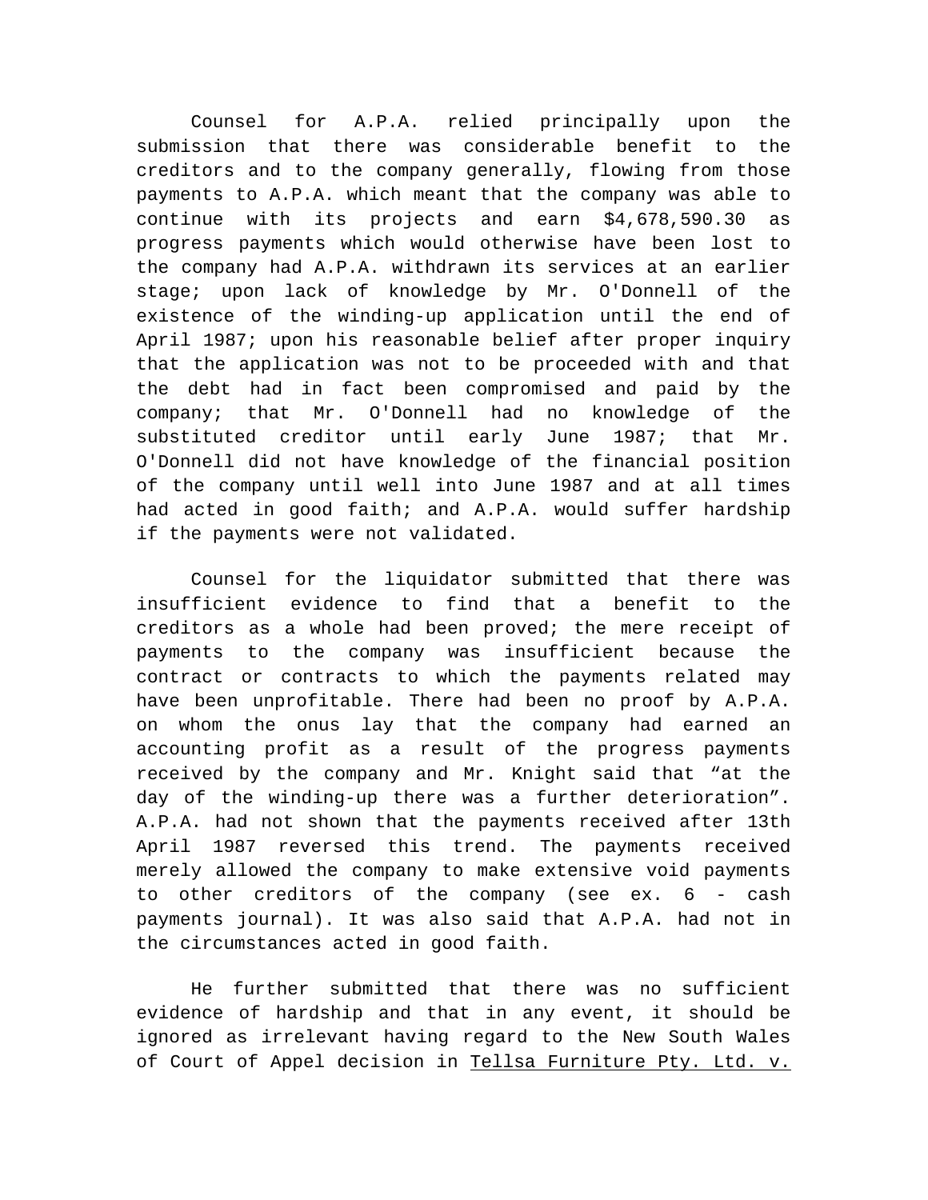Counsel for A.P.A. relied principally upon the submission that there was considerable benefit to the creditors and to the company generally, flowing from those payments to A.P.A. which meant that the company was able to continue with its projects and earn $4,678,590.30 as progress payments which would otherwise have been lost to the company had A.P.A. withdrawn its services at an earlier stage; upon lack of knowledge by Mr. O'Donnell of the existence of the winding-up application until the end of April 1987; upon his reasonable belief after proper inquiry that the application was not to be proceeded with and that the debt had in fact been compromised and paid by the company; that Mr. O'Donnell had no knowledge of the substituted creditor until early June 1987; that Mr. O'Donnell did not have knowledge of the financial position of the company until well into June 1987 and at all times had acted in good faith; and A.P.A. would suffer hardship if the payments were not validated.

Counsel for the liquidator submitted that there was insufficient evidence to find that a benefit to the creditors as a whole had been proved; the mere receipt of payments to the company was insufficient because the contract or contracts to which the payments related may have been unprofitable. There had been no proof by A.P.A. on whom the onus lay that the company had earned an accounting profit as a result of the progress payments received by the company and Mr. Knight said that “at the day of the winding-up there was a further deterioration”. A.P.A. had not shown that the payments received after 13th April 1987 reversed this trend. The payments received merely allowed the company to make extensive void payments to other creditors of the company (see ex. 6 - cash payments journal). It was also said that A.P.A. had not in the circumstances acted in good faith.

He further submitted that there was no sufficient evidence of hardship and that in any event, it should be ignored as irrelevant having regard to the New South Wales of Court of Appel decision in <u>Tellsa Furniture Pty. Ltd. v.</u>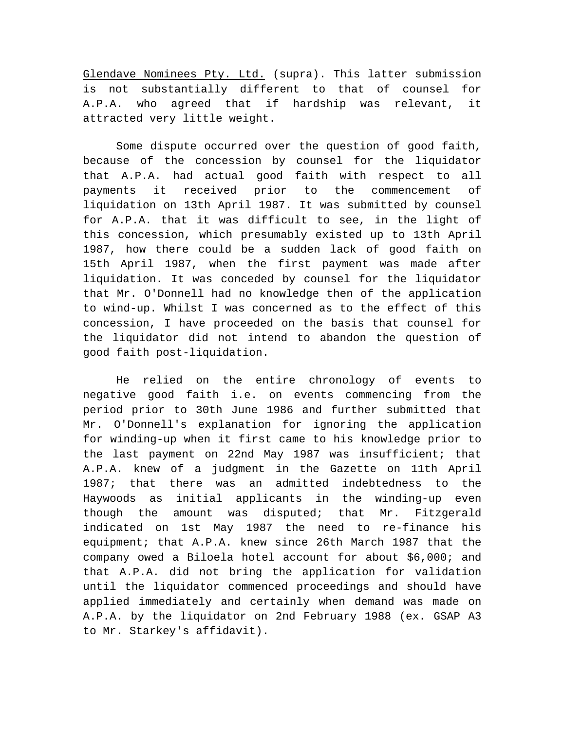Glendave Nominees Pty. Ltd. (supra). This latter submission is not substantially different to that of counsel for A.P.A. who agreed that if hardship was relevant, it attracted very little weight.

Some dispute occurred over the question of good faith, because of the concession by counsel for the liquidator that A.P.A. had actual good faith with respect to all payments it received prior to the commencement of liquidation on 13th April 1987. It was submitted by counsel for A.P.A. that it was difficult to see, in the light of this concession, which presumably existed up to 13th April 1987, how there could be a sudden lack of good faith on 15th April 1987, when the first payment was made after liquidation. It was conceded by counsel for the liquidator that Mr. O'Donnell had no knowledge then of the application to wind-up. Whilst I was concerned as to the effect of this concession, I have proceeded on the basis that counsel for the liquidator did not intend to abandon the question of good faith post-liquidation.

He relied on the entire chronology of events to negative good faith i.e. on events commencing from the period prior to 30th June 1986 and further submitted that Mr. O'Donnell's explanation for ignoring the application for winding-up when it first came to his knowledge prior to the last payment on 22nd May 1987 was insufficient; that A.P.A. knew of a judgment in the Gazette on 11th April 1987; that there was an admitted indebtedness to the Haywoods as initial applicants in the winding-up even though the amount was disputed; that Mr. Fitzgerald indicated on 1st May 1987 the need to re-finance his equipment; that A.P.A. knew since 26th March 1987 that the company owed a Biloela hotel account for about $6,000; and that A.P.A. did not bring the application for validation until the liquidator commenced proceedings and should have applied immediately and certainly when demand was made on A.P.A. by the liquidator on 2nd February 1988 (ex. GSAP A3 to Mr. Starkey's affidavit).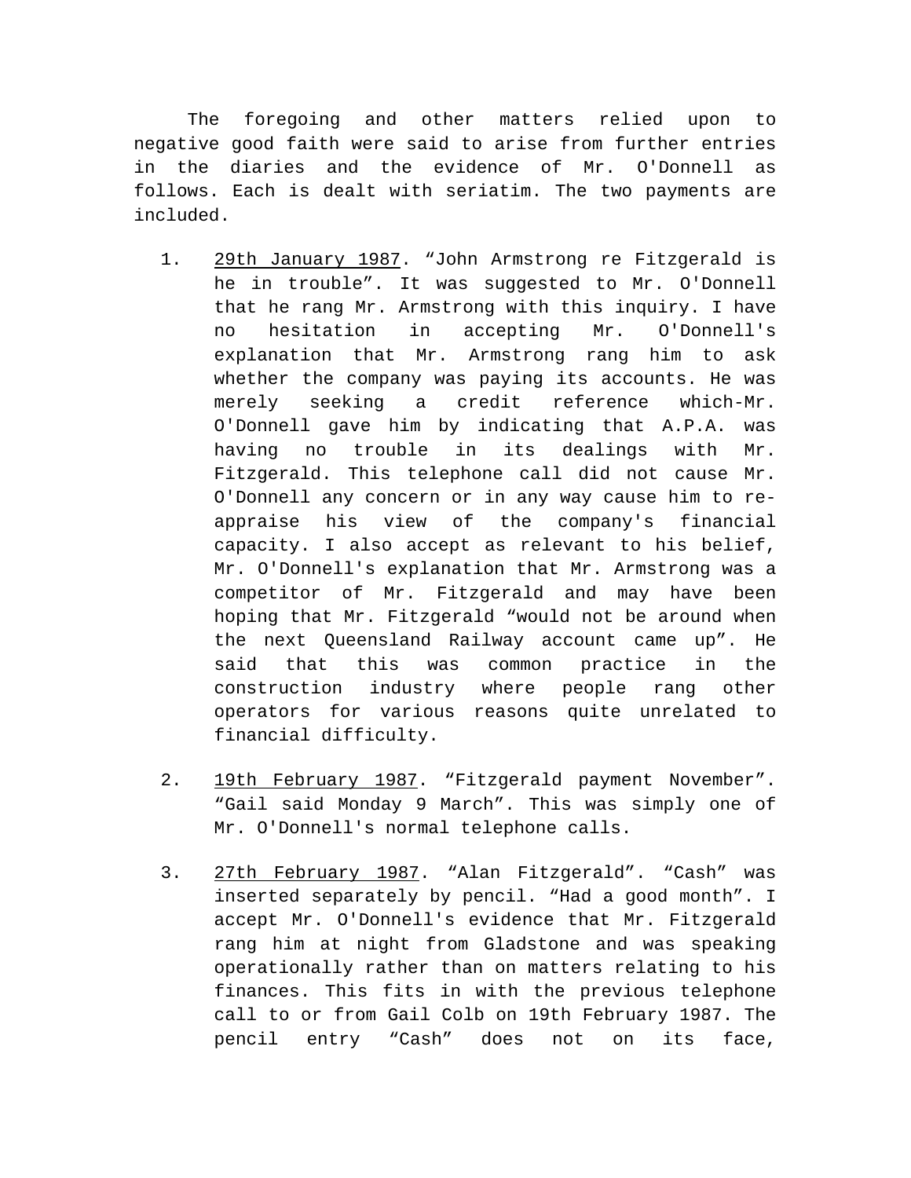The foregoing and other matters relied upon to negative good faith were said to arise from further entries in the diaries and the evidence of Mr. O'Donnell as follows. Each is dealt with seriatim. The two payments are included.

1. <u>29th January 1987</u>. “John Armstrong re Fitzgerald is he in trouble”. It was suggested to Mr. O'Donnell that he rang Mr. Armstrong with this inquiry. I have no hesitation in accepting Mr. O'Donnell's explanation that Mr. Armstrong rang him to ask whether the company was paying its accounts. He was merely seeking a credit reference which-Mr. O'Donnell gave him by indicating that A.P.A. was having no trouble in its dealings with Mr. Fitzgerald. This telephone call did not cause Mr. O'Donnell any concern or in any way cause him to re-appraise his view of the company's financial capacity. I also accept as relevant to his belief, Mr. O'Donnell's explanation that Mr. Armstrong was a competitor of Mr. Fitzgerald and may have been hoping that Mr. Fitzgerald “would not be around when the next Queensland Railway account came up”. He said that this was common practice in the construction industry where people rang other operators for various reasons quite unrelated to financial difficulty.

2. <u>19th February 1987</u>. “Fitzgerald payment November”. “Gail said Monday 9 March”. This was simply one of Mr. O'Donnell's normal telephone calls.

3. <u>27th February 1987</u>. “Alan Fitzgerald”. “Cash” was inserted separately by pencil. “Had a good month”. I accept Mr. O'Donnell's evidence that Mr. Fitzgerald rang him at night from Gladstone and was speaking operationally rather than on matters relating to his finances. This fits in with the previous telephone call to or from Gail Colb on 19th February 1987. The pencil entry “Cash” does not on its face,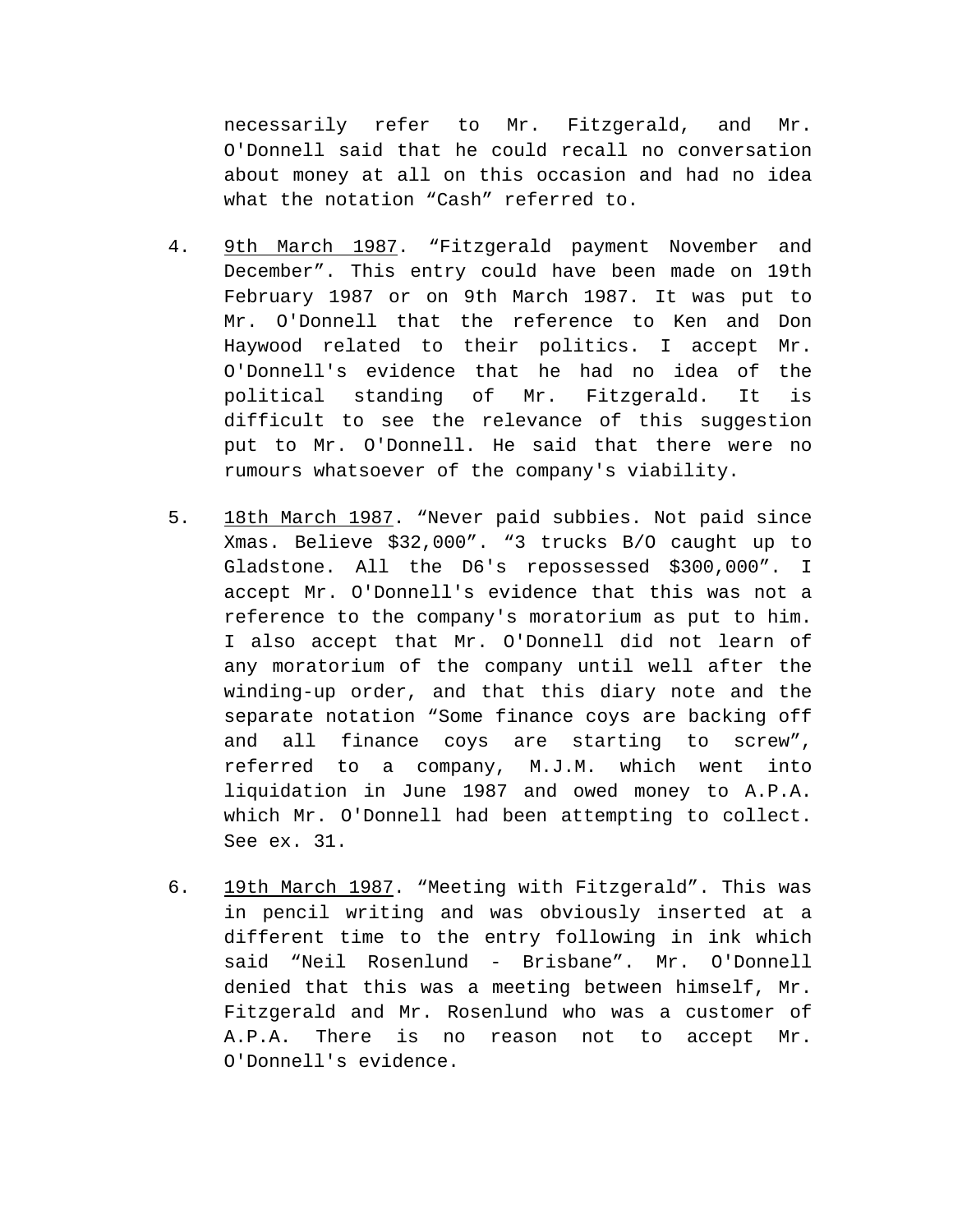necessarily refer to Mr. Fitzgerald, and Mr. O'Donnell said that he could recall no conversation about money at all on this occasion and had no idea what the notation “Cash” referred to.

4. <u>9th March 1987</u>. “Fitzgerald payment November and December”. This entry could have been made on 19th February 1987 or on 9th March 1987. It was put to Mr. O'Donnell that the reference to Ken and Don Haywood related to their politics. I accept Mr. O'Donnell's evidence that he had no idea of the political standing of Mr. Fitzgerald. It is difficult to see the relevance of this suggestion put to Mr. O'Donnell. He said that there were no rumours whatsoever of the company's viability.

5. <u>18th March 1987</u>. “Never paid subbies. Not paid since Xmas. Believe $32,000”. “3 trucks B/O caught up to Gladstone. All the D6's repossessed $300,000”. I accept Mr. O'Donnell's evidence that this was not a reference to the company's moratorium as put to him. I also accept that Mr. O'Donnell did not learn of any moratorium of the company until well after the winding-up order, and that this diary note and the separate notation “Some finance coys are backing off and all finance coys are starting to screw”, referred to a company, M.J.M. which went into liquidation in June 1987 and owed money to A.P.A. which Mr. O'Donnell had been attempting to collect. See ex. 31.

6. <u>19th March 1987</u>. “Meeting with Fitzgerald”. This was in pencil writing and was obviously inserted at a different time to the entry following in ink which said “Neil Rosenlund - Brisbane”. Mr. O'Donnell denied that this was a meeting between himself, Mr. Fitzgerald and Mr. Rosenlund who was a customer of A.P.A. There is no reason not to accept Mr. O'Donnell's evidence.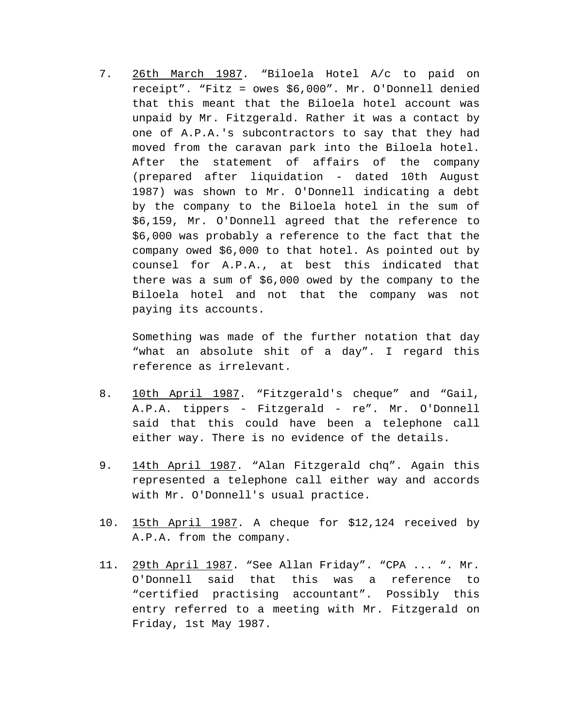7. <u>26th March 1987</u>. “Biloela Hotel A/c to paid on receipt”. “Fitz = owes $6,000”. Mr. O'Donnell denied that this meant that the Biloela hotel account was unpaid by Mr. Fitzgerald. Rather it was a contact by one of A.P.A.'s subcontractors to say that they had moved from the caravan park into the Biloela hotel. After the statement of affairs of the company (prepared after liquidation - dated 10th August 1987) was shown to Mr. O'Donnell indicating a debt by the company to the Biloela hotel in the sum of $6,159, Mr. O'Donnell agreed that the reference to $6,000 was probably a reference to the fact that the company owed $6,000 to that hotel. As pointed out by counsel for A.P.A., at best this indicated that there was a sum of $6,000 owed by the company to the Biloela hotel and not that the company was not paying its accounts.

   Something was made of the further notation that day “what an absolute shit of a day”. I regard this reference as irrelevant.

8. <u>10th April 1987</u>. “Fitzgerald's cheque” and “Gail, A.P.A. tippers - Fitzgerald - re”. Mr. O'Donnell said that this could have been a telephone call either way. There is no evidence of the details.

9. <u>14th April 1987</u>. “Alan Fitzgerald chq”. Again this represented a telephone call either way and accords with Mr. O'Donnell's usual practice.

10. <u>15th April 1987</u>. A cheque for $12,124 received by A.P.A. from the company.

11. <u>29th April 1987</u>. “See Allan Friday”. “CPA ... “. Mr. O'Donnell said that this was a reference to “certified practising accountant”. Possibly this entry referred to a meeting with Mr. Fitzgerald on Friday, 1st May 1987.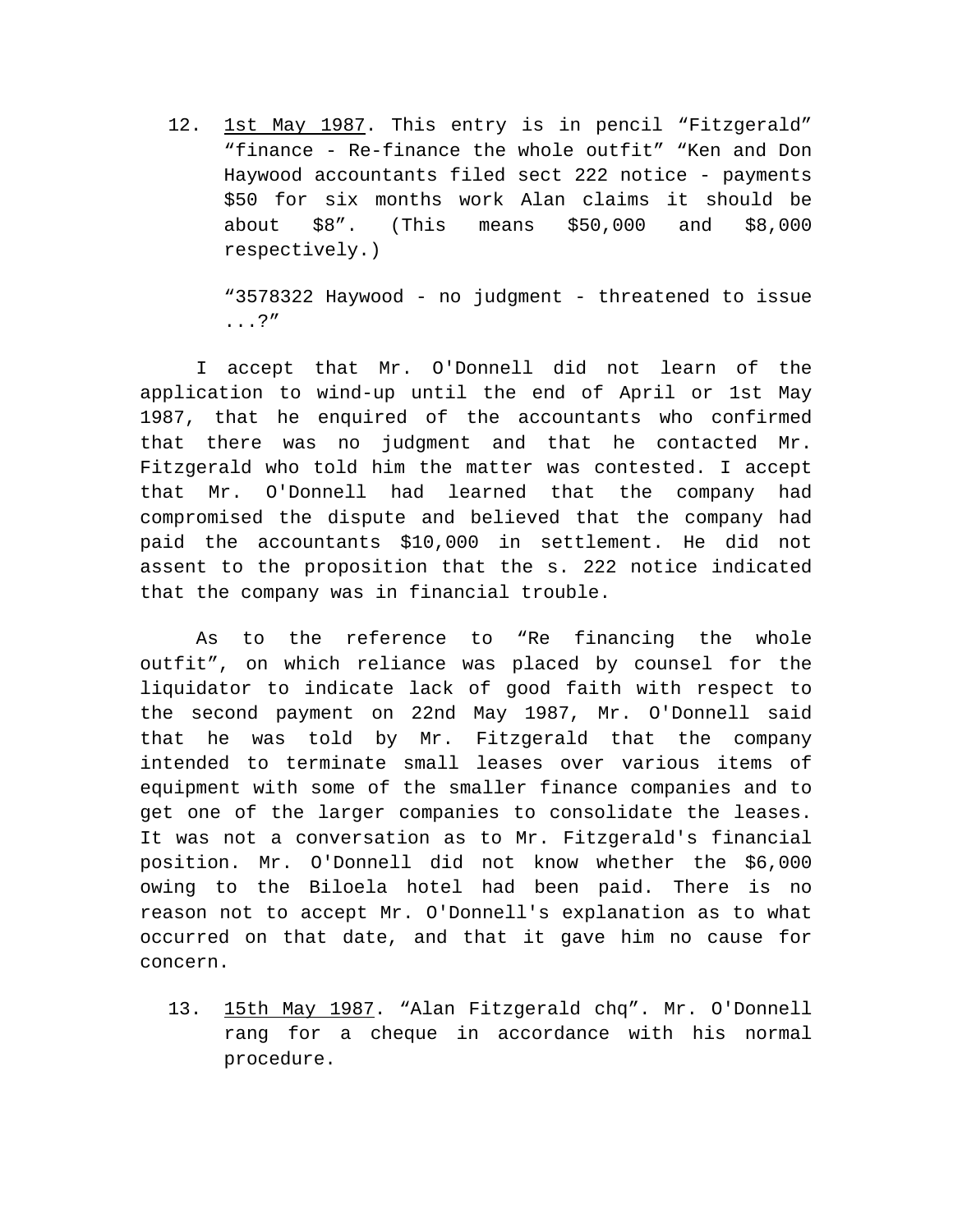12. <u>1st May 1987</u>. This entry is in pencil "Fitzgerald" "finance - Re-finance the whole outfit" "Ken and Don Haywood accountants filed sect 222 notice - payments $50 for six months work Alan claims it should be about $8". (This means $50,000 and $8,000 respectively.)

    "3578322 Haywood - no judgment - threatened to issue ...?"

I accept that Mr. O'Donnell did not learn of the application to wind-up until the end of April or 1st May 1987, that he enquired of the accountants who confirmed that there was no judgment and that he contacted Mr. Fitzgerald who told him the matter was contested. I accept that Mr. O'Donnell had learned that the company had compromised the dispute and believed that the company had paid the accountants $10,000 in settlement. He did not assent to the proposition that the s. 222 notice indicated that the company was in financial trouble.

As to the reference to "Re financing the whole outfit", on which reliance was placed by counsel for the liquidator to indicate lack of good faith with respect to the second payment on 22nd May 1987, Mr. O'Donnell said that he was told by Mr. Fitzgerald that the company intended to terminate small leases over various items of equipment with some of the smaller finance companies and to get one of the larger companies to consolidate the leases. It was not a conversation as to Mr. Fitzgerald's financial position. Mr. O'Donnell did not know whether the $6,000 owing to the Biloela hotel had been paid. There is no reason not to accept Mr. O'Donnell's explanation as to what occurred on that date, and that it gave him no cause for concern.

13. <u>15th May 1987</u>. "Alan Fitzgerald chq". Mr. O'Donnell rang for a cheque in accordance with his normal procedure.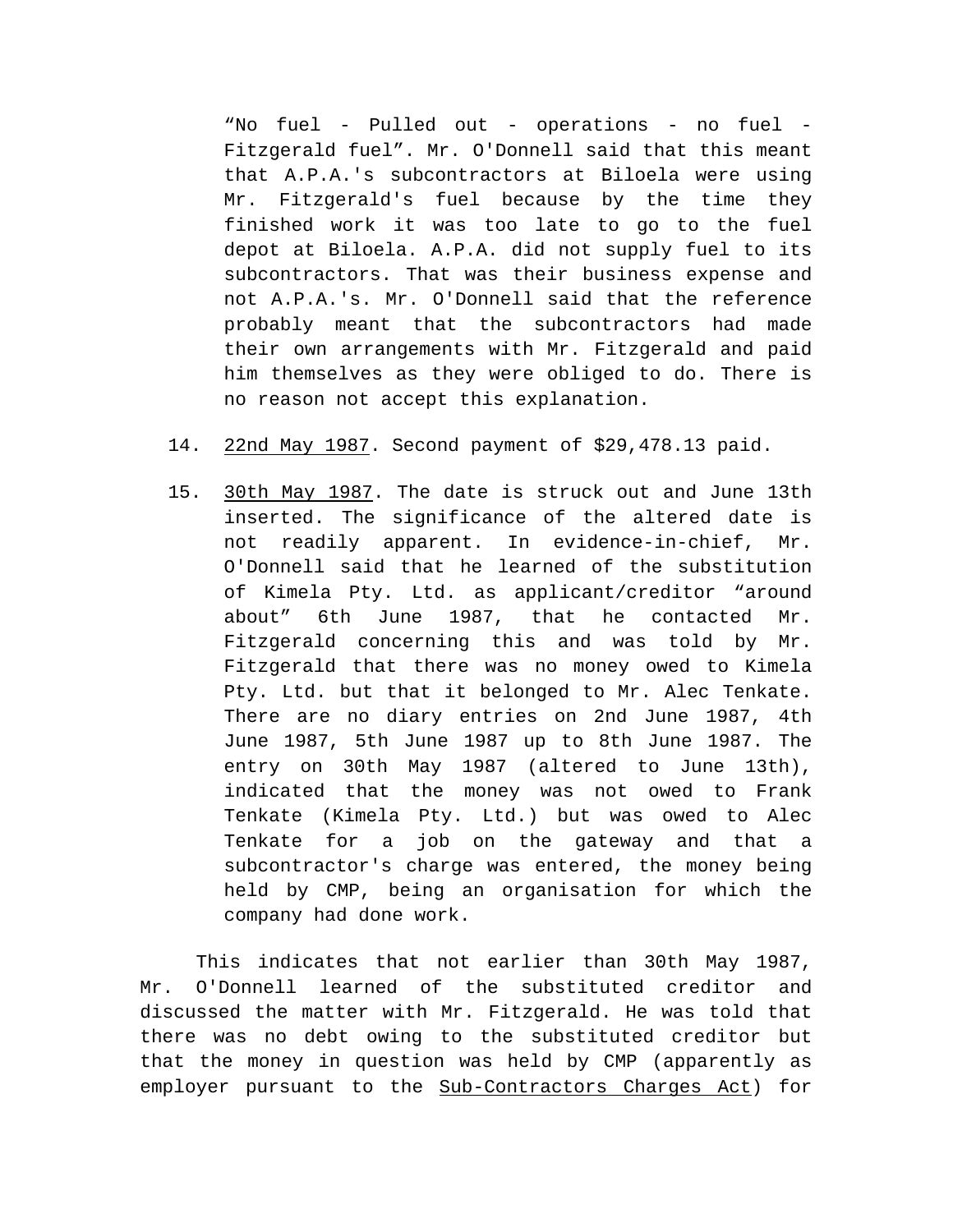“No fuel - Pulled out - operations - no fuel - Fitzgerald fuel”. Mr. O'Donnell said that this meant that A.P.A.'s subcontractors at Biloela were using Mr. Fitzgerald's fuel because by the time they finished work it was too late to go to the fuel depot at Biloela. A.P.A. did not supply fuel to its subcontractors. That was their business expense and not A.P.A.'s. Mr. O'Donnell said that the reference probably meant that the subcontractors had made their own arrangements with Mr. Fitzgerald and paid him themselves as they were obliged to do. There is no reason not accept this explanation.

14. 22nd May 1987. Second payment of $29,478.13 paid.

15. 30th May 1987. The date is struck out and June 13th inserted. The significance of the altered date is not readily apparent. In evidence-in-chief, Mr. O'Donnell said that he learned of the substitution of Kimela Pty. Ltd. as applicant/creditor “around about” 6th June 1987, that he contacted Mr. Fitzgerald concerning this and was told by Mr. Fitzgerald that there was no money owed to Kimela Pty. Ltd. but that it belonged to Mr. Alec Tenkate. There are no diary entries on 2nd June 1987, 4th June 1987, 5th June 1987 up to 8th June 1987. The entry on 30th May 1987 (altered to June 13th), indicated that the money was not owed to Frank Tenkate (Kimela Pty. Ltd.) but was owed to Alec Tenkate for a job on the gateway and that a subcontractor's charge was entered, the money being held by CMP, being an organisation for which the company had done work.

This indicates that not earlier than 30th May 1987, Mr. O'Donnell learned of the substituted creditor and discussed the matter with Mr. Fitzgerald. He was told that there was no debt owing to the substituted creditor but that the money in question was held by CMP (apparently as employer pursuant to the Sub-Contractors Charges Act) for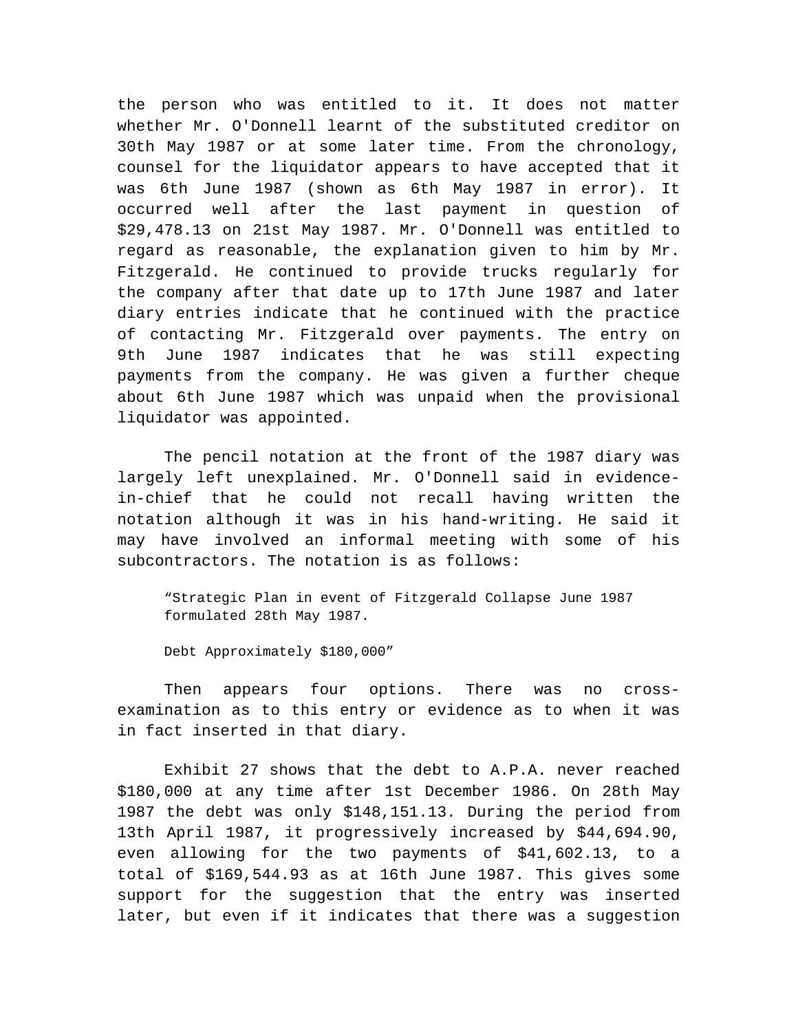the person who was entitled to it. It does not matter whether Mr. O'Donnell learnt of the substituted creditor on 30th May 1987 or at some later time. From the chronology, counsel for the liquidator appears to have accepted that it was 6th June 1987 (shown as 6th May 1987 in error). It occurred well after the last payment in question of $29,478.13 on 21st May 1987. Mr. O'Donnell was entitled to regard as reasonable, the explanation given to him by Mr. Fitzgerald. He continued to provide trucks regularly for the company after that date up to 17th June 1987 and later diary entries indicate that he continued with the practice of contacting Mr. Fitzgerald over payments. The entry on 9th June 1987 indicates that he was still expecting payments from the company. He was given a further cheque about 6th June 1987 which was unpaid when the provisional liquidator was appointed.

The pencil notation at the front of the 1987 diary was largely left unexplained. Mr. O'Donnell said in evidence-in-chief that he could not recall having written the notation although it was in his hand-writing. He said it may have involved an informal meeting with some of his subcontractors. The notation is as follows:

> "Strategic Plan in event of Fitzgerald Collapse June 1987 formulated 28th May 1987.
>
> Debt Approximately $180,000"

Then appears four options. There was no cross-examination as to this entry or evidence as to when it was in fact inserted in that diary.

Exhibit 27 shows that the debt to A.P.A. never reached $180,000 at any time after 1st December 1986. On 28th May 1987 the debt was only $148,151.13. During the period from 13th April 1987, it progressively increased by $44,694.90, even allowing for the two payments of $41,602.13, to a total of $169,544.93 as at 16th June 1987. This gives some support for the suggestion that the entry was inserted later, but even if it indicates that there was a suggestion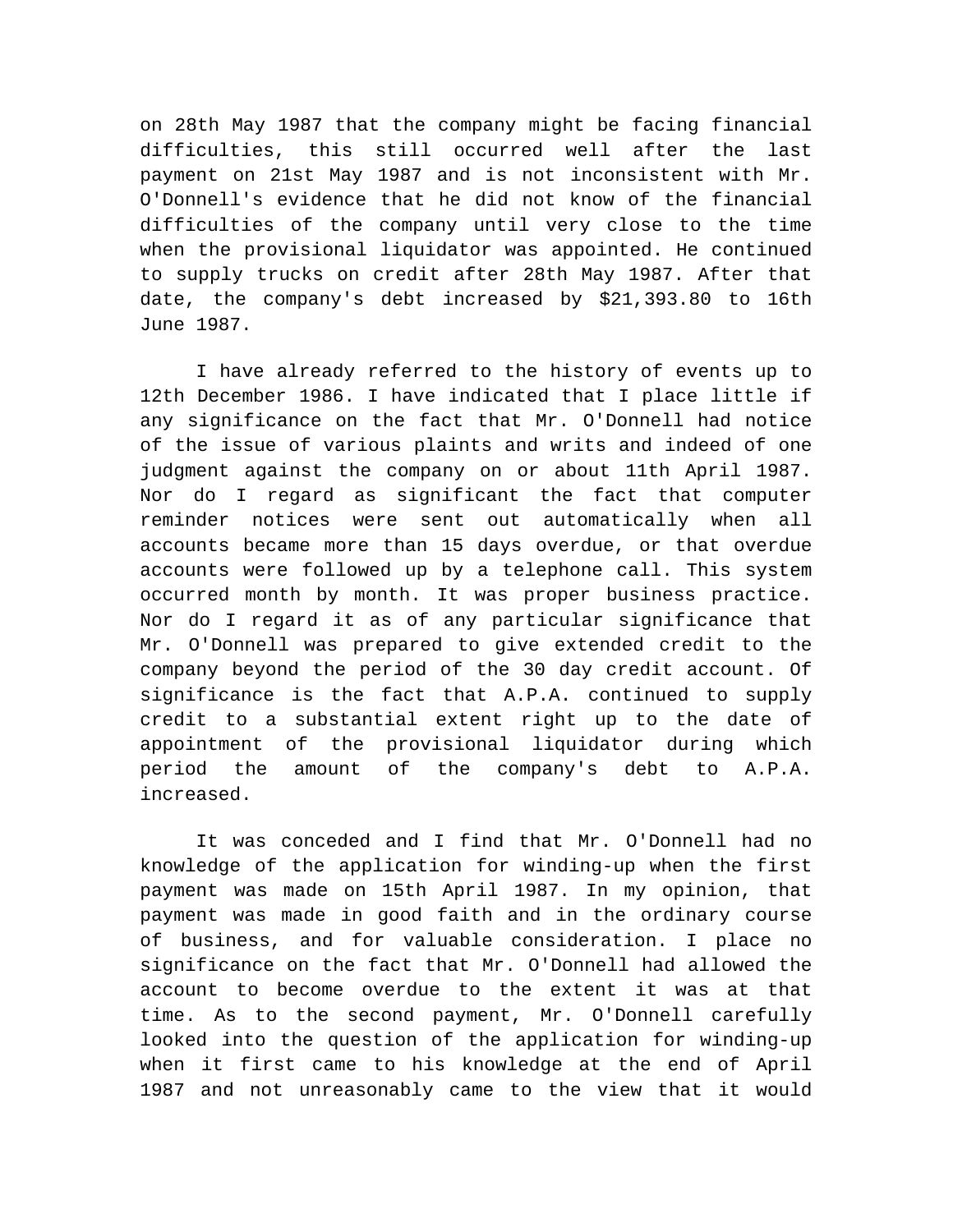on 28th May 1987 that the company might be facing financial difficulties, this still occurred well after the last payment on 21st May 1987 and is not inconsistent with Mr. O'Donnell's evidence that he did not know of the financial difficulties of the company until very close to the time when the provisional liquidator was appointed. He continued to supply trucks on credit after 28th May 1987. After that date, the company's debt increased by $21,393.80 to 16th June 1987.

I have already referred to the history of events up to 12th December 1986. I have indicated that I place little if any significance on the fact that Mr. O'Donnell had notice of the issue of various plaints and writs and indeed of one judgment against the company on or about 11th April 1987. Nor do I regard as significant the fact that computer reminder notices were sent out automatically when all accounts became more than 15 days overdue, or that overdue accounts were followed up by a telephone call. This system occurred month by month. It was proper business practice. Nor do I regard it as of any particular significance that Mr. O'Donnell was prepared to give extended credit to the company beyond the period of the 30 day credit account. Of significance is the fact that A.P.A. continued to supply credit to a substantial extent right up to the date of appointment of the provisional liquidator during which period the amount of the company's debt to A.P.A. increased.

It was conceded and I find that Mr. O'Donnell had no knowledge of the application for winding-up when the first payment was made on 15th April 1987. In my opinion, that payment was made in good faith and in the ordinary course of business, and for valuable consideration. I place no significance on the fact that Mr. O'Donnell had allowed the account to become overdue to the extent it was at that time. As to the second payment, Mr. O'Donnell carefully looked into the question of the application for winding-up when it first came to his knowledge at the end of April 1987 and not unreasonably came to the view that it would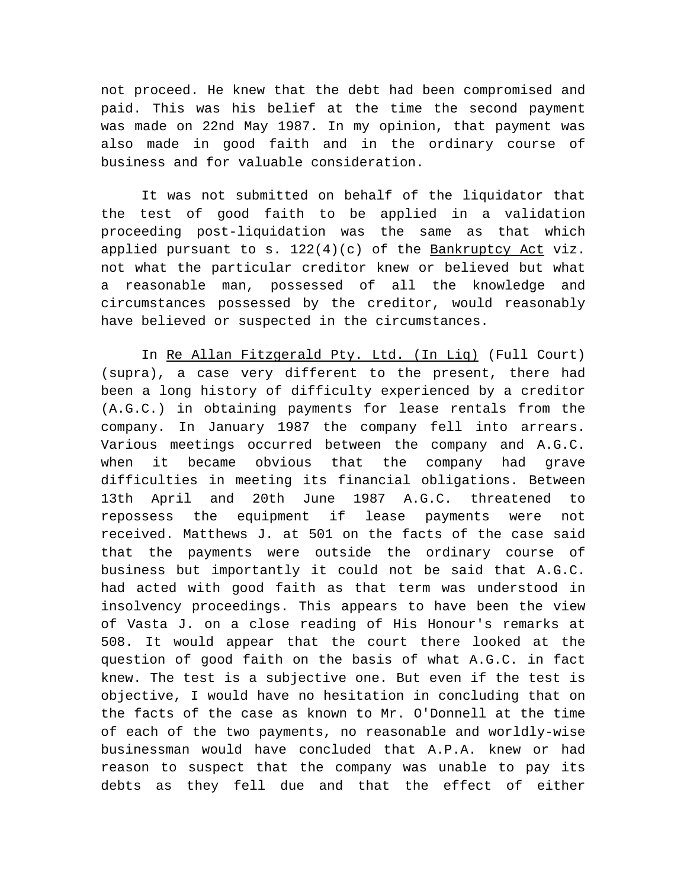not proceed. He knew that the debt had been compromised and paid. This was his belief at the time the second payment was made on 22nd May 1987. In my opinion, that payment was also made in good faith and in the ordinary course of business and for valuable consideration.

It was not submitted on behalf of the liquidator that the test of good faith to be applied in a validation proceeding post-liquidation was the same as that which applied pursuant to s. 122(4)(c) of the Bankruptcy Act viz. not what the particular creditor knew or believed but what a reasonable man, possessed of all the knowledge and circumstances possessed by the creditor, would reasonably have believed or suspected in the circumstances.

In Re Allan Fitzgerald Pty. Ltd. (In Liq) (Full Court) (supra), a case very different to the present, there had been a long history of difficulty experienced by a creditor (A.G.C.) in obtaining payments for lease rentals from the company. In January 1987 the company fell into arrears. Various meetings occurred between the company and A.G.C. when it became obvious that the company had grave difficulties in meeting its financial obligations. Between 13th April and 20th June 1987 A.G.C. threatened to repossess the equipment if lease payments were not received. Matthews J. at 501 on the facts of the case said that the payments were outside the ordinary course of business but importantly it could not be said that A.G.C. had acted with good faith as that term was understood in insolvency proceedings. This appears to have been the view of Vasta J. on a close reading of His Honour's remarks at 508. It would appear that the court there looked at the question of good faith on the basis of what A.G.C. in fact knew. The test is a subjective one. But even if the test is objective, I would have no hesitation in concluding that on the facts of the case as known to Mr. O'Donnell at the time of each of the two payments, no reasonable and worldly-wise businessman would have concluded that A.P.A. knew or had reason to suspect that the company was unable to pay its debts as they fell due and that the effect of either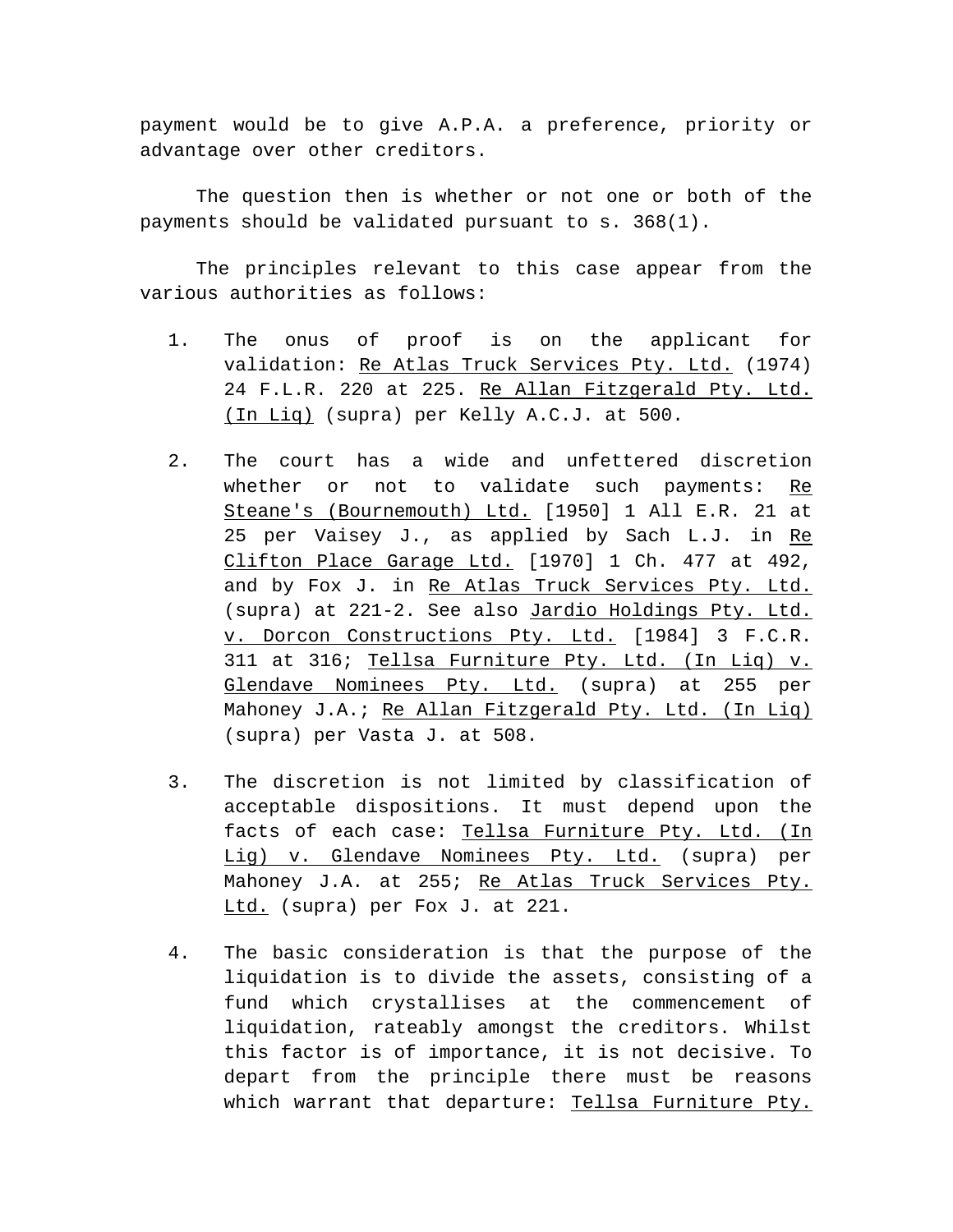payment would be to give A.P.A. a preference, priority or advantage over other creditors.

The question then is whether or not one or both of the payments should be validated pursuant to s. 368(1).

The principles relevant to this case appear from the various authorities as follows:

1. The onus of proof is on the applicant for validation: <u>Re Atlas Truck Services Pty. Ltd.</u> (1974) 24 F.L.R. 220 at 225. <u>Re Allan Fitzgerald Pty. Ltd. (In Liq)</u> (supra) per Kelly A.C.J. at 500.

2. The court has a wide and unfettered discretion whether or not to validate such payments: <u>Re Steane's (Bournemouth) Ltd.</u> [1950] 1 All E.R. 21 at 25 per Vaisey J., as applied by Sach L.J. in <u>Re Clifton Place Garage Ltd.</u> [1970] 1 Ch. 477 at 492, and by Fox J. in <u>Re Atlas Truck Services Pty. Ltd.</u> (supra) at 221-2. See also <u>Jardio Holdings Pty. Ltd. v. Dorcon Constructions Pty. Ltd.</u> [1984] 3 F.C.R. 311 at 316; <u>Tellsa Furniture Pty. Ltd. (In Liq) v. Glendave Nominees Pty. Ltd.</u> (supra) at 255 per Mahoney J.A.; <u>Re Allan Fitzgerald Pty. Ltd. (In Liq)</u> (supra) per Vasta J. at 508.

3. The discretion is not limited by classification of acceptable dispositions. It must depend upon the facts of each case: <u>Tellsa Furniture Pty. Ltd. (In Lig) v. Glendave Nominees Pty. Ltd.</u> (supra) per Mahoney J.A. at 255; <u>Re Atlas Truck Services Pty. Ltd.</u> (supra) per Fox J. at 221.

4. The basic consideration is that the purpose of the liquidation is to divide the assets, consisting of a fund which crystallises at the commencement of liquidation, rateably amongst the creditors. Whilst this factor is of importance, it is not decisive. To depart from the principle there must be reasons which warrant that departure: <u>Tellsa Furniture Pty.</u>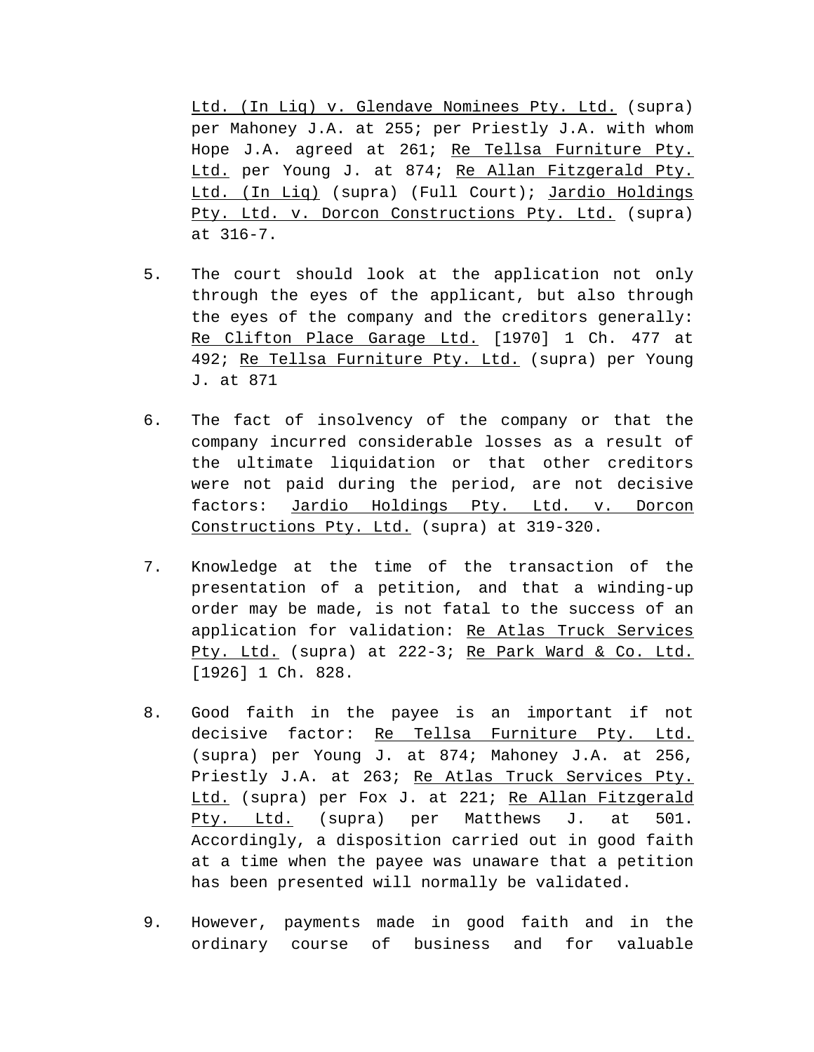Ltd. (In Liq) v. Glendave Nominees Pty. Ltd. (supra) per Mahoney J.A. at 255; per Priestly J.A. with whom Hope J.A. agreed at 261; Re Tellsa Furniture Pty. Ltd. per Young J. at 874; Re Allan Fitzgerald Pty. Ltd. (In Liq) (supra) (Full Court); Jardio Holdings Pty. Ltd. v. Dorcon Constructions Pty. Ltd. (supra) at 316-7.

5. The court should look at the application not only through the eyes of the applicant, but also through the eyes of the company and the creditors generally: Re Clifton Place Garage Ltd. [1970] 1 Ch. 477 at 492; Re Tellsa Furniture Pty. Ltd. (supra) per Young J. at 871

6. The fact of insolvency of the company or that the company incurred considerable losses as a result of the ultimate liquidation or that other creditors were not paid during the period, are not decisive factors: Jardio Holdings Pty. Ltd. v. Dorcon Constructions Pty. Ltd. (supra) at 319-320.

7. Knowledge at the time of the transaction of the presentation of a petition, and that a winding-up order may be made, is not fatal to the success of an application for validation: Re Atlas Truck Services Pty. Ltd. (supra) at 222-3; Re Park Ward & Co. Ltd. [1926] 1 Ch. 828.

8. Good faith in the payee is an important if not decisive factor: Re Tellsa Furniture Pty. Ltd. (supra) per Young J. at 874; Mahoney J.A. at 256, Priestly J.A. at 263; Re Atlas Truck Services Pty. Ltd. (supra) per Fox J. at 221; Re Allan Fitzgerald Pty. Ltd. (supra) per Matthews J. at 501. Accordingly, a disposition carried out in good faith at a time when the payee was unaware that a petition has been presented will normally be validated.

9. However, payments made in good faith and in the ordinary course of business and for valuable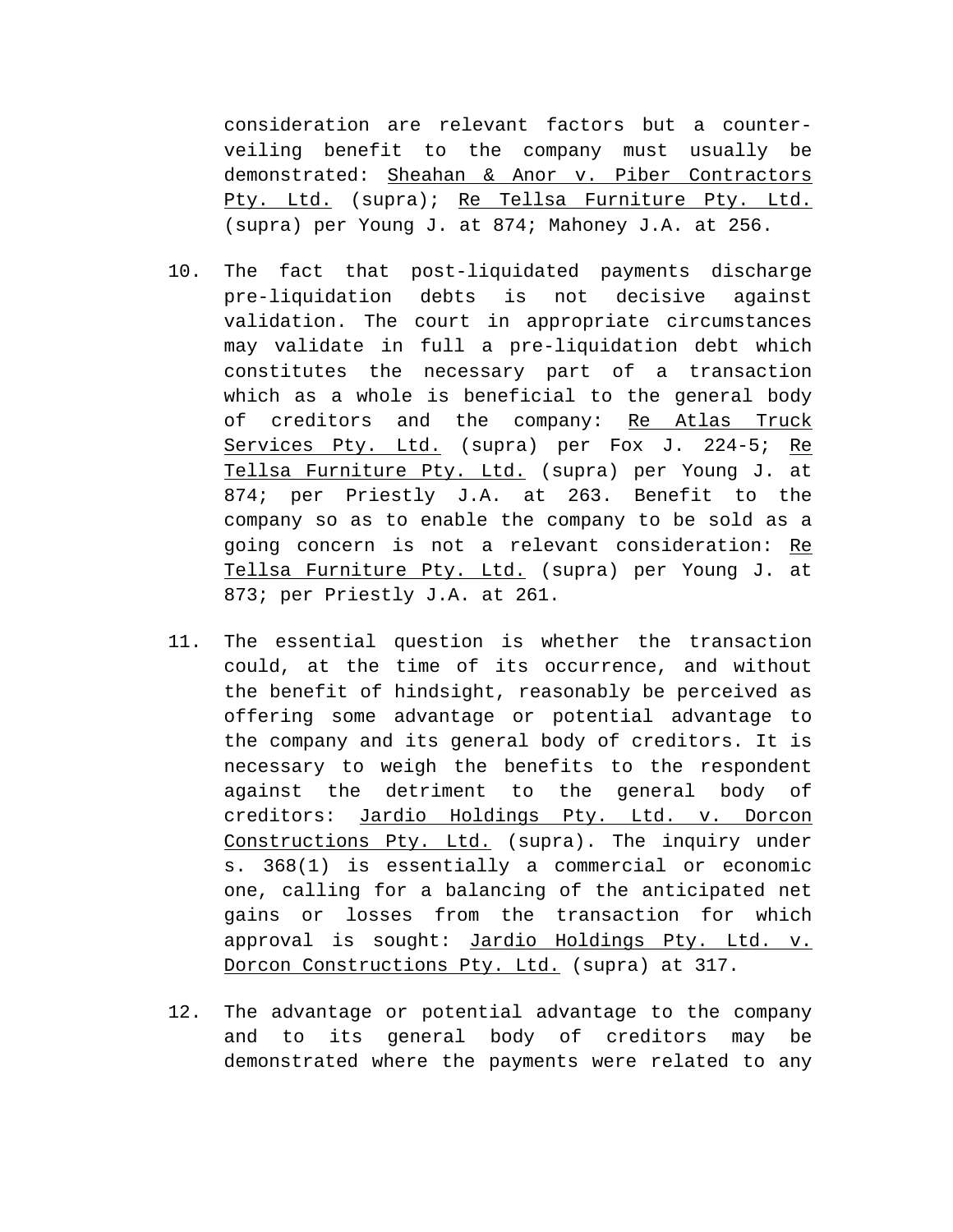consideration are relevant factors but a counter-veiling benefit to the company must usually be demonstrated: Sheahan & Anor v. Piber Contractors Pty. Ltd. (supra); Re Tellsa Furniture Pty. Ltd. (supra) per Young J. at 874; Mahoney J.A. at 256.

10. The fact that post-liquidated payments discharge pre-liquidation debts is not decisive against validation. The court in appropriate circumstances may validate in full a pre-liquidation debt which constitutes the necessary part of a transaction which as a whole is beneficial to the general body of creditors and the company: Re Atlas Truck Services Pty. Ltd. (supra) per Fox J. 224-5; Re Tellsa Furniture Pty. Ltd. (supra) per Young J. at 874; per Priestly J.A. at 263. Benefit to the company so as to enable the company to be sold as a going concern is not a relevant consideration: Re Tellsa Furniture Pty. Ltd. (supra) per Young J. at 873; per Priestly J.A. at 261.

11. The essential question is whether the transaction could, at the time of its occurrence, and without the benefit of hindsight, reasonably be perceived as offering some advantage or potential advantage to the company and its general body of creditors. It is necessary to weigh the benefits to the respondent against the detriment to the general body of creditors: Jardio Holdings Pty. Ltd. v. Dorcon Constructions Pty. Ltd. (supra). The inquiry under s. 368(1) is essentially a commercial or economic one, calling for a balancing of the anticipated net gains or losses from the transaction for which approval is sought: Jardio Holdings Pty. Ltd. v. Dorcon Constructions Pty. Ltd. (supra) at 317.

12. The advantage or potential advantage to the company and to its general body of creditors may be demonstrated where the payments were related to any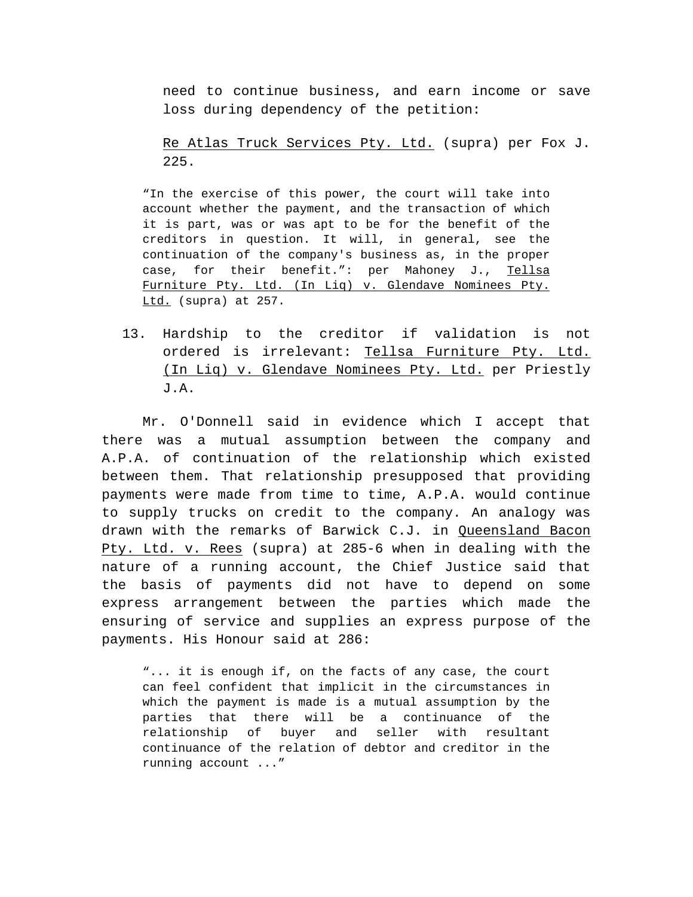need to continue business, and earn income or save loss during dependency of the petition:

Re Atlas Truck Services Pty. Ltd. (supra) per Fox J. 225.

> "In the exercise of this power, the court will take into account whether the payment, and the transaction of which it is part, was or was apt to be for the benefit of the creditors in question. It will, in general, see the continuation of the company's business as, in the proper case, for their benefit.": per Mahoney J., Tellsa Furniture Pty. Ltd. (In Liq) v. Glendave Nominees Pty. Ltd. (supra) at 257.

13. Hardship to the creditor if validation is not ordered is irrelevant: Tellsa Furniture Pty. Ltd. (In Liq) v. Glendave Nominees Pty. Ltd. per Priestly J.A.

Mr. O'Donnell said in evidence which I accept that there was a mutual assumption between the company and A.P.A. of continuation of the relationship which existed between them. That relationship presupposed that providing payments were made from time to time, A.P.A. would continue to supply trucks on credit to the company. An analogy was drawn with the remarks of Barwick C.J. in Queensland Bacon Pty. Ltd. v. Rees (supra) at 285-6 when in dealing with the nature of a running account, the Chief Justice said that the basis of payments did not have to depend on some express arrangement between the parties which made the ensuring of service and supplies an express purpose of the payments. His Honour said at 286:

> "... it is enough if, on the facts of any case, the court can feel confident that implicit in the circumstances in which the payment is made is a mutual assumption by the parties that there will be a continuance of the relationship of buyer and seller with resultant continuance of the relation of debtor and creditor in the running account ..."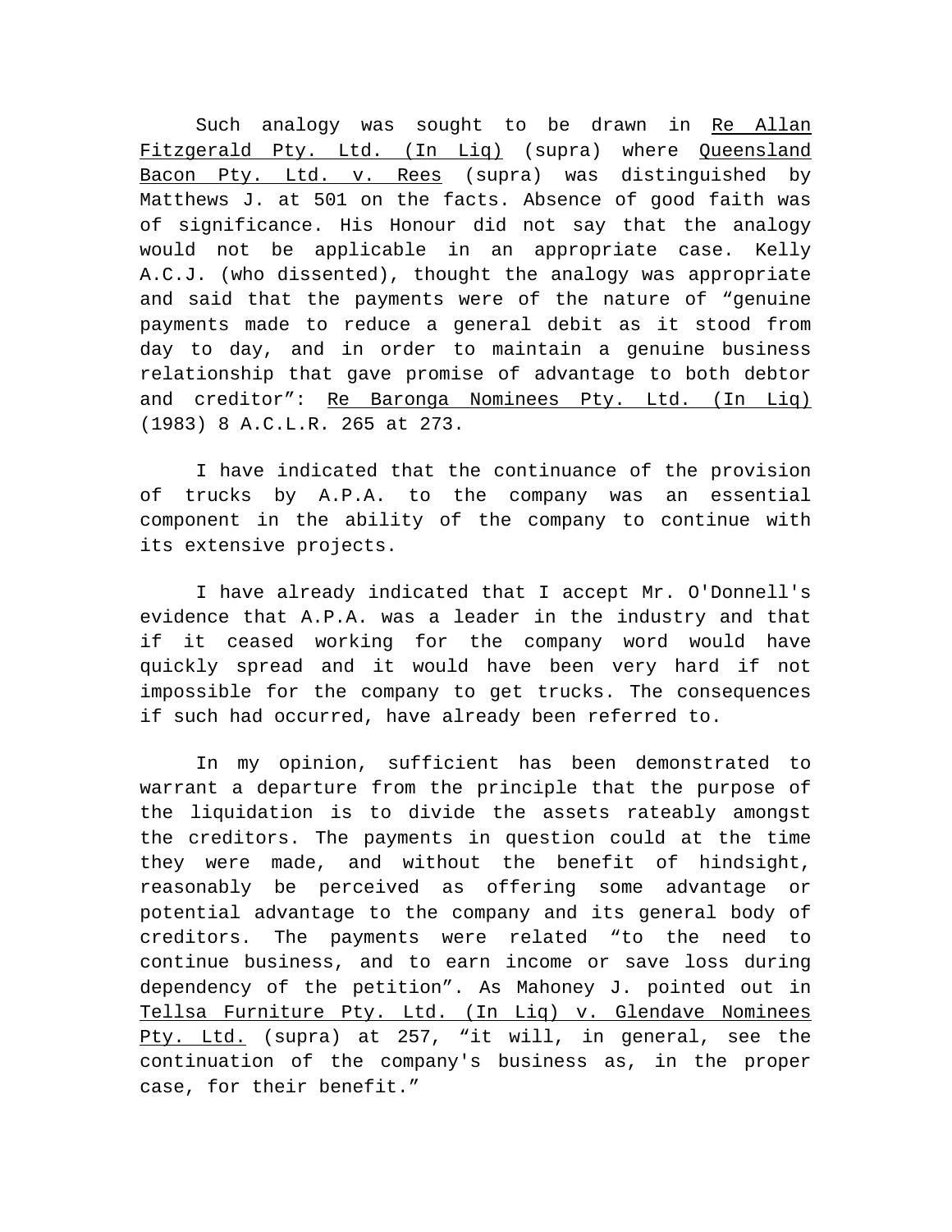Such analogy was sought to be drawn in Re Allan Fitzgerald Pty. Ltd. (In Liq) (supra) where Queensland Bacon Pty. Ltd. v. Rees (supra) was distinguished by Matthews J. at 501 on the facts. Absence of good faith was of significance. His Honour did not say that the analogy would not be applicable in an appropriate case. Kelly A.C.J. (who dissented), thought the analogy was appropriate and said that the payments were of the nature of "genuine payments made to reduce a general debit as it stood from day to day, and in order to maintain a genuine business relationship that gave promise of advantage to both debtor and creditor": Re Baronga Nominees Pty. Ltd. (In Liq) (1983) 8 A.C.L.R. 265 at 273.

I have indicated that the continuance of the provision of trucks by A.P.A. to the company was an essential component in the ability of the company to continue with its extensive projects.

I have already indicated that I accept Mr. O'Donnell's evidence that A.P.A. was a leader in the industry and that if it ceased working for the company word would have quickly spread and it would have been very hard if not impossible for the company to get trucks. The consequences if such had occurred, have already been referred to.

In my opinion, sufficient has been demonstrated to warrant a departure from the principle that the purpose of the liquidation is to divide the assets rateably amongst the creditors. The payments in question could at the time they were made, and without the benefit of hindsight, reasonably be perceived as offering some advantage or potential advantage to the company and its general body of creditors. The payments were related "to the need to continue business, and to earn income or save loss during dependency of the petition". As Mahoney J. pointed out in Tellsa Furniture Pty. Ltd. (In Liq) v. Glendave Nominees Pty. Ltd. (supra) at 257, "it will, in general, see the continuation of the company's business as, in the proper case, for their benefit."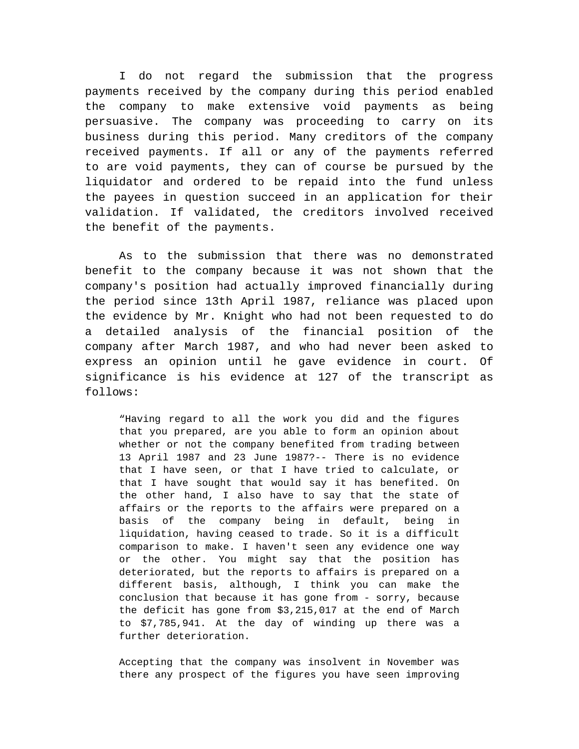I do not regard the submission that the progress payments received by the company during this period enabled the company to make extensive void payments as being persuasive. The company was proceeding to carry on its business during this period. Many creditors of the company received payments. If all or any of the payments referred to are void payments, they can of course be pursued by the liquidator and ordered to be repaid into the fund unless the payees in question succeed in an application for their validation. If validated, the creditors involved received the benefit of the payments.

As to the submission that there was no demonstrated benefit to the company because it was not shown that the company's position had actually improved financially during the period since 13th April 1987, reliance was placed upon the evidence by Mr. Knight who had not been requested to do a detailed analysis of the financial position of the company after March 1987, and who had never been asked to express an opinion until he gave evidence in court. Of significance is his evidence at 127 of the transcript as follows:

> “Having regard to all the work you did and the figures that you prepared, are you able to form an opinion about whether or not the company benefited from trading between 13 April 1987 and 23 June 1987?-- There is no evidence that I have seen, or that I have tried to calculate, or that I have sought that would say it has benefited. On the other hand, I also have to say that the state of affairs or the reports to the affairs were prepared on a basis of the company being in default, being in liquidation, having ceased to trade. So it is a difficult comparison to make. I haven't seen any evidence one way or the other. You might say that the position has deteriorated, but the reports to affairs is prepared on a different basis, although, I think you can make the conclusion that because it has gone from - sorry, because the deficit has gone from $3,215,017 at the end of March to $7,785,941. At the day of winding up there was a further deterioration.
>
> Accepting that the company was insolvent in November was there any prospect of the figures you have seen improving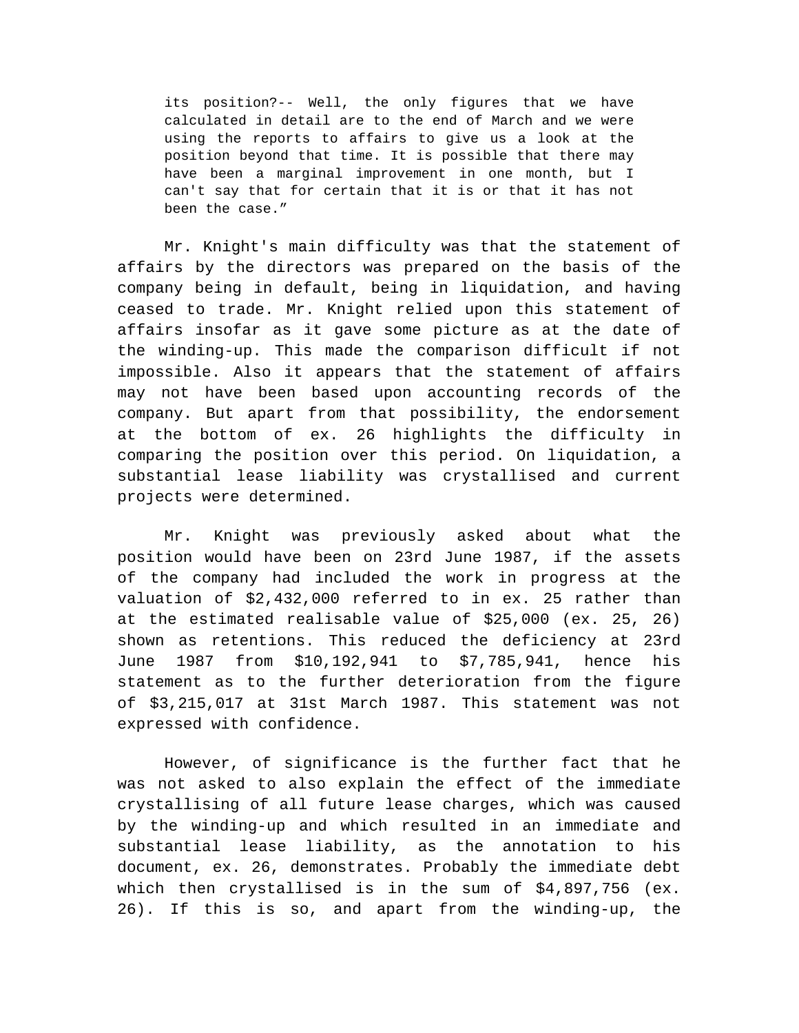> its position?-- Well, the only figures that we have calculated in detail are to the end of March and we were using the reports to affairs to give us a look at the position beyond that time. It is possible that there may have been a marginal improvement in one month, but I can't say that for certain that it is or that it has not been the case."

Mr. Knight's main difficulty was that the statement of affairs by the directors was prepared on the basis of the company being in default, being in liquidation, and having ceased to trade. Mr. Knight relied upon this statement of affairs insofar as it gave some picture as at the date of the winding-up. This made the comparison difficult if not impossible. Also it appears that the statement of affairs may not have been based upon accounting records of the company. But apart from that possibility, the endorsement at the bottom of ex. 26 highlights the difficulty in comparing the position over this period. On liquidation, a substantial lease liability was crystallised and current projects were determined.

Mr. Knight was previously asked about what the position would have been on 23rd June 1987, if the assets of the company had included the work in progress at the valuation of $2,432,000 referred to in ex. 25 rather than at the estimated realisable value of $25,000 (ex. 25, 26) shown as retentions. This reduced the deficiency at 23rd June 1987 from $10,192,941 to $7,785,941, hence his statement as to the further deterioration from the figure of $3,215,017 at 31st March 1987. This statement was not expressed with confidence.

However, of significance is the further fact that he was not asked to also explain the effect of the immediate crystallising of all future lease charges, which was caused by the winding-up and which resulted in an immediate and substantial lease liability, as the annotation to his document, ex. 26, demonstrates. Probably the immediate debt which then crystallised is in the sum of $4,897,756 (ex. 26). If this is so, and apart from the winding-up, the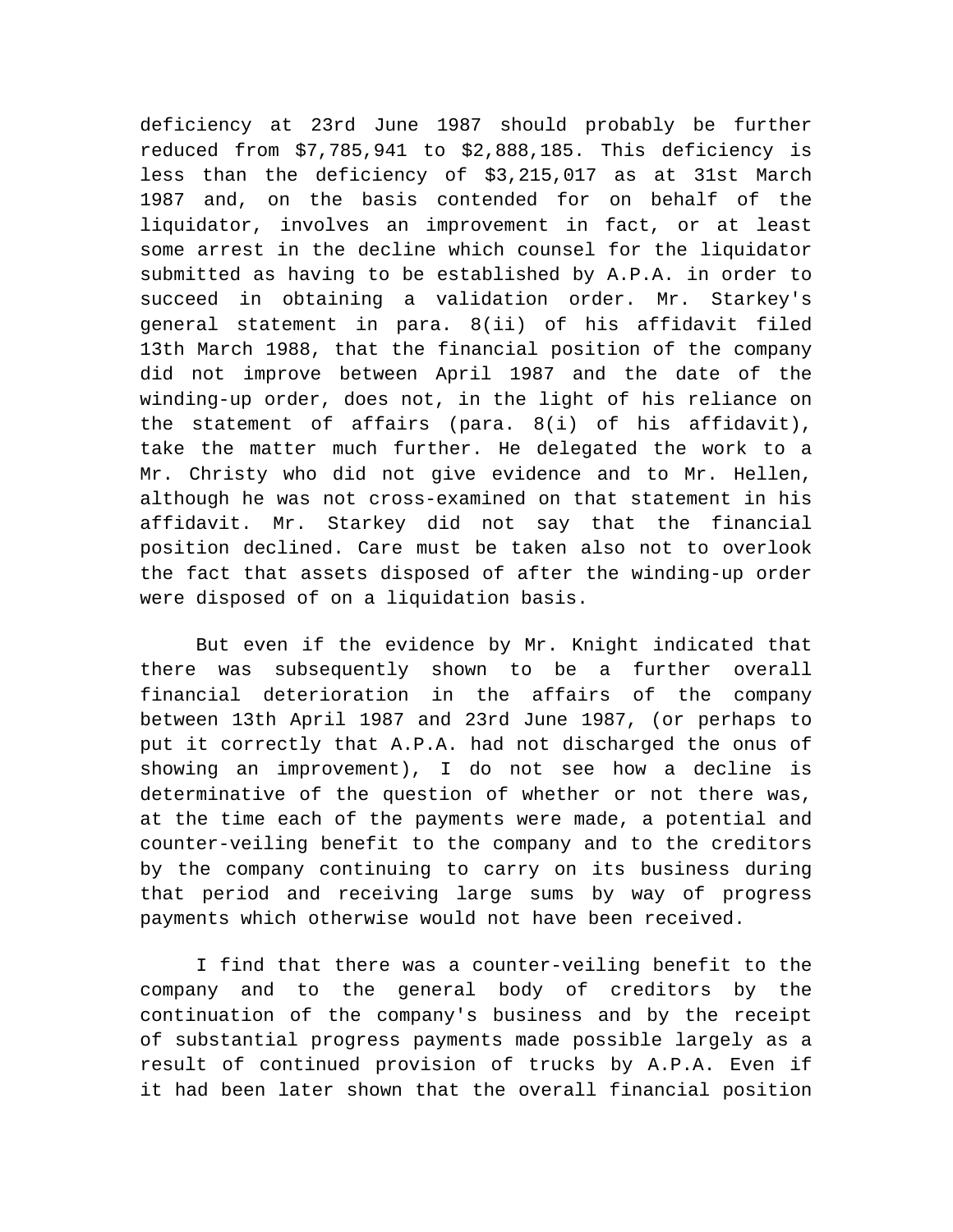deficiency at 23rd June 1987 should probably be further reduced from $7,785,941 to $2,888,185. This deficiency is less than the deficiency of $3,215,017 as at 31st March 1987 and, on the basis contended for on behalf of the liquidator, involves an improvement in fact, or at least some arrest in the decline which counsel for the liquidator submitted as having to be established by A.P.A. in order to succeed in obtaining a validation order. Mr. Starkey's general statement in para. 8(ii) of his affidavit filed 13th March 1988, that the financial position of the company did not improve between April 1987 and the date of the winding-up order, does not, in the light of his reliance on the statement of affairs (para. 8(i) of his affidavit), take the matter much further. He delegated the work to a Mr. Christy who did not give evidence and to Mr. Hellen, although he was not cross-examined on that statement in his affidavit. Mr. Starkey did not say that the financial position declined. Care must be taken also not to overlook the fact that assets disposed of after the winding-up order were disposed of on a liquidation basis.

But even if the evidence by Mr. Knight indicated that there was subsequently shown to be a further overall financial deterioration in the affairs of the company between 13th April 1987 and 23rd June 1987, (or perhaps to put it correctly that A.P.A. had not discharged the onus of showing an improvement), I do not see how a decline is determinative of the question of whether or not there was, at the time each of the payments were made, a potential and counter-veiling benefit to the company and to the creditors by the company continuing to carry on its business during that period and receiving large sums by way of progress payments which otherwise would not have been received.

I find that there was a counter-veiling benefit to the company and to the general body of creditors by the continuation of the company's business and by the receipt of substantial progress payments made possible largely as a result of continued provision of trucks by A.P.A. Even if it had been later shown that the overall financial position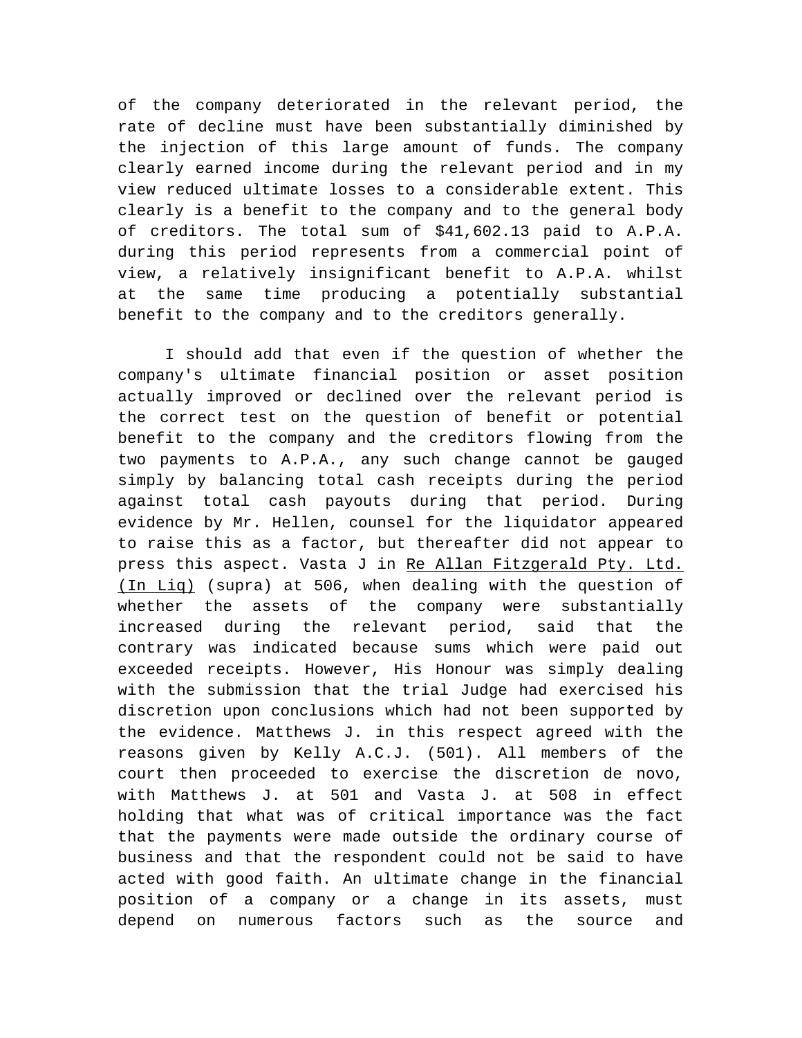of the company deteriorated in the relevant period, the rate of decline must have been substantially diminished by the injection of this large amount of funds. The company clearly earned income during the relevant period and in my view reduced ultimate losses to a considerable extent. This clearly is a benefit to the company and to the general body of creditors. The total sum of $41,602.13 paid to A.P.A. during this period represents from a commercial point of view, a relatively insignificant benefit to A.P.A. whilst at the same time producing a potentially substantial benefit to the company and to the creditors generally.

I should add that even if the question of whether the company's ultimate financial position or asset position actually improved or declined over the relevant period is the correct test on the question of benefit or potential benefit to the company and the creditors flowing from the two payments to A.P.A., any such change cannot be gauged simply by balancing total cash receipts during the period against total cash payouts during that period. During evidence by Mr. Hellen, counsel for the liquidator appeared to raise this as a factor, but thereafter did not appear to press this aspect. Vasta J in Re Allan Fitzgerald Pty. Ltd. (In Liq) (supra) at 506, when dealing with the question of whether the assets of the company were substantially increased during the relevant period, said that the contrary was indicated because sums which were paid out exceeded receipts. However, His Honour was simply dealing with the submission that the trial Judge had exercised his discretion upon conclusions which had not been supported by the evidence. Matthews J. in this respect agreed with the reasons given by Kelly A.C.J. (501). All members of the court then proceeded to exercise the discretion de novo, with Matthews J. at 501 and Vasta J. at 508 in effect holding that what was of critical importance was the fact that the payments were made outside the ordinary course of business and that the respondent could not be said to have acted with good faith. An ultimate change in the financial position of a company or a change in its assets, must depend on numerous factors such as the source and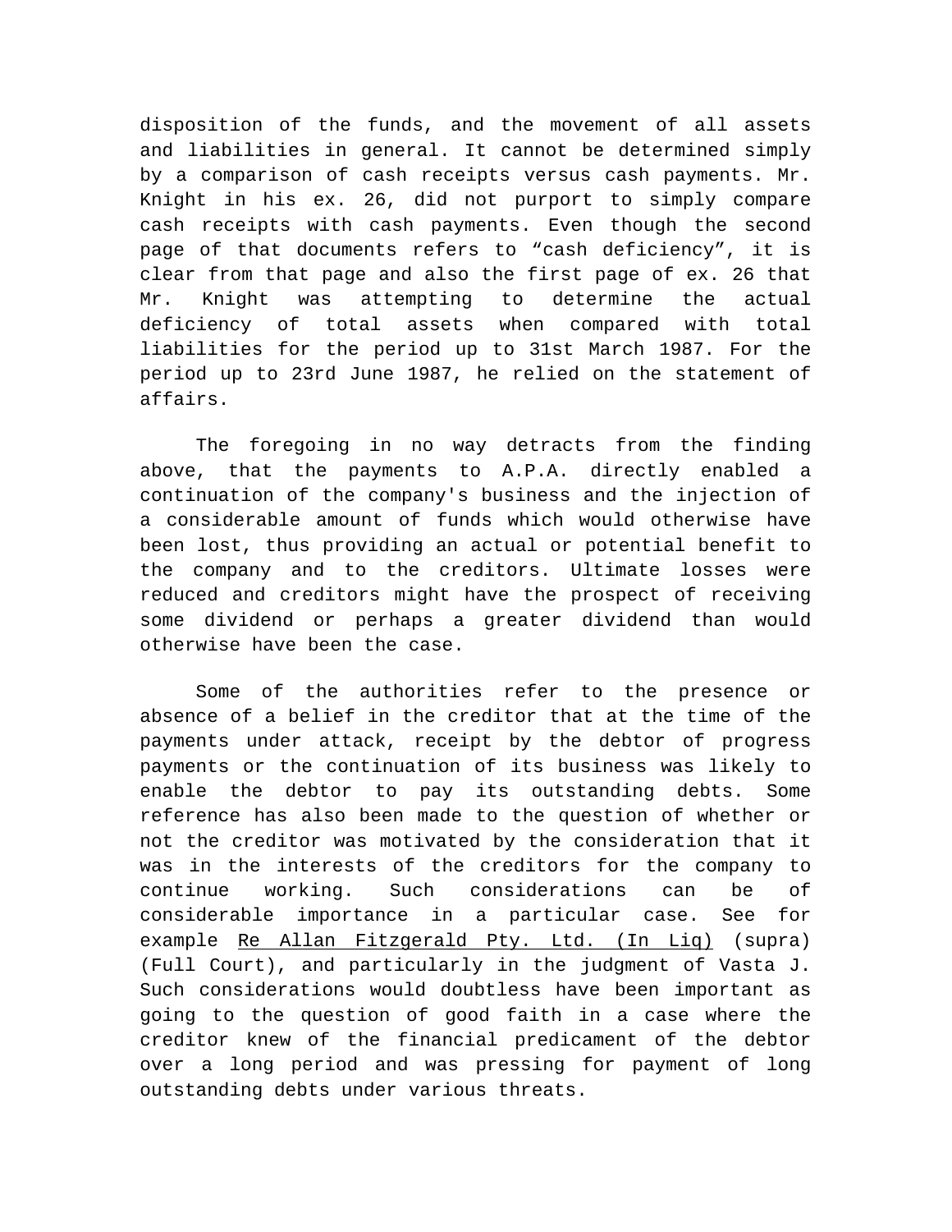disposition of the funds, and the movement of all assets and liabilities in general. It cannot be determined simply by a comparison of cash receipts versus cash payments. Mr. Knight in his ex. 26, did not purport to simply compare cash receipts with cash payments. Even though the second page of that documents refers to “cash deficiency”, it is clear from that page and also the first page of ex. 26 that Mr. Knight was attempting to determine the actual deficiency of total assets when compared with total liabilities for the period up to 31st March 1987. For the period up to 23rd June 1987, he relied on the statement of affairs.

The foregoing in no way detracts from the finding above, that the payments to A.P.A. directly enabled a continuation of the company's business and the injection of a considerable amount of funds which would otherwise have been lost, thus providing an actual or potential benefit to the company and to the creditors. Ultimate losses were reduced and creditors might have the prospect of receiving some dividend or perhaps a greater dividend than would otherwise have been the case.

Some of the authorities refer to the presence or absence of a belief in the creditor that at the time of the payments under attack, receipt by the debtor of progress payments or the continuation of its business was likely to enable the debtor to pay its outstanding debts. Some reference has also been made to the question of whether or not the creditor was motivated by the consideration that it was in the interests of the creditors for the company to continue working. Such considerations can be of considerable importance in a particular case. See for example Re Allan Fitzgerald Pty. Ltd. (In Liq) (supra) (Full Court), and particularly in the judgment of Vasta J. Such considerations would doubtless have been important as going to the question of good faith in a case where the creditor knew of the financial predicament of the debtor over a long period and was pressing for payment of long outstanding debts under various threats.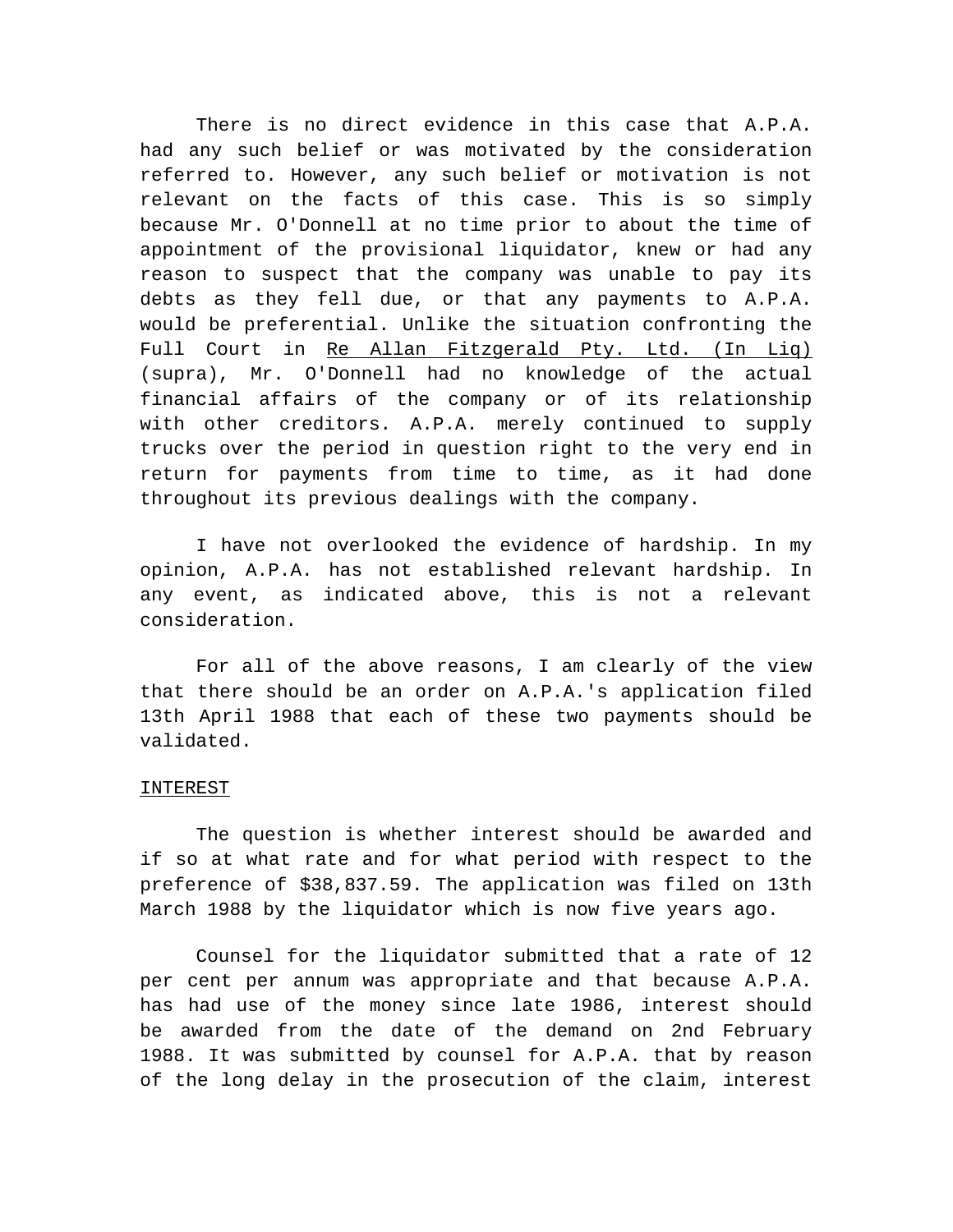There is no direct evidence in this case that A.P.A. had any such belief or was motivated by the consideration referred to. However, any such belief or motivation is not relevant on the facts of this case. This is so simply because Mr. O'Donnell at no time prior to about the time of appointment of the provisional liquidator, knew or had any reason to suspect that the company was unable to pay its debts as they fell due, or that any payments to A.P.A. would be preferential. Unlike the situation confronting the Full Court in Re Allan Fitzgerald Pty. Ltd. (In Liq) (supra), Mr. O'Donnell had no knowledge of the actual financial affairs of the company or of its relationship with other creditors. A.P.A. merely continued to supply trucks over the period in question right to the very end in return for payments from time to time, as it had done throughout its previous dealings with the company.

I have not overlooked the evidence of hardship. In my opinion, A.P.A. has not established relevant hardship. In any event, as indicated above, this is not a relevant consideration.

For all of the above reasons, I am clearly of the view that there should be an order on A.P.A.'s application filed 13th April 1988 that each of these two payments should be validated.

## INTEREST

The question is whether interest should be awarded and if so at what rate and for what period with respect to the preference of $38,837.59. The application was filed on 13th March 1988 by the liquidator which is now five years ago.

Counsel for the liquidator submitted that a rate of 12 per cent per annum was appropriate and that because A.P.A. has had use of the money since late 1986, interest should be awarded from the date of the demand on 2nd February 1988. It was submitted by counsel for A.P.A. that by reason of the long delay in the prosecution of the claim, interest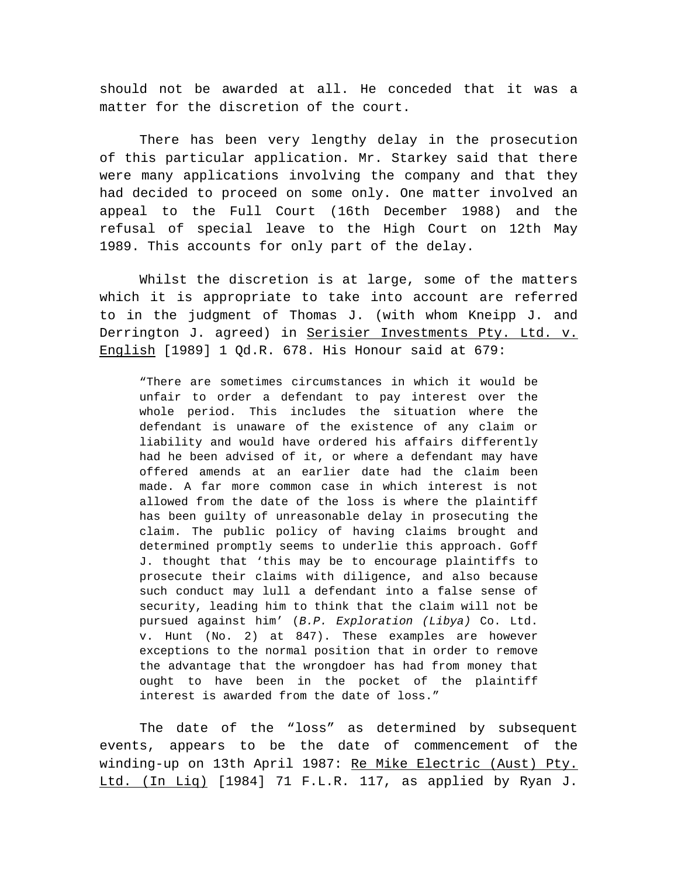should not be awarded at all. He conceded that it was a matter for the discretion of the court.

There has been very lengthy delay in the prosecution of this particular application. Mr. Starkey said that there were many applications involving the company and that they had decided to proceed on some only. One matter involved an appeal to the Full Court (16th December 1988) and the refusal of special leave to the High Court on 12th May 1989. This accounts for only part of the delay.

Whilst the discretion is at large, some of the matters which it is appropriate to take into account are referred to in the judgment of Thomas J. (with whom Kneipp J. and Derrington J. agreed) in Serisier Investments Pty. Ltd. v. English [1989] 1 Qd.R. 678. His Honour said at 679:

> "There are sometimes circumstances in which it would be unfair to order a defendant to pay interest over the whole period. This includes the situation where the defendant is unaware of the existence of any claim or liability and would have ordered his affairs differently had he been advised of it, or where a defendant may have offered amends at an earlier date had the claim been made. A far more common case in which interest is not allowed from the date of the loss is where the plaintiff has been guilty of unreasonable delay in prosecuting the claim. The public policy of having claims brought and determined promptly seems to underlie this approach. Goff J. thought that 'this may be to encourage plaintiffs to prosecute their claims with diligence, and also because such conduct may lull a defendant into a false sense of security, leading him to think that the claim will not be pursued against him' (*B.P. Exploration (Libya)* Co. Ltd. v. Hunt (No. 2) at 847). These examples are however exceptions to the normal position that in order to remove the advantage that the wrongdoer has had from money that ought to have been in the pocket of the plaintiff interest is awarded from the date of loss."

The date of the "loss" as determined by subsequent events, appears to be the date of commencement of the winding-up on 13th April 1987: Re Mike Electric (Aust) Pty. Ltd. (In Liq) [1984] 71 F.L.R. 117, as applied by Ryan J.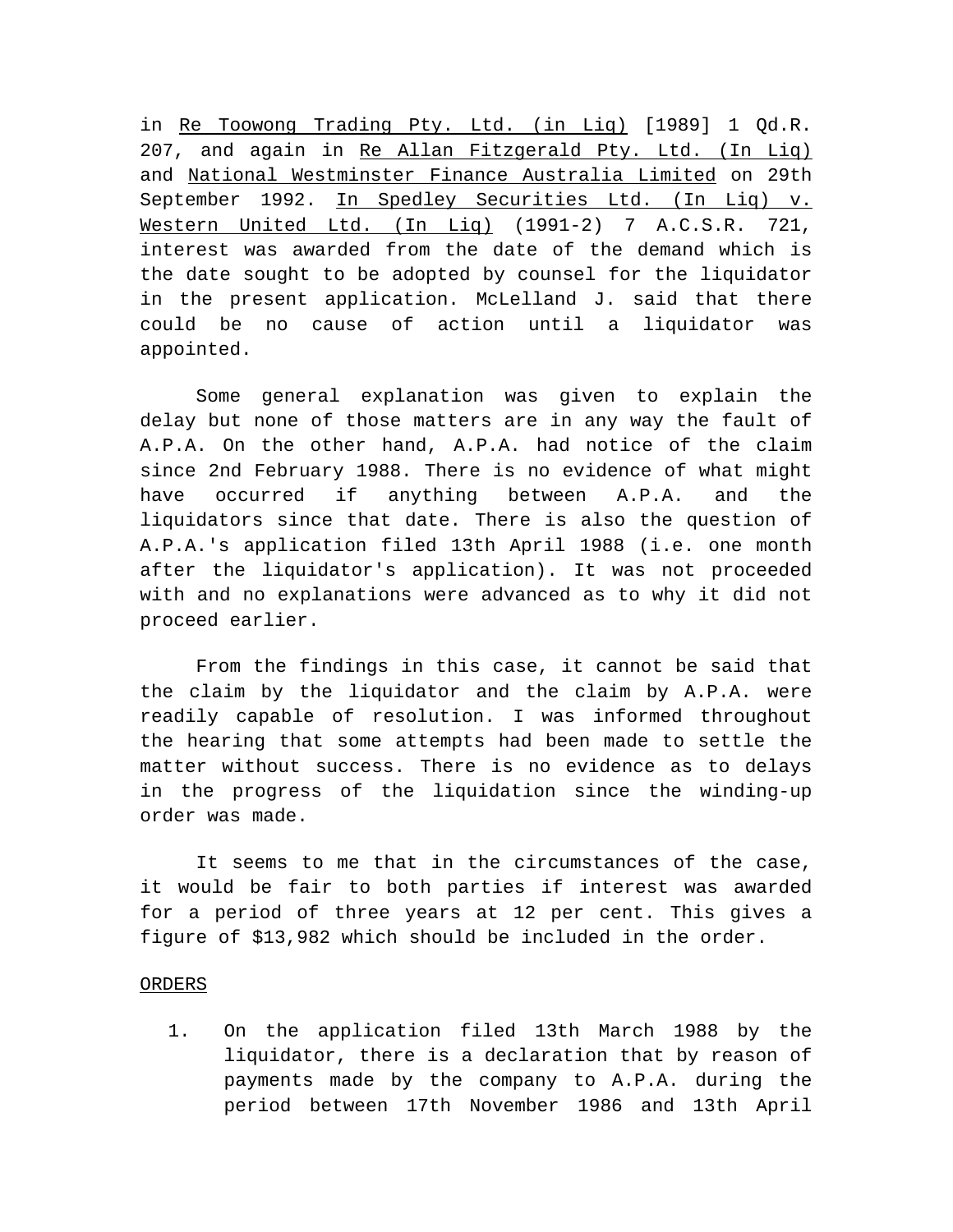in Re Toowong Trading Pty. Ltd. (in Liq) [1989] 1 Qd.R. 207, and again in Re Allan Fitzgerald Pty. Ltd. (In Liq) and National Westminster Finance Australia Limited on 29th September 1992. In Spedley Securities Ltd. (In Liq) v. Western United Ltd. (In Liq) (1991-2) 7 A.C.S.R. 721, interest was awarded from the date of the demand which is the date sought to be adopted by counsel for the liquidator in the present application. McLelland J. said that there could be no cause of action until a liquidator was appointed.

Some general explanation was given to explain the delay but none of those matters are in any way the fault of A.P.A. On the other hand, A.P.A. had notice of the claim since 2nd February 1988. There is no evidence of what might have occurred if anything between A.P.A. and the liquidators since that date. There is also the question of A.P.A.'s application filed 13th April 1988 (i.e. one month after the liquidator's application). It was not proceeded with and no explanations were advanced as to why it did not proceed earlier.

From the findings in this case, it cannot be said that the claim by the liquidator and the claim by A.P.A. were readily capable of resolution. I was informed throughout the hearing that some attempts had been made to settle the matter without success. There is no evidence as to delays in the progress of the liquidation since the winding-up order was made.

It seems to me that in the circumstances of the case, it would be fair to both parties if interest was awarded for a period of three years at 12 per cent. This gives a figure of $13,982 which should be included in the order.

ORDERS

1. On the application filed 13th March 1988 by the liquidator, there is a declaration that by reason of payments made by the company to A.P.A. during the period between 17th November 1986 and 13th April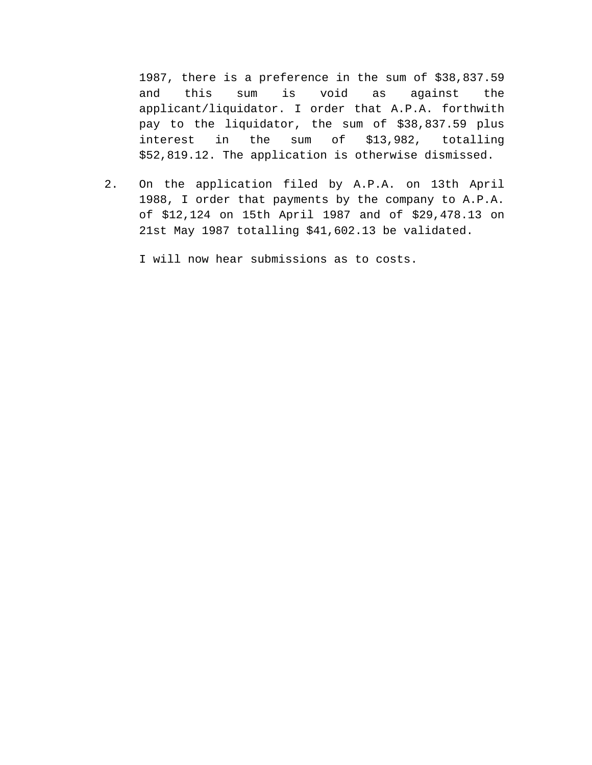1987, there is a preference in the sum of $38,837.59 and this sum is void as against the applicant/liquidator. I order that A.P.A. forthwith pay to the liquidator, the sum of $38,837.59 plus interest in the sum of $13,982, totalling $52,819.12. The application is otherwise dismissed.

2. On the application filed by A.P.A. on 13th April 1988, I order that payments by the company to A.P.A. of $12,124 on 15th April 1987 and of $29,478.13 on 21st May 1987 totalling $41,602.13 be validated.

I will now hear submissions as to costs.